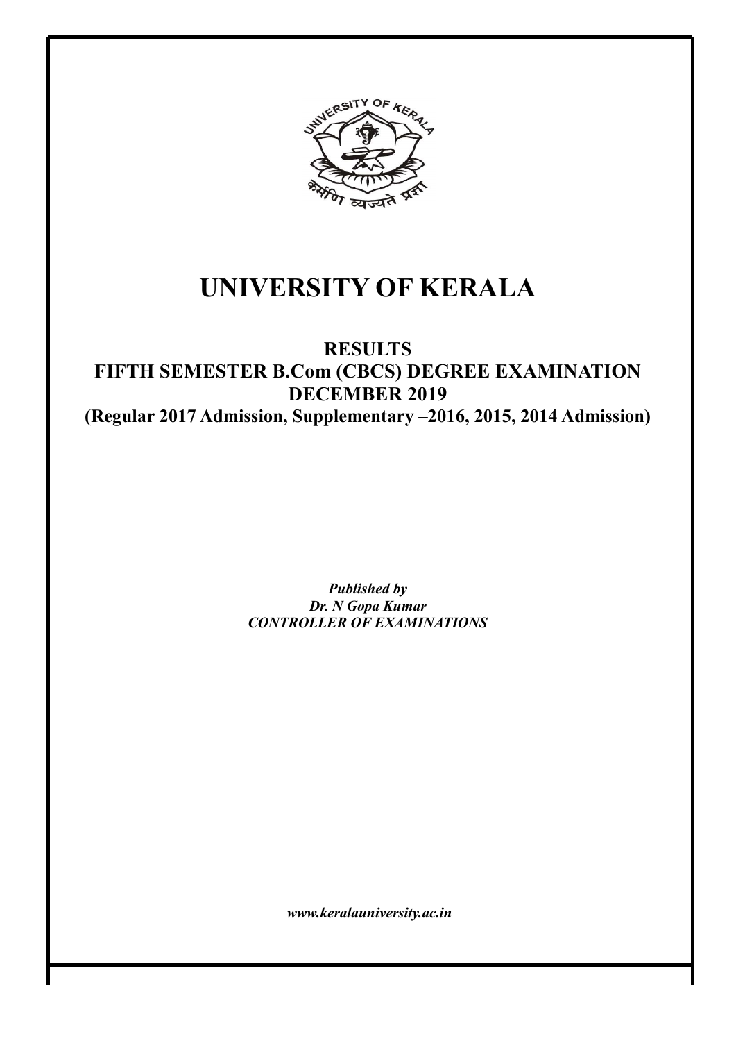# UNIVERSITY OF KERALA

## RESULTS
## FIFTH SEMESTER B.Com (CBCS) DEGREE EXAMINATION
## DECEMBER 2019
### (Regular 2017 Admission, Supplementary –2016, 2015, 2014 Admission)

***Published by***
***Dr. N Gopa Kumar***
***CONTROLLER OF EXAMINATIONS***

***www.keralauniversity.ac.in***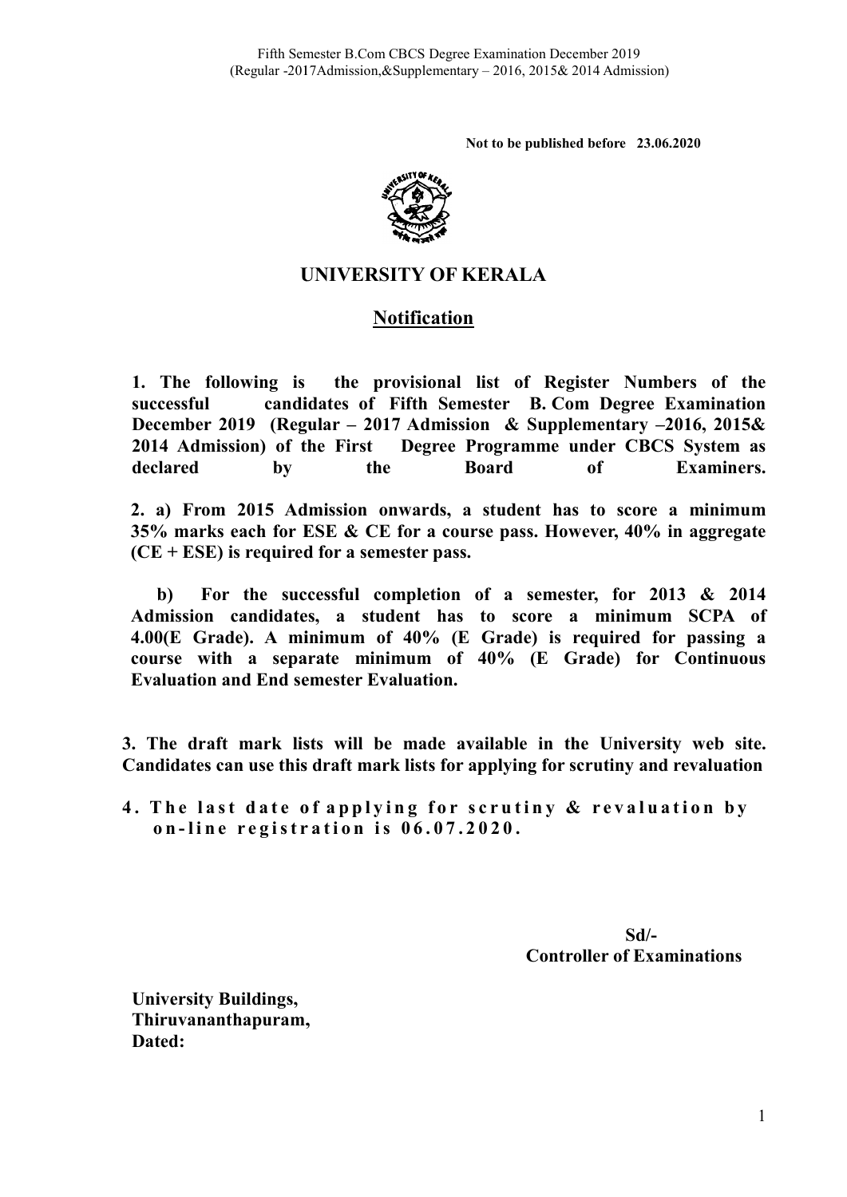Fifth Semester B.Com CBCS Degree Examination December 2019
(Regular -2017Admission,&Supplementary – 2016, 2015& 2014 Admission)

**Not to be published before 23.06.2020**

# UNIVERSITY OF KERALA

## Notification

**1. The following is the provisional list of Register Numbers of the successful candidates of Fifth Semester B. Com Degree Examination December 2019 (Regular – 2017 Admission & Supplementary –2016, 2015& 2014 Admission) of the First Degree Programme under CBCS System as declared by the Board of Examiners.**

**2. a) From 2015 Admission onwards, a student has to score a minimum 35% marks each for ESE & CE for a course pass. However, 40% in aggregate (CE + ESE) is required for a semester pass.**

**b) For the successful completion of a semester, for 2013 & 2014 Admission candidates, a student has to score a minimum SCPA of 4.00(E Grade). A minimum of 40% (E Grade) is required for passing a course with a separate minimum of 40% (E Grade) for Continuous Evaluation and End semester Evaluation.**

**3. The draft mark lists will be made available in the University web site. Candidates can use this draft mark lists for applying for scrutiny and revaluation**

**4. The last date of applying for scrutiny & revaluation by on-line registration is 06.07.2020.**

**Sd/-**
**Controller of Examinations**

**University Buildings,**
**Thiruvananthapuram,**
**Dated:**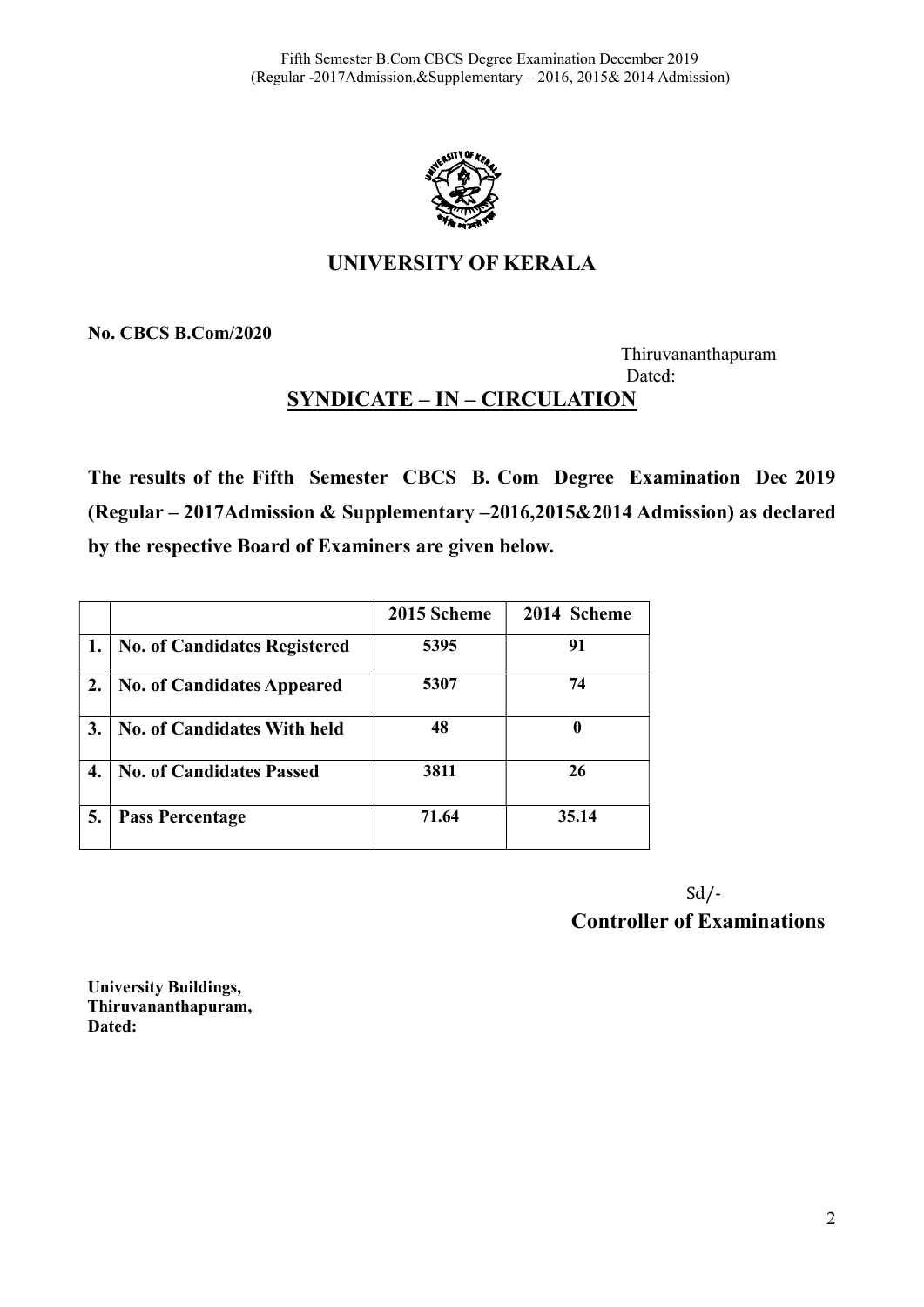# UNIVERSITY OF KERALA

**No. CBCS B.Com/2020**

Thiruvananthapuram
Dated:

## SYNDICATE – IN – CIRCULATION

**The results of the Fifth Semester CBCS B. Com Degree Examination Dec 2019 (Regular – 2017Admission & Supplementary –2016,2015&2014 Admission) as declared by the respective Board of Examiners are given below.**

| | | 2015 Scheme | 2014 Scheme |
|---|---|---|---|
| 1. | No. of Candidates Registered | 5395 | 91 |
| 2. | No. of Candidates Appeared | 5307 | 74 |
| 3. | No. of Candidates With held | 48 | 0 |
| 4. | No. of Candidates Passed | 3811 | 26 |
| 5. | Pass Percentage | 71.64 | 35.14 |

Sd/-
**Controller of Examinations**

**University Buildings,**
**Thiruvananthapuram,**
**Dated:**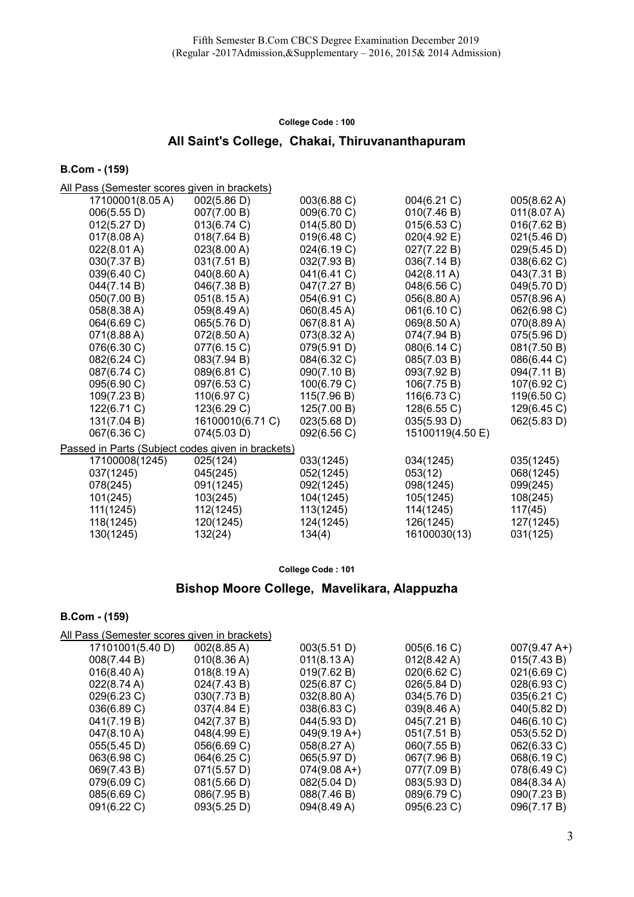Fifth Semester B.Com CBCS Degree Examination December 2019
(Regular -2017Admission,&Supplementary – 2016, 2015& 2014 Admission)

**College Code : 100**

## All Saint's College, Chakai, Thiruvananthapuram

### B.Com - (159)

All Pass (Semester scores given in brackets)

| | | | | |
|---|---|---|---|---|
| 17100001(8.05 A) | 002(5.86 D) | 003(6.88 C) | 004(6.21 C) | 005(8.62 A) |
| 006(5.55 D) | 007(7.00 B) | 009(6.70 C) | 010(7.46 B) | 011(8.07 A) |
| 012(5.27 D) | 013(6.74 C) | 014(5.80 D) | 015(6.53 C) | 016(7.62 B) |
| 017(8.08 A) | 018(7.64 B) | 019(6.48 C) | 020(4.92 E) | 021(5.46 D) |
| 022(8.01 A) | 023(8.00 A) | 024(6.19 C) | 027(7.22 B) | 029(5.45 D) |
| 030(7.37 B) | 031(7.51 B) | 032(7.93 B) | 036(7.14 B) | 038(6.62 C) |
| 039(6.40 C) | 040(8.60 A) | 041(6.41 C) | 042(8.11 A) | 043(7.31 B) |
| 044(7.14 B) | 046(7.38 B) | 047(7.27 B) | 048(6.56 C) | 049(5.70 D) |
| 050(7.00 B) | 051(8.15 A) | 054(6.91 C) | 056(8.80 A) | 057(8.96 A) |
| 058(8.38 A) | 059(8.49 A) | 060(8.45 A) | 061(6.10 C) | 062(6.98 C) |
| 064(6.69 C) | 065(5.76 D) | 067(8.81 A) | 069(8.50 A) | 070(8.89 A) |
| 071(8.88 A) | 072(8.50 A) | 073(8.32 A) | 074(7.94 B) | 075(5.96 D) |
| 076(6.30 C) | 077(6.15 C) | 079(5.91 D) | 080(6.14 C) | 081(7.50 B) |
| 082(6.24 C) | 083(7.94 B) | 084(6.32 C) | 085(7.03 B) | 086(6.44 C) |
| 087(6.74 C) | 089(6.81 C) | 090(7.10 B) | 093(7.92 B) | 094(7.11 B) |
| 095(6.90 C) | 097(6.53 C) | 100(6.79 C) | 106(7.75 B) | 107(6.92 C) |
| 109(7.23 B) | 110(6.97 C) | 115(7.96 B) | 116(6.73 C) | 119(6.50 C) |
| 122(6.71 C) | 123(6.29 C) | 125(7.00 B) | 128(6.55 C) | 129(6.45 C) |
| 131(7.04 B) | 16100010(6.71 C) | 023(5.68 D) | 035(5.93 D) | 062(5.83 D) |
| 067(6.36 C) | 074(5.03 D) | 092(6.56 C) | 15100119(4.50 E) | |

Passed in Parts (Subject codes given in brackets)

| | | | | |
|---|---|---|---|---|
| 17100008(1245) | 025(124) | 033(1245) | 034(1245) | 035(1245) |
| 037(1245) | 045(245) | 052(1245) | 053(12) | 068(1245) |
| 078(245) | 091(1245) | 092(1245) | 098(1245) | 099(245) |
| 101(245) | 103(245) | 104(1245) | 105(1245) | 108(245) |
| 111(1245) | 112(1245) | 113(1245) | 114(1245) | 117(45) |
| 118(1245) | 120(1245) | 124(1245) | 126(1245) | 127(1245) |
| 130(1245) | 132(24) | 134(4) | 16100030(13) | 031(125) |

**College Code : 101**

## Bishop Moore College, Mavelikara, Alappuzha

### B.Com - (159)

All Pass (Semester scores given in brackets)

| | | | | |
|---|---|---|---|---|
| 17101001(5.40 D) | 002(8.85 A) | 003(5.51 D) | 005(6.16 C) | 007(9.47 A+) |
| 008(7.44 B) | 010(8.36 A) | 011(8.13 A) | 012(8.42 A) | 015(7.43 B) |
| 016(8.40 A) | 018(8.19 A) | 019(7.62 B) | 020(6.62 C) | 021(6.69 C) |
| 022(8.74 A) | 024(7.43 B) | 025(6.87 C) | 026(5.84 D) | 028(6.93 C) |
| 029(6.23 C) | 030(7.73 B) | 032(8.80 A) | 034(5.76 D) | 035(6.21 C) |
| 036(6.89 C) | 037(4.84 E) | 038(6.83 C) | 039(8.46 A) | 040(5.82 D) |
| 041(7.19 B) | 042(7.37 B) | 044(5.93 D) | 045(7.21 B) | 046(6.10 C) |
| 047(8.10 A) | 048(4.99 E) | 049(9.19 A+) | 051(7.51 B) | 053(5.52 D) |
| 055(5.45 D) | 056(6.69 C) | 058(8.27 A) | 060(7.55 B) | 062(6.33 C) |
| 063(6.98 C) | 064(6.25 C) | 065(5.97 D) | 067(7.96 B) | 068(6.19 C) |
| 069(7.43 B) | 071(5.57 D) | 074(9.08 A+) | 077(7.09 B) | 078(6.49 C) |
| 079(6.09 C) | 081(5.66 D) | 082(5.04 D) | 083(5.93 D) | 084(8.34 A) |
| 085(6.69 C) | 086(7.95 B) | 088(7.46 B) | 089(6.79 C) | 090(7.23 B) |
| 091(6.22 C) | 093(5.25 D) | 094(8.49 A) | 095(6.23 C) | 096(7.17 B) |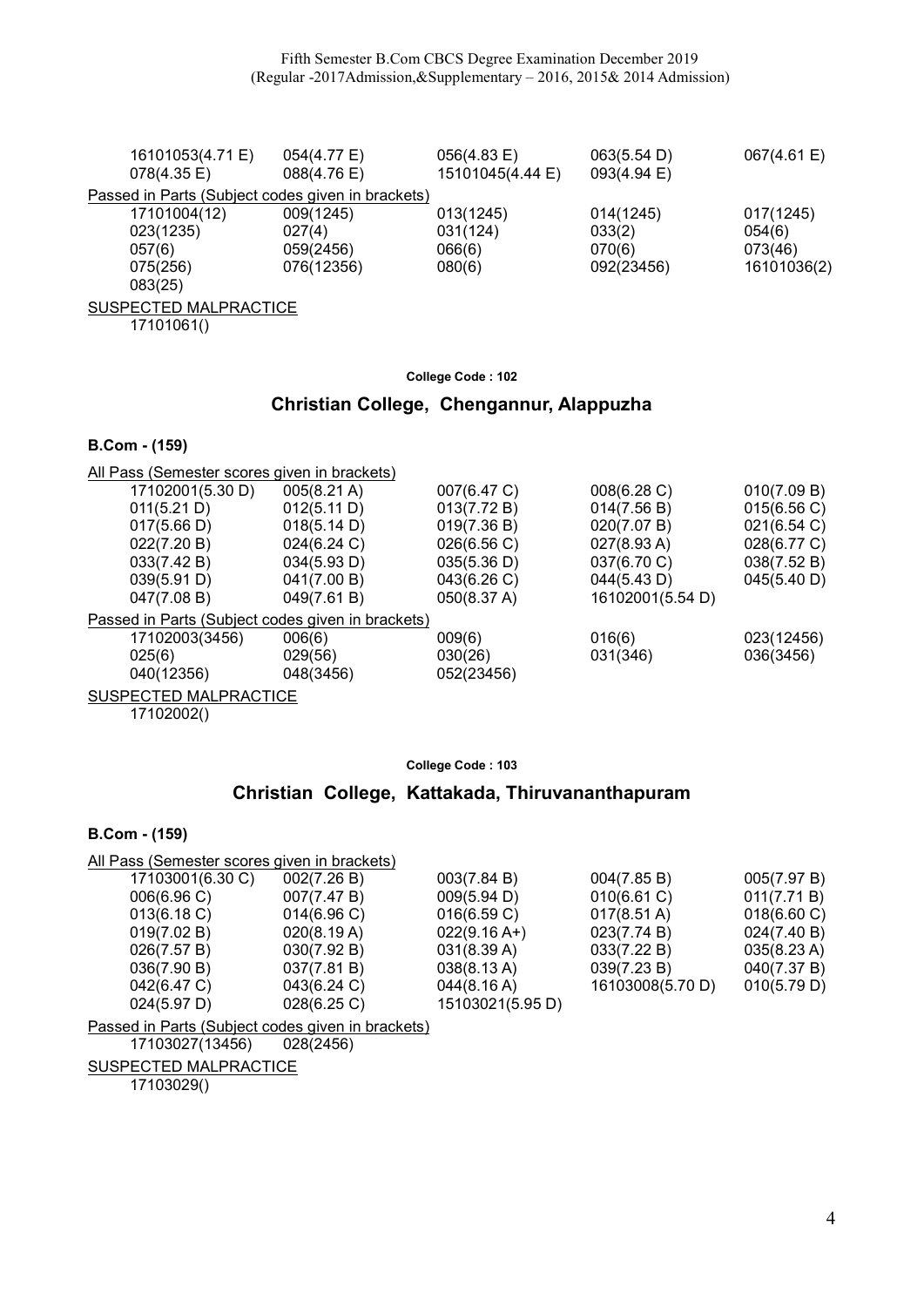| | | | | |
|---|---|---|---|---|
| 16101053(4.71 E) | 054(4.77 E) | 056(4.83 E) | 063(5.54 D) | 067(4.61 E) |
| 078(4.35 E) | 088(4.76 E) | 15101045(4.44 E) | 093(4.94 E) | |

Passed in Parts (Subject codes given in brackets)

| | | | | |
|---|---|---|---|---|
| 17101004(12) | 009(1245) | 013(1245) | 014(1245) | 017(1245) |
| 023(1235) | 027(4) | 031(124) | 033(2) | 054(6) |
| 057(6) | 059(2456) | 066(6) | 070(6) | 073(46) |
| 075(256) | 076(12356) | 080(6) | 092(23456) | 16101036(2) |
| 083(25) | | | | |

SUSPECTED MALPRACTICE

17101061()

**College Code : 102**

## Christian College, Chengannur, Alappuzha

### B.Com - (159)

All Pass (Semester scores given in brackets)

| | | | | |
|---|---|---|---|---|
| 17102001(5.30 D) | 005(8.21 A) | 007(6.47 C) | 008(6.28 C) | 010(7.09 B) |
| 011(5.21 D) | 012(5.11 D) | 013(7.72 B) | 014(7.56 B) | 015(6.56 C) |
| 017(5.66 D) | 018(5.14 D) | 019(7.36 B) | 020(7.07 B) | 021(6.54 C) |
| 022(7.20 B) | 024(6.24 C) | 026(6.56 C) | 027(8.93 A) | 028(6.77 C) |
| 033(7.42 B) | 034(5.93 D) | 035(5.36 D) | 037(6.70 C) | 038(7.52 B) |
| 039(5.91 D) | 041(7.00 B) | 043(6.26 C) | 044(5.43 D) | 045(5.40 D) |
| 047(7.08 B) | 049(7.61 B) | 050(8.37 A) | 16102001(5.54 D) | |

Passed in Parts (Subject codes given in brackets)

| | | | | |
|---|---|---|---|---|
| 17102003(3456) | 006(6) | 009(6) | 016(6) | 023(12456) |
| 025(6) | 029(56) | 030(26) | 031(346) | 036(3456) |
| 040(12356) | 048(3456) | 052(23456) | | |

SUSPECTED MALPRACTICE

17102002()

**College Code : 103**

## Christian College, Kattakada, Thiruvananthapuram

### B.Com - (159)

All Pass (Semester scores given in brackets)

| | | | | |
|---|---|---|---|---|
| 17103001(6.30 C) | 002(7.26 B) | 003(7.84 B) | 004(7.85 B) | 005(7.97 B) |
| 006(6.96 C) | 007(7.47 B) | 009(5.94 D) | 010(6.61 C) | 011(7.71 B) |
| 013(6.18 C) | 014(6.96 C) | 016(6.59 C) | 017(8.51 A) | 018(6.60 C) |
| 019(7.02 B) | 020(8.19 A) | 022(9.16 A+) | 023(7.74 B) | 024(7.40 B) |
| 026(7.57 B) | 030(7.92 B) | 031(8.39 A) | 033(7.22 B) | 035(8.23 A) |
| 036(7.90 B) | 037(7.81 B) | 038(8.13 A) | 039(7.23 B) | 040(7.37 B) |
| 042(6.47 C) | 043(6.24 C) | 044(8.16 A) | 16103008(5.70 D) | 010(5.79 D) |
| 024(5.97 D) | 028(6.25 C) | 15103021(5.95 D) | | |

Passed in Parts (Subject codes given in brackets)

| | |
|---|---|
| 17103027(13456) | 028(2456) |

SUSPECTED MALPRACTICE

17103029()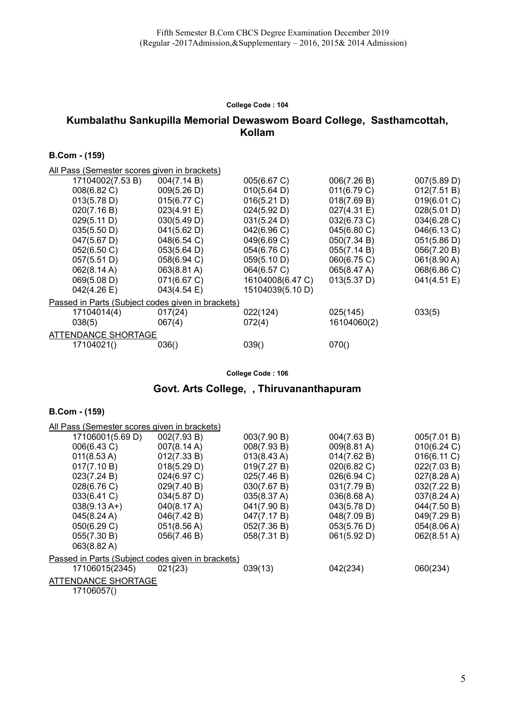Fifth Semester B.Com CBCS Degree Examination December 2019
(Regular -2017Admission,&Supplementary – 2016, 2015& 2014 Admission)

**College Code : 104**

## Kumbalathu Sankupilla Memorial Dewaswom Board College, Sasthamcottah, Kollam

### B.Com - (159)

All Pass (Semester scores given in brackets)

| | | | | |
|---|---|---|---|---|
| 17104002(7.53 B) | 004(7.14 B) | 005(6.67 C) | 006(7.26 B) | 007(5.89 D) |
| 008(6.82 C) | 009(5.26 D) | 010(5.64 D) | 011(6.79 C) | 012(7.51 B) |
| 013(5.78 D) | 015(6.77 C) | 016(5.21 D) | 018(7.69 B) | 019(6.01 C) |
| 020(7.16 B) | 023(4.91 E) | 024(5.92 D) | 027(4.31 E) | 028(5.01 D) |
| 029(5.11 D) | 030(5.49 D) | 031(5.24 D) | 032(6.73 C) | 034(6.28 C) |
| 035(5.50 D) | 041(5.62 D) | 042(6.96 C) | 045(6.80 C) | 046(6.13 C) |
| 047(5.67 D) | 048(6.54 C) | 049(6.69 C) | 050(7.34 B) | 051(5.86 D) |
| 052(6.50 C) | 053(5.64 D) | 054(6.76 C) | 055(7.14 B) | 056(7.20 B) |
| 057(5.51 D) | 058(6.94 C) | 059(5.10 D) | 060(6.75 C) | 061(8.90 A) |
| 062(8.14 A) | 063(8.81 A) | 064(6.57 C) | 065(8.47 A) | 068(6.86 C) |
| 069(5.08 D) | 071(6.67 C) | 16104008(6.47 C) | 013(5.37 D) | 041(4.51 E) |
| 042(4.26 E) | 043(4.54 E) | 15104039(5.10 D) | | |

Passed in Parts (Subject codes given in brackets)

| | | | | |
|---|---|---|---|---|
| 17104014(4) | 017(24) | 022(124) | 025(145) | 033(5) |
| 038(5) | 067(4) | 072(4) | 16104060(2) | |

ATTENDANCE SHORTAGE

| | | | |
|---|---|---|---|
| 17104021() | 036() | 039() | 070() |

**College Code : 106**

## Govt. Arts College, , Thiruvananthapuram

### B.Com - (159)

All Pass (Semester scores given in brackets)

| | | | | |
|---|---|---|---|---|
| 17106001(5.69 D) | 002(7.93 B) | 003(7.90 B) | 004(7.63 B) | 005(7.01 B) |
| 006(6.43 C) | 007(8.14 A) | 008(7.93 B) | 009(8.81 A) | 010(6.24 C) |
| 011(8.53 A) | 012(7.33 B) | 013(8.43 A) | 014(7.62 B) | 016(6.11 C) |
| 017(7.10 B) | 018(5.29 D) | 019(7.27 B) | 020(6.82 C) | 022(7.03 B) |
| 023(7.24 B) | 024(6.97 C) | 025(7.46 B) | 026(6.94 C) | 027(8.28 A) |
| 028(6.76 C) | 029(7.40 B) | 030(7.67 B) | 031(7.79 B) | 032(7.22 B) |
| 033(6.41 C) | 034(5.87 D) | 035(8.37 A) | 036(8.68 A) | 037(8.24 A) |
| 038(9.13 A+) | 040(8.17 A) | 041(7.90 B) | 043(5.78 D) | 044(7.50 B) |
| 045(8.24 A) | 046(7.42 B) | 047(7.17 B) | 048(7.09 B) | 049(7.29 B) |
| 050(6.29 C) | 051(8.56 A) | 052(7.36 B) | 053(5.76 D) | 054(8.06 A) |
| 055(7.30 B) | 056(7.46 B) | 058(7.31 B) | 061(5.92 D) | 062(8.51 A) |
| 063(8.82 A) | | | | |

Passed in Parts (Subject codes given in brackets)

| | | | | |
|---|---|---|---|---|
| 17106015(2345) | 021(23) | 039(13) | 042(234) | 060(234) |

ATTENDANCE SHORTAGE

17106057()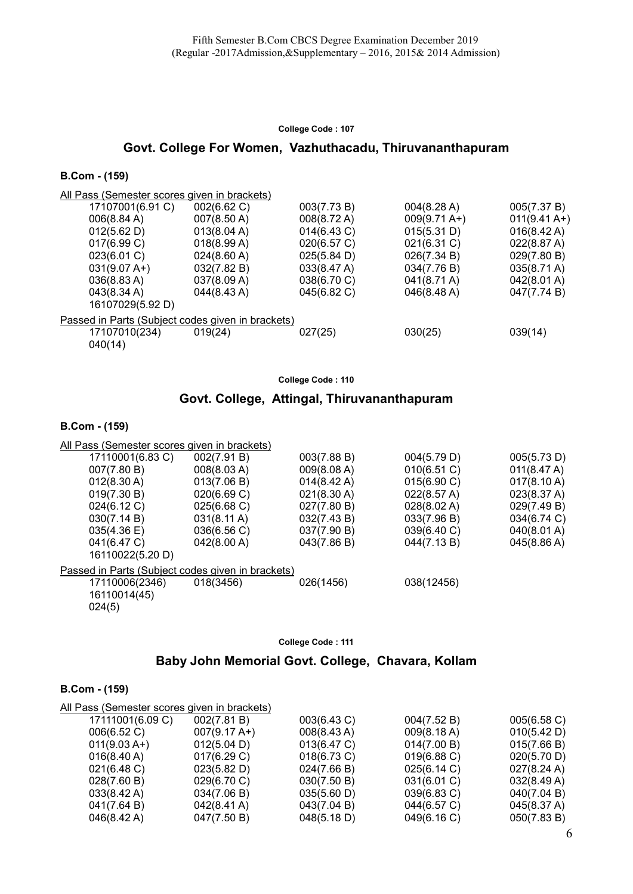Fifth Semester B.Com CBCS Degree Examination December 2019
(Regular -2017Admission,&Supplementary – 2016, 2015& 2014 Admission)

**College Code : 107**

## Govt. College For Women, Vazhuthacadu, Thiruvananthapuram

### B.Com - (159)

All Pass (Semester scores given in brackets)

| | | | | |
|---|---|---|---|---|
| 17107001(6.91 C) | 002(6.62 C) | 003(7.73 B) | 004(8.28 A) | 005(7.37 B) |
| 006(8.84 A) | 007(8.50 A) | 008(8.72 A) | 009(9.71 A+) | 011(9.41 A+) |
| 012(5.62 D) | 013(8.04 A) | 014(6.43 C) | 015(5.31 D) | 016(8.42 A) |
| 017(6.99 C) | 018(8.99 A) | 020(6.57 C) | 021(6.31 C) | 022(8.87 A) |
| 023(6.01 C) | 024(8.60 A) | 025(5.84 D) | 026(7.34 B) | 029(7.80 B) |
| 031(9.07 A+) | 032(7.82 B) | 033(8.47 A) | 034(7.76 B) | 035(8.71 A) |
| 036(8.83 A) | 037(8.09 A) | 038(6.70 C) | 041(8.71 A) | 042(8.01 A) |
| 043(8.34 A) | 044(8.43 A) | 045(6.82 C) | 046(8.48 A) | 047(7.74 B) |
| 16107029(5.92 D) | | | | |

Passed in Parts (Subject codes given in brackets)

| | | | | |
|---|---|---|---|---|
| 17107010(234) | 019(24) | 027(25) | 030(25) | 039(14) |
| 040(14) | | | | |

**College Code : 110**

## Govt. College, Attingal, Thiruvananthapuram

### B.Com - (159)

All Pass (Semester scores given in brackets)

| | | | | |
|---|---|---|---|---|
| 17110001(6.83 C) | 002(7.91 B) | 003(7.88 B) | 004(5.79 D) | 005(5.73 D) |
| 007(7.80 B) | 008(8.03 A) | 009(8.08 A) | 010(6.51 C) | 011(8.47 A) |
| 012(8.30 A) | 013(7.06 B) | 014(8.42 A) | 015(6.90 C) | 017(8.10 A) |
| 019(7.30 B) | 020(6.69 C) | 021(8.30 A) | 022(8.57 A) | 023(8.37 A) |
| 024(6.12 C) | 025(6.68 C) | 027(7.80 B) | 028(8.02 A) | 029(7.49 B) |
| 030(7.14 B) | 031(8.11 A) | 032(7.43 B) | 033(7.96 B) | 034(6.74 C) |
| 035(4.36 E) | 036(6.56 C) | 037(7.90 B) | 039(6.40 C) | 040(8.01 A) |
| 041(6.47 C) | 042(8.00 A) | 043(7.86 B) | 044(7.13 B) | 045(8.86 A) |
| 16110022(5.20 D) | | | | |

Passed in Parts (Subject codes given in brackets)

| | | | |
|---|---|---|---|
| 17110006(2346) | 018(3456) | 026(1456) | 038(12456) |
| 16110014(45) | | | |
| 024(5) | | | |

**College Code : 111**

## Baby John Memorial Govt. College, Chavara, Kollam

### B.Com - (159)

All Pass (Semester scores given in brackets)

| | | | | |
|---|---|---|---|---|
| 17111001(6.09 C) | 002(7.81 B) | 003(6.43 C) | 004(7.52 B) | 005(6.58 C) |
| 006(6.52 C) | 007(9.17 A+) | 008(8.43 A) | 009(8.18 A) | 010(5.42 D) |
| 011(9.03 A+) | 012(5.04 D) | 013(6.47 C) | 014(7.00 B) | 015(7.66 B) |
| 016(8.40 A) | 017(6.29 C) | 018(6.73 C) | 019(6.88 C) | 020(5.70 D) |
| 021(6.48 C) | 023(5.82 D) | 024(7.66 B) | 025(6.14 C) | 027(8.24 A) |
| 028(7.60 B) | 029(6.70 C) | 030(7.50 B) | 031(6.01 C) | 032(8.49 A) |
| 033(8.42 A) | 034(7.06 B) | 035(5.60 D) | 039(6.83 C) | 040(7.04 B) |
| 041(7.64 B) | 042(8.41 A) | 043(7.04 B) | 044(6.57 C) | 045(8.37 A) |
| 046(8.42 A) | 047(7.50 B) | 048(5.18 D) | 049(6.16 C) | 050(7.83 B) |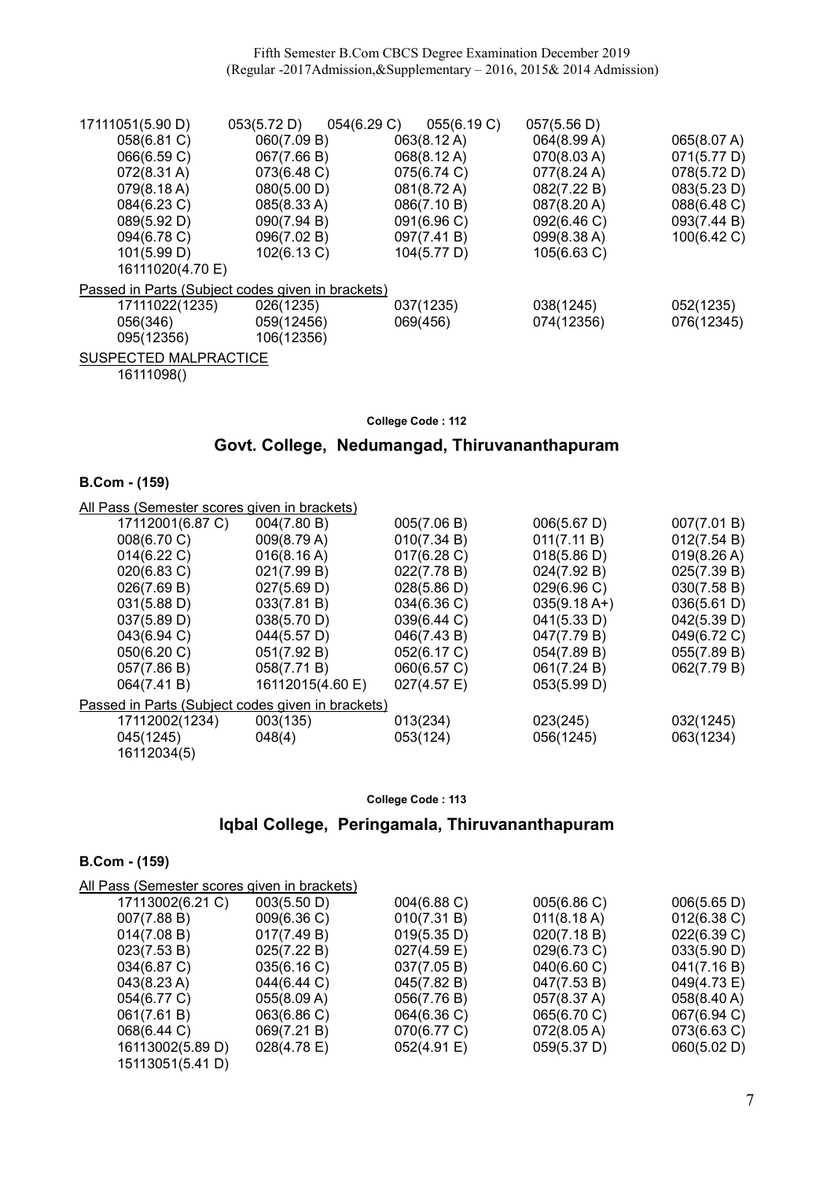| | | | | |
|---|---|---|---|---|
| 17111051(5.90 D) | 053(5.72 D) | 054(6.29 C) | 055(6.19 C) | 057(5.56 D) |
| 058(6.81 C) | 060(7.09 B) | 063(8.12 A) | 064(8.99 A) | 065(8.07 A) |
| 066(6.59 C) | 067(7.66 B) | 068(8.12 A) | 070(8.03 A) | 071(5.77 D) |
| 072(8.31 A) | 073(6.48 C) | 075(6.74 C) | 077(8.24 A) | 078(5.72 D) |
| 079(8.18 A) | 080(5.00 D) | 081(8.72 A) | 082(7.22 B) | 083(5.23 D) |
| 084(6.23 C) | 085(8.33 A) | 086(7.10 B) | 087(8.20 A) | 088(6.48 C) |
| 089(5.92 D) | 090(7.94 B) | 091(6.96 C) | 092(6.46 C) | 093(7.44 B) |
| 094(6.78 C) | 096(7.02 B) | 097(7.41 B) | 099(8.38 A) | 100(6.42 C) |
| 101(5.99 D) | 102(6.13 C) | 104(5.77 D) | 105(6.63 C) | |
| 16111020(4.70 E) | | | | |

Passed in Parts (Subject codes given in brackets)

| | | | | |
|---|---|---|---|---|
| 17111022(1235) | 026(1235) | 037(1235) | 038(1245) | 052(1235) |
| 056(346) | 059(12456) | 069(456) | 074(12356) | 076(12345) |
| 095(12356) | 106(12356) | | | |

SUSPECTED MALPRACTICE

16111098()

College Code : 112

## Govt. College, Nedumangad, Thiruvananthapuram

### B.Com - (159)

All Pass (Semester scores given in brackets)

| | | | | |
|---|---|---|---|---|
| 17112001(6.87 C) | 004(7.80 B) | 005(7.06 B) | 006(5.67 D) | 007(7.01 B) |
| 008(6.70 C) | 009(8.79 A) | 010(7.34 B) | 011(7.11 B) | 012(7.54 B) |
| 014(6.22 C) | 016(8.16 A) | 017(6.28 C) | 018(5.86 D) | 019(8.26 A) |
| 020(6.83 C) | 021(7.99 B) | 022(7.78 B) | 024(7.92 B) | 025(7.39 B) |
| 026(7.69 B) | 027(5.69 D) | 028(5.86 D) | 029(6.96 C) | 030(7.58 B) |
| 031(5.88 D) | 033(7.81 B) | 034(6.36 C) | 035(9.18 A+) | 036(5.61 D) |
| 037(5.89 D) | 038(5.70 D) | 039(6.44 C) | 041(5.33 D) | 042(5.39 D) |
| 043(6.94 C) | 044(5.57 D) | 046(7.43 B) | 047(7.79 B) | 049(6.72 C) |
| 050(6.20 C) | 051(7.92 B) | 052(6.17 C) | 054(7.89 B) | 055(7.89 B) |
| 057(7.86 B) | 058(7.71 B) | 060(6.57 C) | 061(7.24 B) | 062(7.79 B) |
| 064(7.41 B) | 16112015(4.60 E) | 027(4.57 E) | 053(5.99 D) | |

Passed in Parts (Subject codes given in brackets)

| | | | | |
|---|---|---|---|---|
| 17112002(1234) | 003(135) | 013(234) | 023(245) | 032(1245) |
| 045(1245) | 048(4) | 053(124) | 056(1245) | 063(1234) |
| 16112034(5) | | | | |

College Code : 113

## Iqbal College, Peringamala, Thiruvananthapuram

### B.Com - (159)

All Pass (Semester scores given in brackets)

| | | | | |
|---|---|---|---|---|
| 17113002(6.21 C) | 003(5.50 D) | 004(6.88 C) | 005(6.86 C) | 006(5.65 D) |
| 007(7.88 B) | 009(6.36 C) | 010(7.31 B) | 011(8.18 A) | 012(6.38 C) |
| 014(7.08 B) | 017(7.49 B) | 019(5.35 D) | 020(7.18 B) | 022(6.39 C) |
| 023(7.53 B) | 025(7.22 B) | 027(4.59 E) | 029(6.73 C) | 033(5.90 D) |
| 034(6.87 C) | 035(6.16 C) | 037(7.05 B) | 040(6.60 C) | 041(7.16 B) |
| 043(8.23 A) | 044(6.44 C) | 045(7.82 B) | 047(7.53 B) | 049(4.73 E) |
| 054(6.77 C) | 055(8.09 A) | 056(7.76 B) | 057(8.37 A) | 058(8.40 A) |
| 061(7.61 B) | 063(6.86 C) | 064(6.36 C) | 065(6.70 C) | 067(6.94 C) |
| 068(6.44 C) | 069(7.21 B) | 070(6.77 C) | 072(8.05 A) | 073(6.63 C) |
| 16113002(5.89 D) | 028(4.78 E) | 052(4.91 E) | 059(5.37 D) | 060(5.02 D) |
| 15113051(5.41 D) | | | | |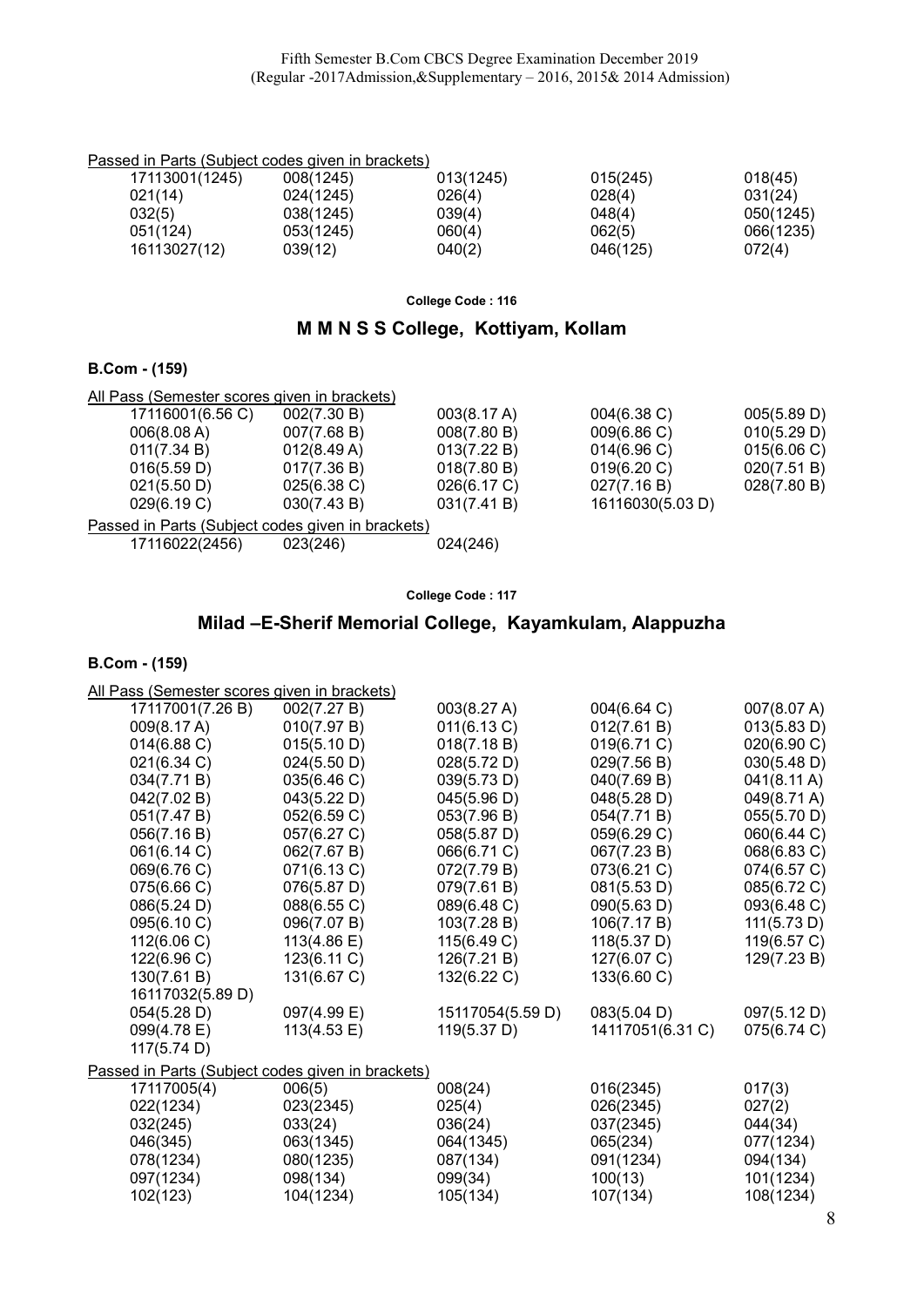Passed in Parts (Subject codes given in brackets)

| | | | | |
|---|---|---|---|---|
| 17113001(1245) | 008(1245) | 013(1245) | 015(245) | 018(45) |
| 021(14) | 024(1245) | 026(4) | 028(4) | 031(24) |
| 032(5) | 038(1245) | 039(4) | 048(4) | 050(1245) |
| 051(124) | 053(1245) | 060(4) | 062(5) | 066(1235) |
| 16113027(12) | 039(12) | 040(2) | 046(125) | 072(4) |

**College Code : 116**

## M M N S S College, Kottiyam, Kollam

### B.Com - (159)

All Pass (Semester scores given in brackets)

| | | | | |
|---|---|---|---|---|
| 17116001(6.56 C) | 002(7.30 B) | 003(8.17 A) | 004(6.38 C) | 005(5.89 D) |
| 006(8.08 A) | 007(7.68 B) | 008(7.80 B) | 009(6.86 C) | 010(5.29 D) |
| 011(7.34 B) | 012(8.49 A) | 013(7.22 B) | 014(6.96 C) | 015(6.06 C) |
| 016(5.59 D) | 017(7.36 B) | 018(7.80 B) | 019(6.20 C) | 020(7.51 B) |
| 021(5.50 D) | 025(6.38 C) | 026(6.17 C) | 027(7.16 B) | 028(7.80 B) |
| 029(6.19 C) | 030(7.43 B) | 031(7.41 B) | 16116030(5.03 D) | |

Passed in Parts (Subject codes given in brackets)

| | | |
|---|---|---|
| 17116022(2456) | 023(246) | 024(246) |

**College Code : 117**

## Milad –E-Sherif Memorial College, Kayamkulam, Alappuzha

### B.Com - (159)

All Pass (Semester scores given in brackets)

| | | | | |
|---|---|---|---|---|
| 17117001(7.26 B) | 002(7.27 B) | 003(8.27 A) | 004(6.64 C) | 007(8.07 A) |
| 009(8.17 A) | 010(7.97 B) | 011(6.13 C) | 012(7.61 B) | 013(5.83 D) |
| 014(6.88 C) | 015(5.10 D) | 018(7.18 B) | 019(6.71 C) | 020(6.90 C) |
| 021(6.34 C) | 024(5.50 D) | 028(5.72 D) | 029(7.56 B) | 030(5.48 D) |
| 034(7.71 B) | 035(6.46 C) | 039(5.73 D) | 040(7.69 B) | 041(8.11 A) |
| 042(7.02 B) | 043(5.22 D) | 045(5.96 D) | 048(5.28 D) | 049(8.71 A) |
| 051(7.47 B) | 052(6.59 C) | 053(7.96 B) | 054(7.71 B) | 055(5.70 D) |
| 056(7.16 B) | 057(6.27 C) | 058(5.87 D) | 059(6.29 C) | 060(6.44 C) |
| 061(6.14 C) | 062(7.67 B) | 066(6.71 C) | 067(7.23 B) | 068(6.83 C) |
| 069(6.76 C) | 071(6.13 C) | 072(7.79 B) | 073(6.21 C) | 074(6.57 C) |
| 075(6.66 C) | 076(5.87 D) | 079(7.61 B) | 081(5.53 D) | 085(6.72 C) |
| 086(5.24 D) | 088(6.55 C) | 089(6.48 C) | 090(5.63 D) | 093(6.48 C) |
| 095(6.10 C) | 096(7.07 B) | 103(7.28 B) | 106(7.17 B) | 111(5.73 D) |
| 112(6.06 C) | 113(4.86 E) | 115(6.49 C) | 118(5.37 D) | 119(6.57 C) |
| 122(6.96 C) | 123(6.11 C) | 126(7.21 B) | 127(6.07 C) | 129(7.23 B) |
| 130(7.61 B) | 131(6.67 C) | 132(6.22 C) | 133(6.60 C) | |
| 16117032(5.89 D) | | | | |
| 054(5.28 D) | 097(4.99 E) | 15117054(5.59 D) | 083(5.04 D) | 097(5.12 D) |
| 099(4.78 E) | 113(4.53 E) | 119(5.37 D) | 14117051(6.31 C) | 075(6.74 C) |
| 117(5.74 D) | | | | |

Passed in Parts (Subject codes given in brackets)

| | | | | |
|---|---|---|---|---|
| 17117005(4) | 006(5) | 008(24) | 016(2345) | 017(3) |
| 022(1234) | 023(2345) | 025(4) | 026(2345) | 027(2) |
| 032(245) | 033(24) | 036(24) | 037(2345) | 044(34) |
| 046(345) | 063(1345) | 064(1345) | 065(234) | 077(1234) |
| 078(1234) | 080(1235) | 087(134) | 091(1234) | 094(134) |
| 097(1234) | 098(134) | 099(34) | 100(13) | 101(1234) |
| 102(123) | 104(1234) | 105(134) | 107(134) | 108(1234) |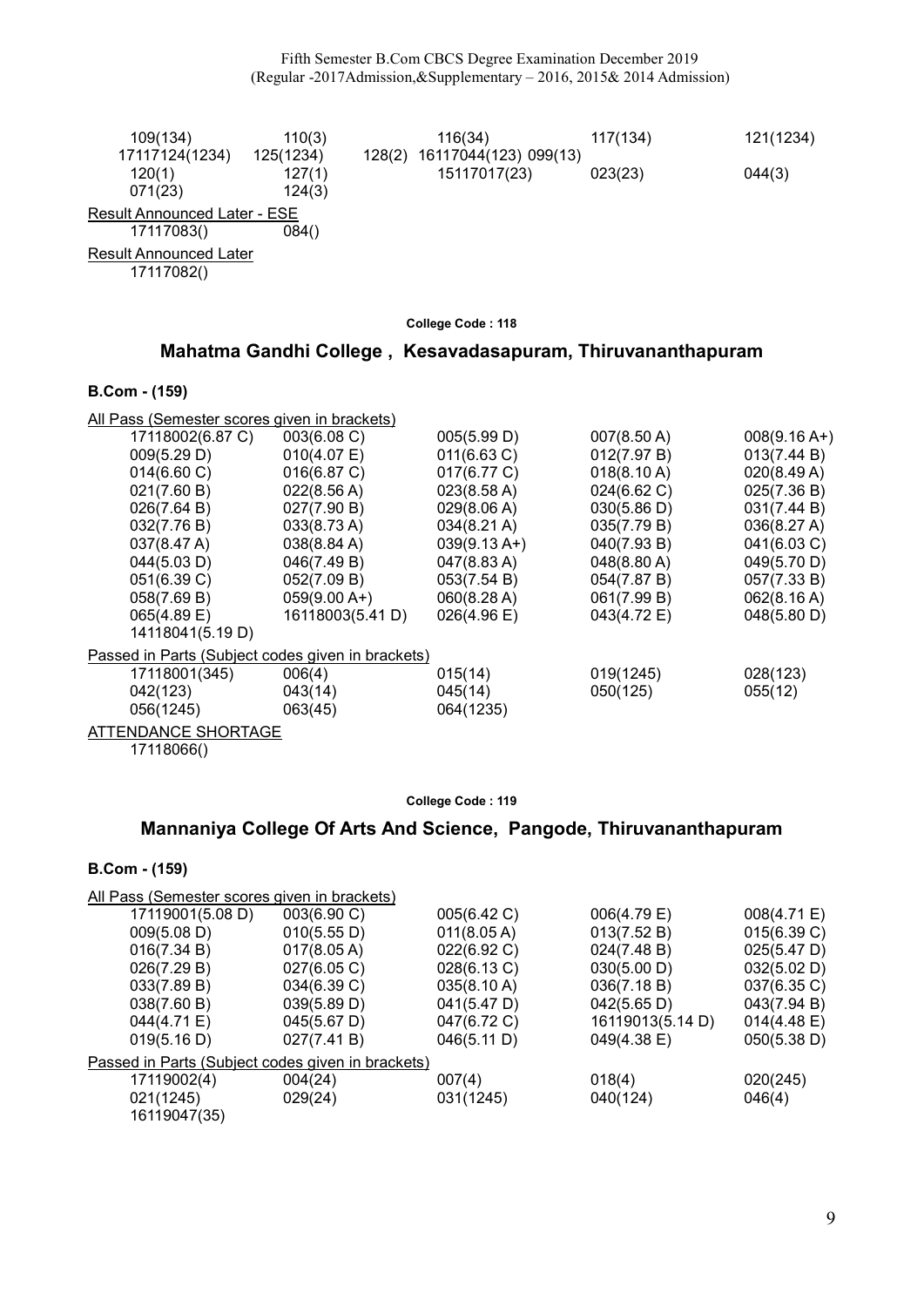| | | | | |
|---|---|---|---|---|
| 109(134) | 110(3) | 116(34) | 117(134) | 121(1234) |
| 17117124(1234) | 125(1234) | 128(2) 16117044(123) 099(13) | | |
| 120(1) | 127(1) | 15117017(23) | 023(23) | 044(3) |
| 071(23) | 124(3) | | | |

Result Announced Later - ESE

| | |
|---|---|
| 17117083() | 084() |

Result Announced Later

17117082()

College Code : 118

## Mahatma Gandhi College , Kesavadasapuram, Thiruvananthapuram

### B.Com - (159)

All Pass (Semester scores given in brackets)

| | | | | |
|---|---|---|---|---|
| 17118002(6.87 C) | 003(6.08 C) | 005(5.99 D) | 007(8.50 A) | 008(9.16 A+) |
| 009(5.29 D) | 010(4.07 E) | 011(6.63 C) | 012(7.97 B) | 013(7.44 B) |
| 014(6.60 C) | 016(6.87 C) | 017(6.77 C) | 018(8.10 A) | 020(8.49 A) |
| 021(7.60 B) | 022(8.56 A) | 023(8.58 A) | 024(6.62 C) | 025(7.36 B) |
| 026(7.64 B) | 027(7.90 B) | 029(8.06 A) | 030(5.86 D) | 031(7.44 B) |
| 032(7.76 B) | 033(8.73 A) | 034(8.21 A) | 035(7.79 B) | 036(8.27 A) |
| 037(8.47 A) | 038(8.84 A) | 039(9.13 A+) | 040(7.93 B) | 041(6.03 C) |
| 044(5.03 D) | 046(7.49 B) | 047(8.83 A) | 048(8.80 A) | 049(5.70 D) |
| 051(6.39 C) | 052(7.09 B) | 053(7.54 B) | 054(7.87 B) | 057(7.33 B) |
| 058(7.69 B) | 059(9.00 A+) | 060(8.28 A) | 061(7.99 B) | 062(8.16 A) |
| 065(4.89 E) | 16118003(5.41 D) | 026(4.96 E) | 043(4.72 E) | 048(5.80 D) |
| 14118041(5.19 D) | | | | |

Passed in Parts (Subject codes given in brackets)

| | | | | |
|---|---|---|---|---|
| 17118001(345) | 006(4) | 015(14) | 019(1245) | 028(123) |
| 042(123) | 043(14) | 045(14) | 050(125) | 055(12) |
| 056(1245) | 063(45) | 064(1235) | | |

ATTENDANCE SHORTAGE

17118066()

College Code : 119

## Mannaniya College Of Arts And Science, Pangode, Thiruvananthapuram

### B.Com - (159)

All Pass (Semester scores given in brackets)

| | | | | |
|---|---|---|---|---|
| 17119001(5.08 D) | 003(6.90 C) | 005(6.42 C) | 006(4.79 E) | 008(4.71 E) |
| 009(5.08 D) | 010(5.55 D) | 011(8.05 A) | 013(7.52 B) | 015(6.39 C) |
| 016(7.34 B) | 017(8.05 A) | 022(6.92 C) | 024(7.48 B) | 025(5.47 D) |
| 026(7.29 B) | 027(6.05 C) | 028(6.13 C) | 030(5.00 D) | 032(5.02 D) |
| 033(7.89 B) | 034(6.39 C) | 035(8.10 A) | 036(7.18 B) | 037(6.35 C) |
| 038(7.60 B) | 039(5.89 D) | 041(5.47 D) | 042(5.65 D) | 043(7.94 B) |
| 044(4.71 E) | 045(5.67 D) | 047(6.72 C) | 16119013(5.14 D) | 014(4.48 E) |
| 019(5.16 D) | 027(7.41 B) | 046(5.11 D) | 049(4.38 E) | 050(5.38 D) |

Passed in Parts (Subject codes given in brackets)

| | | | | |
|---|---|---|---|---|
| 17119002(4) | 004(24) | 007(4) | 018(4) | 020(245) |
| 021(1245) | 029(24) | 031(1245) | 040(124) | 046(4) |
| 16119047(35) | | | | |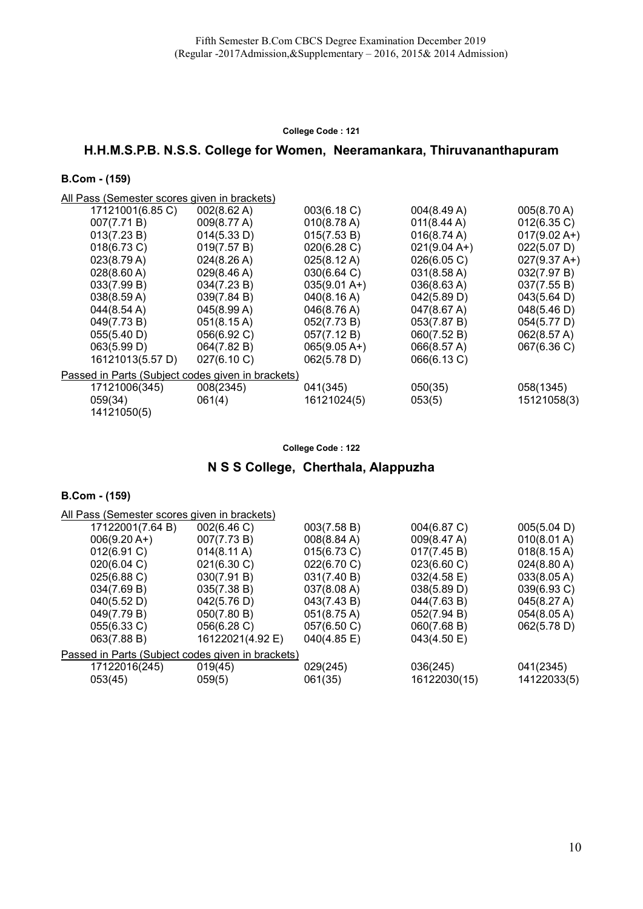Fifth Semester B.Com CBCS Degree Examination December 2019
(Regular -2017Admission,&Supplementary – 2016, 2015& 2014 Admission)

**College Code : 121**

## H.H.M.S.P.B. N.S.S. College for Women, Neeramankara, Thiruvananthapuram

### B.Com - (159)

All Pass (Semester scores given in brackets)

| | | | | |
|---|---|---|---|---|
| 17121001(6.85 C) | 002(8.62 A) | 003(6.18 C) | 004(8.49 A) | 005(8.70 A) |
| 007(7.71 B) | 009(8.77 A) | 010(8.78 A) | 011(8.44 A) | 012(6.35 C) |
| 013(7.23 B) | 014(5.33 D) | 015(7.53 B) | 016(8.74 A) | 017(9.02 A+) |
| 018(6.73 C) | 019(7.57 B) | 020(6.28 C) | 021(9.04 A+) | 022(5.07 D) |
| 023(8.79 A) | 024(8.26 A) | 025(8.12 A) | 026(6.05 C) | 027(9.37 A+) |
| 028(8.60 A) | 029(8.46 A) | 030(6.64 C) | 031(8.58 A) | 032(7.97 B) |
| 033(7.99 B) | 034(7.23 B) | 035(9.01 A+) | 036(8.63 A) | 037(7.55 B) |
| 038(8.59 A) | 039(7.84 B) | 040(8.16 A) | 042(5.89 D) | 043(5.64 D) |
| 044(8.54 A) | 045(8.99 A) | 046(8.76 A) | 047(8.67 A) | 048(5.46 D) |
| 049(7.73 B) | 051(8.15 A) | 052(7.73 B) | 053(7.87 B) | 054(5.77 D) |
| 055(5.40 D) | 056(6.92 C) | 057(7.12 B) | 060(7.52 B) | 062(8.57 A) |
| 063(5.99 D) | 064(7.82 B) | 065(9.05 A+) | 066(8.57 A) | 067(6.36 C) |
| 16121013(5.57 D) | 027(6.10 C) | 062(5.78 D) | 066(6.13 C) | |

Passed in Parts (Subject codes given in brackets)

| | | | | |
|---|---|---|---|---|
| 17121006(345) | 008(2345) | 041(345) | 050(35) | 058(1345) |
| 059(34) | 061(4) | 16121024(5) | 053(5) | 15121058(3) |
| 14121050(5) | | | | |

**College Code : 122**

## N S S College, Cherthala, Alappuzha

### B.Com - (159)

All Pass (Semester scores given in brackets)

| | | | | |
|---|---|---|---|---|
| 17122001(7.64 B) | 002(6.46 C) | 003(7.58 B) | 004(6.87 C) | 005(5.04 D) |
| 006(9.20 A+) | 007(7.73 B) | 008(8.84 A) | 009(8.47 A) | 010(8.01 A) |
| 012(6.91 C) | 014(8.11 A) | 015(6.73 C) | 017(7.45 B) | 018(8.15 A) |
| 020(6.04 C) | 021(6.30 C) | 022(6.70 C) | 023(6.60 C) | 024(8.80 A) |
| 025(6.88 C) | 030(7.91 B) | 031(7.40 B) | 032(4.58 E) | 033(8.05 A) |
| 034(7.69 B) | 035(7.38 B) | 037(8.08 A) | 038(5.89 D) | 039(6.93 C) |
| 040(5.52 D) | 042(5.76 D) | 043(7.43 B) | 044(7.63 B) | 045(8.27 A) |
| 049(7.79 B) | 050(7.80 B) | 051(8.75 A) | 052(7.94 B) | 054(8.05 A) |
| 055(6.33 C) | 056(6.28 C) | 057(6.50 C) | 060(7.68 B) | 062(5.78 D) |
| 063(7.88 B) | 16122021(4.92 E) | 040(4.85 E) | 043(4.50 E) | |

Passed in Parts (Subject codes given in brackets)

| | | | | |
|---|---|---|---|---|
| 17122016(245) | 019(45) | 029(245) | 036(245) | 041(2345) |
| 053(45) | 059(5) | 061(35) | 16122030(15) | 14122033(5) |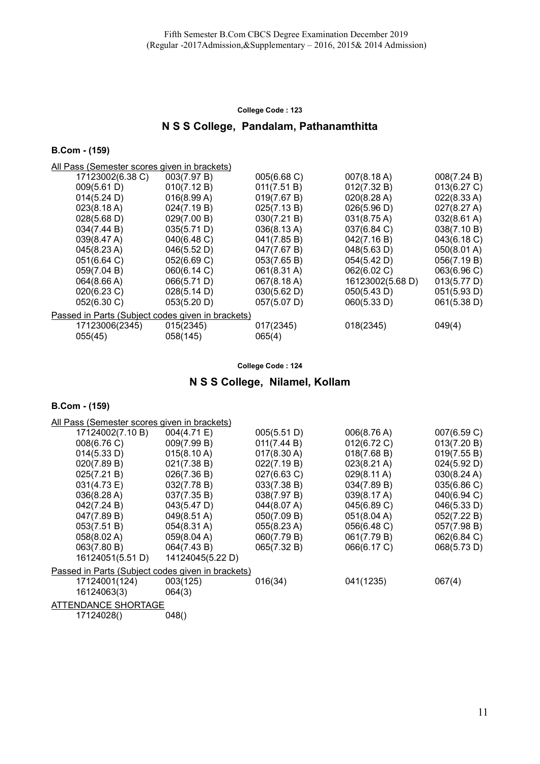Fifth Semester B.Com CBCS Degree Examination December 2019
(Regular -2017Admission,&Supplementary – 2016, 2015& 2014 Admission)

**College Code : 123**

## N S S College, Pandalam, Pathanamthitta

**B.Com - (159)**

All Pass (Semester scores given in brackets)

| | | | | |
|---|---|---|---|---|
| 17123002(6.38 C) | 003(7.97 B) | 005(6.68 C) | 007(8.18 A) | 008(7.24 B) |
| 009(5.61 D) | 010(7.12 B) | 011(7.51 B) | 012(7.32 B) | 013(6.27 C) |
| 014(5.24 D) | 016(8.99 A) | 019(7.67 B) | 020(8.28 A) | 022(8.33 A) |
| 023(8.18 A) | 024(7.19 B) | 025(7.13 B) | 026(5.96 D) | 027(8.27 A) |
| 028(5.68 D) | 029(7.00 B) | 030(7.21 B) | 031(8.75 A) | 032(8.61 A) |
| 034(7.44 B) | 035(5.71 D) | 036(8.13 A) | 037(6.84 C) | 038(7.10 B) |
| 039(8.47 A) | 040(6.48 C) | 041(7.85 B) | 042(7.16 B) | 043(6.18 C) |
| 045(8.23 A) | 046(5.52 D) | 047(7.67 B) | 048(5.63 D) | 050(8.01 A) |
| 051(6.64 C) | 052(6.69 C) | 053(7.65 B) | 054(5.42 D) | 056(7.19 B) |
| 059(7.04 B) | 060(6.14 C) | 061(8.31 A) | 062(6.02 C) | 063(6.96 C) |
| 064(8.66 A) | 066(5.71 D) | 067(8.18 A) | 16123002(5.68 D) | 013(5.77 D) |
| 020(6.23 C) | 028(5.14 D) | 030(5.62 D) | 050(5.43 D) | 051(5.93 D) |
| 052(6.30 C) | 053(5.20 D) | 057(5.07 D) | 060(5.33 D) | 061(5.38 D) |

Passed in Parts (Subject codes given in brackets)

| | | | | |
|---|---|---|---|---|
| 17123006(2345) | 015(2345) | 017(2345) | 018(2345) | 049(4) |
| 055(45) | 058(145) | 065(4) | | |

**College Code : 124**

## N S S College, Nilamel, Kollam

**B.Com - (159)**

All Pass (Semester scores given in brackets)

| | | | | |
|---|---|---|---|---|
| 17124002(7.10 B) | 004(4.71 E) | 005(5.51 D) | 006(8.76 A) | 007(6.59 C) |
| 008(6.76 C) | 009(7.99 B) | 011(7.44 B) | 012(6.72 C) | 013(7.20 B) |
| 014(5.33 D) | 015(8.10 A) | 017(8.30 A) | 018(7.68 B) | 019(7.55 B) |
| 020(7.89 B) | 021(7.38 B) | 022(7.19 B) | 023(8.21 A) | 024(5.92 D) |
| 025(7.21 B) | 026(7.36 B) | 027(6.63 C) | 029(8.11 A) | 030(8.24 A) |
| 031(4.73 E) | 032(7.78 B) | 033(7.38 B) | 034(7.89 B) | 035(6.86 C) |
| 036(8.28 A) | 037(7.35 B) | 038(7.97 B) | 039(8.17 A) | 040(6.94 C) |
| 042(7.24 B) | 043(5.47 D) | 044(8.07 A) | 045(6.89 C) | 046(5.33 D) |
| 047(7.89 B) | 049(8.51 A) | 050(7.09 B) | 051(8.04 A) | 052(7.22 B) |
| 053(7.51 B) | 054(8.31 A) | 055(8.23 A) | 056(6.48 C) | 057(7.98 B) |
| 058(8.02 A) | 059(8.04 A) | 060(7.79 B) | 061(7.79 B) | 062(6.84 C) |
| 063(7.80 B) | 064(7.43 B) | 065(7.32 B) | 066(6.17 C) | 068(5.73 D) |
| 16124051(5.51 D) | 14124045(5.22 D) | | | |

Passed in Parts (Subject codes given in brackets)

| | | | | |
|---|---|---|---|---|
| 17124001(124) | 003(125) | 016(34) | 041(1235) | 067(4) |
| 16124063(3) | 064(3) | | | |

ATTENDANCE SHORTAGE

| | |
|---|---|
| 17124028() | 048() |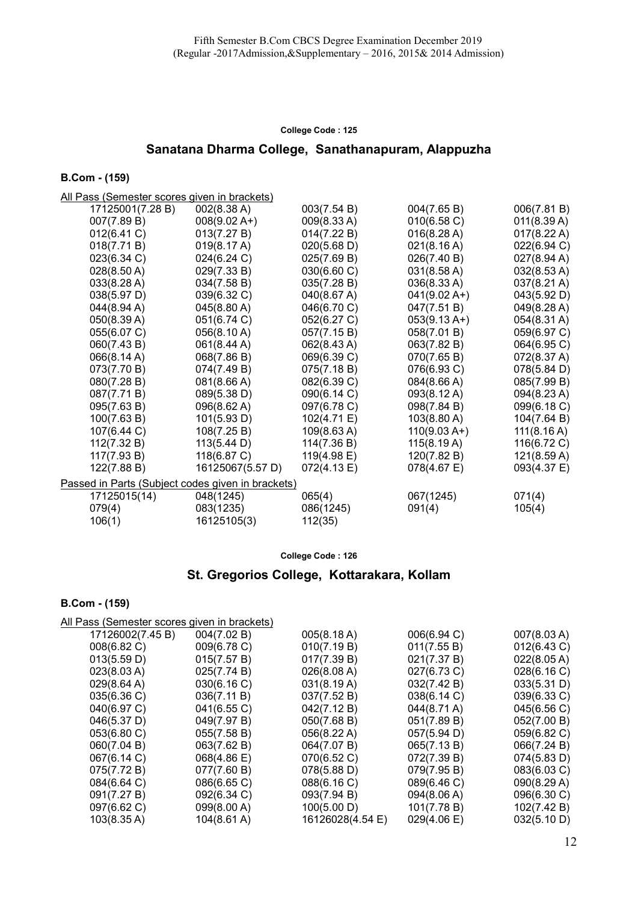Fifth Semester B.Com CBCS Degree Examination December 2019
(Regular -2017Admission,&Supplementary – 2016, 2015& 2014 Admission)

**College Code : 125**

## Sanatana Dharma College, Sanathanapuram, Alappuzha

### B.Com - (159)

All Pass (Semester scores given in brackets)

| | | | | |
|---|---|---|---|---|
| 17125001(7.28 B) | 002(8.38 A) | 003(7.54 B) | 004(7.65 B) | 006(7.81 B) |
| 007(7.89 B) | 008(9.02 A+) | 009(8.33 A) | 010(6.58 C) | 011(8.39 A) |
| 012(6.41 C) | 013(7.27 B) | 014(7.22 B) | 016(8.28 A) | 017(8.22 A) |
| 018(7.71 B) | 019(8.17 A) | 020(5.68 D) | 021(8.16 A) | 022(6.94 C) |
| 023(6.34 C) | 024(6.24 C) | 025(7.69 B) | 026(7.40 B) | 027(8.94 A) |
| 028(8.50 A) | 029(7.33 B) | 030(6.60 C) | 031(8.58 A) | 032(8.53 A) |
| 033(8.28 A) | 034(7.58 B) | 035(7.28 B) | 036(8.33 A) | 037(8.21 A) |
| 038(5.97 D) | 039(6.32 C) | 040(8.67 A) | 041(9.02 A+) | 043(5.92 D) |
| 044(8.94 A) | 045(8.80 A) | 046(6.70 C) | 047(7.51 B) | 049(8.28 A) |
| 050(8.39 A) | 051(6.74 C) | 052(6.27 C) | 053(9.13 A+) | 054(8.31 A) |
| 055(6.07 C) | 056(8.10 A) | 057(7.15 B) | 058(7.01 B) | 059(6.97 C) |
| 060(7.43 B) | 061(8.44 A) | 062(8.43 A) | 063(7.82 B) | 064(6.95 C) |
| 066(8.14 A) | 068(7.86 B) | 069(6.39 C) | 070(7.65 B) | 072(8.37 A) |
| 073(7.70 B) | 074(7.49 B) | 075(7.18 B) | 076(6.93 C) | 078(5.84 D) |
| 080(7.28 B) | 081(8.66 A) | 082(6.39 C) | 084(8.66 A) | 085(7.99 B) |
| 087(7.71 B) | 089(5.38 D) | 090(6.14 C) | 093(8.12 A) | 094(8.23 A) |
| 095(7.63 B) | 096(8.62 A) | 097(6.78 C) | 098(7.84 B) | 099(6.18 C) |
| 100(7.63 B) | 101(5.93 D) | 102(4.71 E) | 103(8.80 A) | 104(7.64 B) |
| 107(6.44 C) | 108(7.25 B) | 109(8.63 A) | 110(9.03 A+) | 111(8.16 A) |
| 112(7.32 B) | 113(5.44 D) | 114(7.36 B) | 115(8.19 A) | 116(6.72 C) |
| 117(7.93 B) | 118(6.87 C) | 119(4.98 E) | 120(7.82 B) | 121(8.59 A) |
| 122(7.88 B) | 16125067(5.57 D) | 072(4.13 E) | 078(4.67 E) | 093(4.37 E) |

Passed in Parts (Subject codes given in brackets)

| | | | | |
|---|---|---|---|---|
| 17125015(14) | 048(1245) | 065(4) | 067(1245) | 071(4) |
| 079(4) | 083(1235) | 086(1245) | 091(4) | 105(4) |
| 106(1) | 16125105(3) | 112(35) | | |

**College Code : 126**

## St. Gregorios College, Kottarakara, Kollam

### B.Com - (159)

All Pass (Semester scores given in brackets)

| | | | | |
|---|---|---|---|---|
| 17126002(7.45 B) | 004(7.02 B) | 005(8.18 A) | 006(6.94 C) | 007(8.03 A) |
| 008(6.82 C) | 009(6.78 C) | 010(7.19 B) | 011(7.55 B) | 012(6.43 C) |
| 013(5.59 D) | 015(7.57 B) | 017(7.39 B) | 021(7.37 B) | 022(8.05 A) |
| 023(8.03 A) | 025(7.74 B) | 026(8.08 A) | 027(6.73 C) | 028(6.16 C) |
| 029(8.64 A) | 030(6.16 C) | 031(8.19 A) | 032(7.42 B) | 033(5.31 D) |
| 035(6.36 C) | 036(7.11 B) | 037(7.52 B) | 038(6.14 C) | 039(6.33 C) |
| 040(6.97 C) | 041(6.55 C) | 042(7.12 B) | 044(8.71 A) | 045(6.56 C) |
| 046(5.37 D) | 049(7.97 B) | 050(7.68 B) | 051(7.89 B) | 052(7.00 B) |
| 053(6.80 C) | 055(7.58 B) | 056(8.22 A) | 057(5.94 D) | 059(6.82 C) |
| 060(7.04 B) | 063(7.62 B) | 064(7.07 B) | 065(7.13 B) | 066(7.24 B) |
| 067(6.14 C) | 068(4.86 E) | 070(6.52 C) | 072(7.39 B) | 074(5.83 D) |
| 075(7.72 B) | 077(7.60 B) | 078(5.88 D) | 079(7.95 B) | 083(6.03 C) |
| 084(6.64 C) | 086(6.65 C) | 088(6.16 C) | 089(6.46 C) | 090(8.29 A) |
| 091(7.27 B) | 092(6.34 C) | 093(7.94 B) | 094(8.06 A) | 096(6.30 C) |
| 097(6.62 C) | 099(8.00 A) | 100(5.00 D) | 101(7.78 B) | 102(7.42 B) |
| 103(8.35 A) | 104(8.61 A) | 16126028(4.54 E) | 029(4.06 E) | 032(5.10 D) |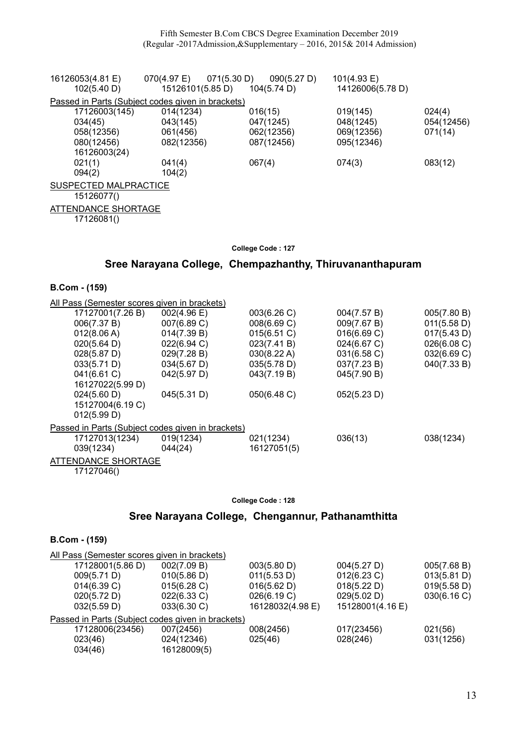| | | | | |
|---|---|---|---|---|
| 16126053(4.81 E) | 070(4.97 E) | 071(5.30 D) | 090(5.27 D) | 101(4.93 E) |
| 102(5.40 D) | 15126101(5.85 D) | 104(5.74 D) | 14126006(5.78 D) | |

Passed in Parts (Subject codes given in brackets)

| | | | | |
|---|---|---|---|---|
| 17126003(145) | 014(1234) | 016(15) | 019(145) | 024(4) |
| 034(45) | 043(145) | 047(1245) | 048(1245) | 054(12456) |
| 058(12356) | 061(456) | 062(12356) | 069(12356) | 071(14) |
| 080(12456) | 082(12356) | 087(12456) | 095(12346) | |
| 16126003(24) | | | | |
| 021(1) | 041(4) | 067(4) | 074(3) | 083(12) |
| 094(2) | 104(2) | | | |

SUSPECTED MALPRACTICE

15126077()

ATTENDANCE SHORTAGE

17126081()

**College Code : 127**

## Sree Narayana College, Chempazhanthy, Thiruvananthapuram

### B.Com - (159)

All Pass (Semester scores given in brackets)

| | | | | |
|---|---|---|---|---|
| 17127001(7.26 B) | 002(4.96 E) | 003(6.26 C) | 004(7.57 B) | 005(7.80 B) |
| 006(7.37 B) | 007(6.89 C) | 008(6.69 C) | 009(7.67 B) | 011(5.58 D) |
| 012(8.06 A) | 014(7.39 B) | 015(6.51 C) | 016(6.69 C) | 017(5.43 D) |
| 020(5.64 D) | 022(6.94 C) | 023(7.41 B) | 024(6.67 C) | 026(6.08 C) |
| 028(5.87 D) | 029(7.28 B) | 030(8.22 A) | 031(6.58 C) | 032(6.69 C) |
| 033(5.71 D) | 034(5.67 D) | 035(5.78 D) | 037(7.23 B) | 040(7.33 B) |
| 041(6.61 C) | 042(5.97 D) | 043(7.19 B) | 045(7.90 B) | |
| 16127022(5.99 D) | | | | |
| 024(5.60 D) | 045(5.31 D) | 050(6.48 C) | 052(5.23 D) | |
| 15127004(6.19 C) | | | | |
| 012(5.99 D) | | | | |

Passed in Parts (Subject codes given in brackets)

| | | | | |
|---|---|---|---|---|
| 17127013(1234) | 019(1234) | 021(1234) | 036(13) | 038(1234) |
| 039(1234) | 044(24) | 16127051(5) | | |

ATTENDANCE SHORTAGE

17127046()

**College Code : 128**

## Sree Narayana College, Chengannur, Pathanamthitta

### B.Com - (159)

All Pass (Semester scores given in brackets)

| | | | | |
|---|---|---|---|---|
| 17128001(5.86 D) | 002(7.09 B) | 003(5.80 D) | 004(5.27 D) | 005(7.68 B) |
| 009(5.71 D) | 010(5.86 D) | 011(5.53 D) | 012(6.23 C) | 013(5.81 D) |
| 014(6.39 C) | 015(6.28 C) | 016(5.62 D) | 018(5.22 D) | 019(5.58 D) |
| 020(5.72 D) | 022(6.33 C) | 026(6.19 C) | 029(5.02 D) | 030(6.16 C) |
| 032(5.59 D) | 033(6.30 C) | 16128032(4.98 E) | 15128001(4.16 E) | |

Passed in Parts (Subject codes given in brackets)

| | | | | |
|---|---|---|---|---|
| 17128006(23456) | 007(2456) | 008(2456) | 017(23456) | 021(56) |
| 023(46) | 024(12346) | 025(46) | 028(246) | 031(1256) |
| 034(46) | 16128009(5) | | | |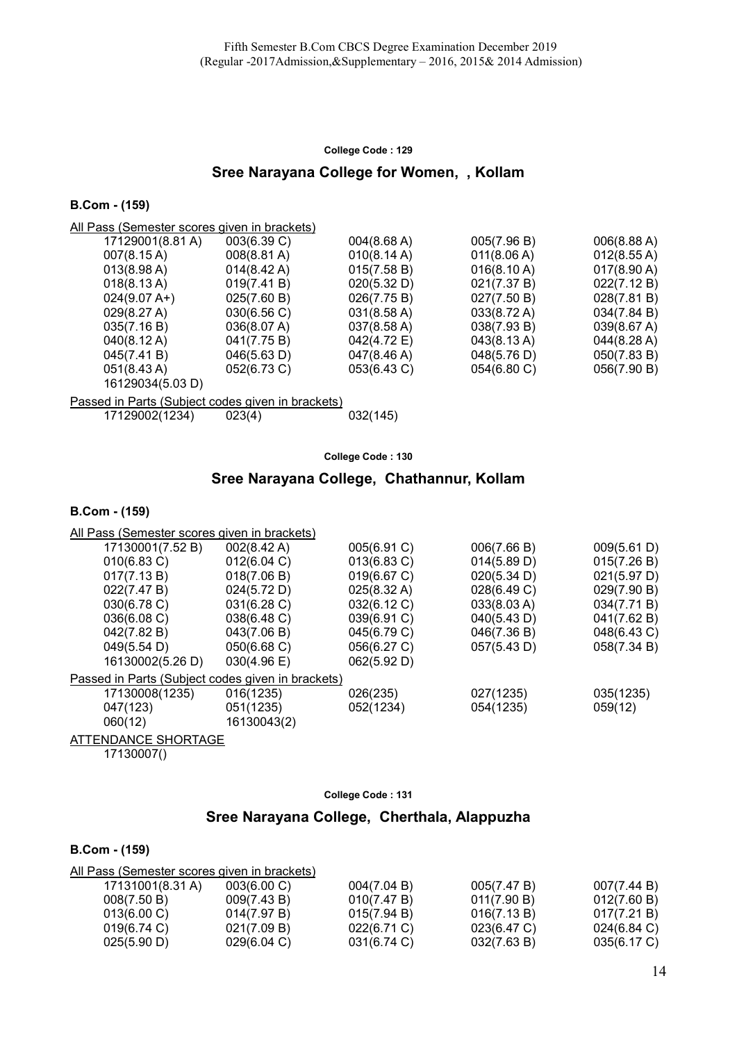Fifth Semester B.Com CBCS Degree Examination December 2019
(Regular -2017Admission,&Supplementary – 2016, 2015& 2014 Admission)

**College Code : 129**

## Sree Narayana College for Women, , Kollam

### B.Com - (159)

All Pass (Semester scores given in brackets)

| | | | | |
|---|---|---|---|---|
| 17129001(8.81 A) | 003(6.39 C) | 004(8.68 A) | 005(7.96 B) | 006(8.88 A) |
| 007(8.15 A) | 008(8.81 A) | 010(8.14 A) | 011(8.06 A) | 012(8.55 A) |
| 013(8.98 A) | 014(8.42 A) | 015(7.58 B) | 016(8.10 A) | 017(8.90 A) |
| 018(8.13 A) | 019(7.41 B) | 020(5.32 D) | 021(7.37 B) | 022(7.12 B) |
| 024(9.07 A+) | 025(7.60 B) | 026(7.75 B) | 027(7.50 B) | 028(7.81 B) |
| 029(8.27 A) | 030(6.56 C) | 031(8.58 A) | 033(8.72 A) | 034(7.84 B) |
| 035(7.16 B) | 036(8.07 A) | 037(8.58 A) | 038(7.93 B) | 039(8.67 A) |
| 040(8.12 A) | 041(7.75 B) | 042(4.72 E) | 043(8.13 A) | 044(8.28 A) |
| 045(7.41 B) | 046(5.63 D) | 047(8.46 A) | 048(5.76 D) | 050(7.83 B) |
| 051(8.43 A) | 052(6.73 C) | 053(6.43 C) | 054(6.80 C) | 056(7.90 B) |
| 16129034(5.03 D) | | | | |

Passed in Parts (Subject codes given in brackets)

| | | |
|---|---|---|
| 17129002(1234) | 023(4) | 032(145) |

**College Code : 130**

## Sree Narayana College, Chathannur, Kollam

### B.Com - (159)

All Pass (Semester scores given in brackets)

| | | | | |
|---|---|---|---|---|
| 17130001(7.52 B) | 002(8.42 A) | 005(6.91 C) | 006(7.66 B) | 009(5.61 D) |
| 010(6.83 C) | 012(6.04 C) | 013(6.83 C) | 014(5.89 D) | 015(7.26 B) |
| 017(7.13 B) | 018(7.06 B) | 019(6.67 C) | 020(5.34 D) | 021(5.97 D) |
| 022(7.47 B) | 024(5.72 D) | 025(8.32 A) | 028(6.49 C) | 029(7.90 B) |
| 030(6.78 C) | 031(6.28 C) | 032(6.12 C) | 033(8.03 A) | 034(7.71 B) |
| 036(6.08 C) | 038(6.48 C) | 039(6.91 C) | 040(5.43 D) | 041(7.62 B) |
| 042(7.82 B) | 043(7.06 B) | 045(6.79 C) | 046(7.36 B) | 048(6.43 C) |
| 049(5.54 D) | 050(6.68 C) | 056(6.27 C) | 057(5.43 D) | 058(7.34 B) |
| 16130002(5.26 D) | 030(4.96 E) | 062(5.92 D) | | |

Passed in Parts (Subject codes given in brackets)

| | | | | |
|---|---|---|---|---|
| 17130008(1235) | 016(1235) | 026(235) | 027(1235) | 035(1235) |
| 047(123) | 051(1235) | 052(1234) | 054(1235) | 059(12) |
| 060(12) | 16130043(2) | | | |

ATTENDANCE SHORTAGE

17130007()

**College Code : 131**

## Sree Narayana College, Cherthala, Alappuzha

### B.Com - (159)

All Pass (Semester scores given in brackets)

| | | | | |
|---|---|---|---|---|
| 17131001(8.31 A) | 003(6.00 C) | 004(7.04 B) | 005(7.47 B) | 007(7.44 B) |
| 008(7.50 B) | 009(7.43 B) | 010(7.47 B) | 011(7.90 B) | 012(7.60 B) |
| 013(6.00 C) | 014(7.97 B) | 015(7.94 B) | 016(7.13 B) | 017(7.21 B) |
| 019(6.74 C) | 021(7.09 B) | 022(6.71 C) | 023(6.47 C) | 024(6.84 C) |
| 025(5.90 D) | 029(6.04 C) | 031(6.74 C) | 032(7.63 B) | 035(6.17 C) |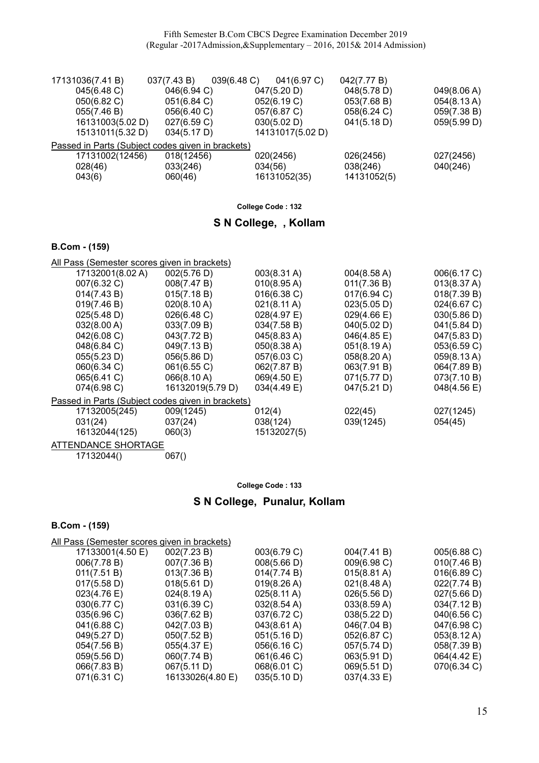| | | | | |
|---|---|---|---|---|
| 17131036(7.41 B) | 037(7.43 B) | 039(6.48 C) | 041(6.97 C) | 042(7.77 B) |
| 045(6.48 C) | 046(6.94 C) | 047(5.20 D) | 048(5.78 D) | 049(8.06 A) |
| 050(6.82 C) | 051(6.84 C) | 052(6.19 C) | 053(7.68 B) | 054(8.13 A) |
| 055(7.46 B) | 056(6.40 C) | 057(6.87 C) | 058(6.24 C) | 059(7.38 B) |
| 16131003(5.02 D) | 027(6.59 C) | 030(5.02 D) | 041(5.18 D) | 059(5.99 D) |
| 15131011(5.32 D) | 034(5.17 D) | 14131017(5.02 D) | | |

Passed in Parts (Subject codes given in brackets)

| | | | | |
|---|---|---|---|---|
| 17131002(12456) | 018(12456) | 020(2456) | 026(2456) | 027(2456) |
| 028(46) | 033(246) | 034(56) | 038(246) | 040(246) |
| 043(6) | 060(46) | 16131052(35) | 14131052(5) | |

**College Code : 132**

## S N College, , Kollam

### B.Com - (159)

All Pass (Semester scores given in brackets)

| | | | | |
|---|---|---|---|---|
| 17132001(8.02 A) | 002(5.76 D) | 003(8.31 A) | 004(8.58 A) | 006(6.17 C) |
| 007(6.32 C) | 008(7.47 B) | 010(8.95 A) | 011(7.36 B) | 013(8.37 A) |
| 014(7.43 B) | 015(7.18 B) | 016(6.38 C) | 017(6.94 C) | 018(7.39 B) |
| 019(7.46 B) | 020(8.10 A) | 021(8.11 A) | 023(5.05 D) | 024(6.67 C) |
| 025(5.48 D) | 026(6.48 C) | 028(4.97 E) | 029(4.66 E) | 030(5.86 D) |
| 032(8.00 A) | 033(7.09 B) | 034(7.58 B) | 040(5.02 D) | 041(5.84 D) |
| 042(6.08 C) | 043(7.72 B) | 045(8.83 A) | 046(4.85 E) | 047(5.83 D) |
| 048(6.84 C) | 049(7.13 B) | 050(8.38 A) | 051(8.19 A) | 053(6.59 C) |
| 055(5.23 D) | 056(5.86 D) | 057(6.03 C) | 058(8.20 A) | 059(8.13 A) |
| 060(6.34 C) | 061(6.55 C) | 062(7.87 B) | 063(7.91 B) | 064(7.89 B) |
| 065(6.41 C) | 066(8.10 A) | 069(4.50 E) | 071(5.77 D) | 073(7.10 B) |
| 074(6.98 C) | 16132019(5.79 D) | 034(4.49 E) | 047(5.21 D) | 048(4.56 E) |

Passed in Parts (Subject codes given in brackets)

| | | | | |
|---|---|---|---|---|
| 17132005(245) | 009(1245) | 012(4) | 022(45) | 027(1245) |
| 031(24) | 037(24) | 038(124) | 039(1245) | 054(45) |
| 16132044(125) | 060(3) | 15132027(5) | | |

ATTENDANCE SHORTAGE

| | |
|---|---|
| 17132044() | 067() |

**College Code : 133**

## S N College, Punalur, Kollam

### B.Com - (159)

All Pass (Semester scores given in brackets)

| | | | | |
|---|---|---|---|---|
| 17133001(4.50 E) | 002(7.23 B) | 003(6.79 C) | 004(7.41 B) | 005(6.88 C) |
| 006(7.78 B) | 007(7.36 B) | 008(5.66 D) | 009(6.98 C) | 010(7.46 B) |
| 011(7.51 B) | 013(7.36 B) | 014(7.74 B) | 015(8.81 A) | 016(6.89 C) |
| 017(5.58 D) | 018(5.61 D) | 019(8.26 A) | 021(8.48 A) | 022(7.74 B) |
| 023(4.76 E) | 024(8.19 A) | 025(8.11 A) | 026(5.56 D) | 027(5.66 D) |
| 030(6.77 C) | 031(6.39 C) | 032(8.54 A) | 033(8.59 A) | 034(7.12 B) |
| 035(6.96 C) | 036(7.62 B) | 037(6.72 C) | 038(5.22 D) | 040(6.56 C) |
| 041(6.88 C) | 042(7.03 B) | 043(8.61 A) | 046(7.04 B) | 047(6.98 C) |
| 049(5.27 D) | 050(7.52 B) | 051(5.16 D) | 052(6.87 C) | 053(8.12 A) |
| 054(7.56 B) | 055(4.37 E) | 056(6.16 C) | 057(5.74 D) | 058(7.39 B) |
| 059(5.56 D) | 060(7.74 B) | 061(6.46 C) | 063(5.91 D) | 064(4.42 E) |
| 066(7.83 B) | 067(5.11 D) | 068(6.01 C) | 069(5.51 D) | 070(6.34 C) |
| 071(6.31 C) | 16133026(4.80 E) | 035(5.10 D) | 037(4.33 E) | |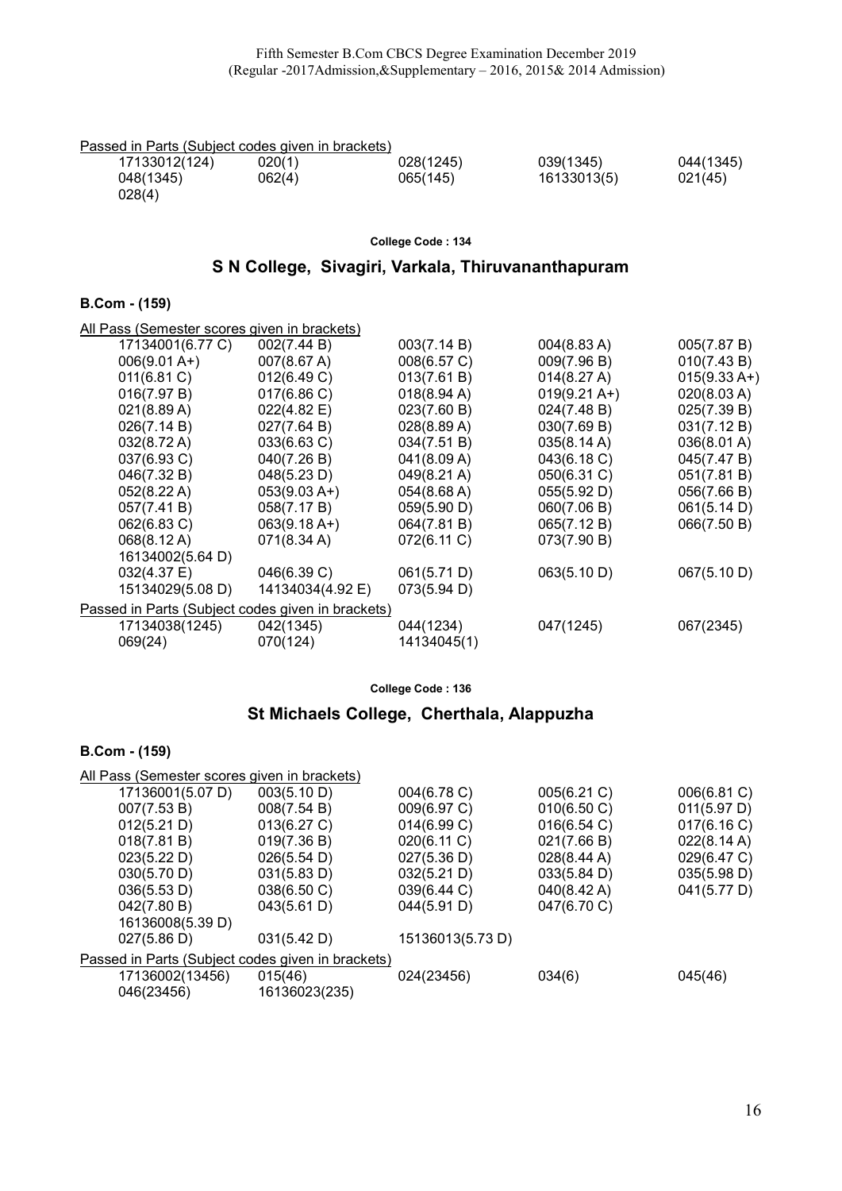Passed in Parts (Subject codes given in brackets)

| | | | | |
|---|---|---|---|---|
| 17133012(124) | 020(1) | 028(1245) | 039(1345) | 044(1345) |
| 048(1345) | 062(4) | 065(145) | 16133013(5) | 021(45) |
| 028(4) | | | | |

**College Code : 134**

## S N College, Sivagiri, Varkala, Thiruvananthapuram

### B.Com - (159)

All Pass (Semester scores given in brackets)

| | | | | |
|---|---|---|---|---|
| 17134001(6.77 C) | 002(7.44 B) | 003(7.14 B) | 004(8.83 A) | 005(7.87 B) |
| 006(9.01 A+) | 007(8.67 A) | 008(6.57 C) | 009(7.96 B) | 010(7.43 B) |
| 011(6.81 C) | 012(6.49 C) | 013(7.61 B) | 014(8.27 A) | 015(9.33 A+) |
| 016(7.97 B) | 017(6.86 C) | 018(8.94 A) | 019(9.21 A+) | 020(8.03 A) |
| 021(8.89 A) | 022(4.82 E) | 023(7.60 B) | 024(7.48 B) | 025(7.39 B) |
| 026(7.14 B) | 027(7.64 B) | 028(8.89 A) | 030(7.69 B) | 031(7.12 B) |
| 032(8.72 A) | 033(6.63 C) | 034(7.51 B) | 035(8.14 A) | 036(8.01 A) |
| 037(6.93 C) | 040(7.26 B) | 041(8.09 A) | 043(6.18 C) | 045(7.47 B) |
| 046(7.32 B) | 048(5.23 D) | 049(8.21 A) | 050(6.31 C) | 051(7.81 B) |
| 052(8.22 A) | 053(9.03 A+) | 054(8.68 A) | 055(5.92 D) | 056(7.66 B) |
| 057(7.41 B) | 058(7.17 B) | 059(5.90 D) | 060(7.06 B) | 061(5.14 D) |
| 062(6.83 C) | 063(9.18 A+) | 064(7.81 B) | 065(7.12 B) | 066(7.50 B) |
| 068(8.12 A) | 071(8.34 A) | 072(6.11 C) | 073(7.90 B) | |
| 16134002(5.64 D) | | | | |
| 032(4.37 E) | 046(6.39 C) | 061(5.71 D) | 063(5.10 D) | 067(5.10 D) |
| 15134029(5.08 D) | 14134034(4.92 E) | 073(5.94 D) | | |

Passed in Parts (Subject codes given in brackets)

| | | | | |
|---|---|---|---|---|
| 17134038(1245) | 042(1345) | 044(1234) | 047(1245) | 067(2345) |
| 069(24) | 070(124) | 14134045(1) | | |

**College Code : 136**

## St Michaels College, Cherthala, Alappuzha

### B.Com - (159)

All Pass (Semester scores given in brackets)

| | | | | |
|---|---|---|---|---|
| 17136001(5.07 D) | 003(5.10 D) | 004(6.78 C) | 005(6.21 C) | 006(6.81 C) |
| 007(7.53 B) | 008(7.54 B) | 009(6.97 C) | 010(6.50 C) | 011(5.97 D) |
| 012(5.21 D) | 013(6.27 C) | 014(6.99 C) | 016(6.54 C) | 017(6.16 C) |
| 018(7.81 B) | 019(7.36 B) | 020(6.11 C) | 021(7.66 B) | 022(8.14 A) |
| 023(5.22 D) | 026(5.54 D) | 027(5.36 D) | 028(8.44 A) | 029(6.47 C) |
| 030(5.70 D) | 031(5.83 D) | 032(5.21 D) | 033(5.84 D) | 035(5.98 D) |
| 036(5.53 D) | 038(6.50 C) | 039(6.44 C) | 040(8.42 A) | 041(5.77 D) |
| 042(7.80 B) | 043(5.61 D) | 044(5.91 D) | 047(6.70 C) | |
| 16136008(5.39 D) | | | | |
| 027(5.86 D) | 031(5.42 D) | 15136013(5.73 D) | | |

Passed in Parts (Subject codes given in brackets)

| | | | | |
|---|---|---|---|---|
| 17136002(13456) | 015(46) | 024(23456) | 034(6) | 045(46) |
| 046(23456) | 16136023(235) | | | |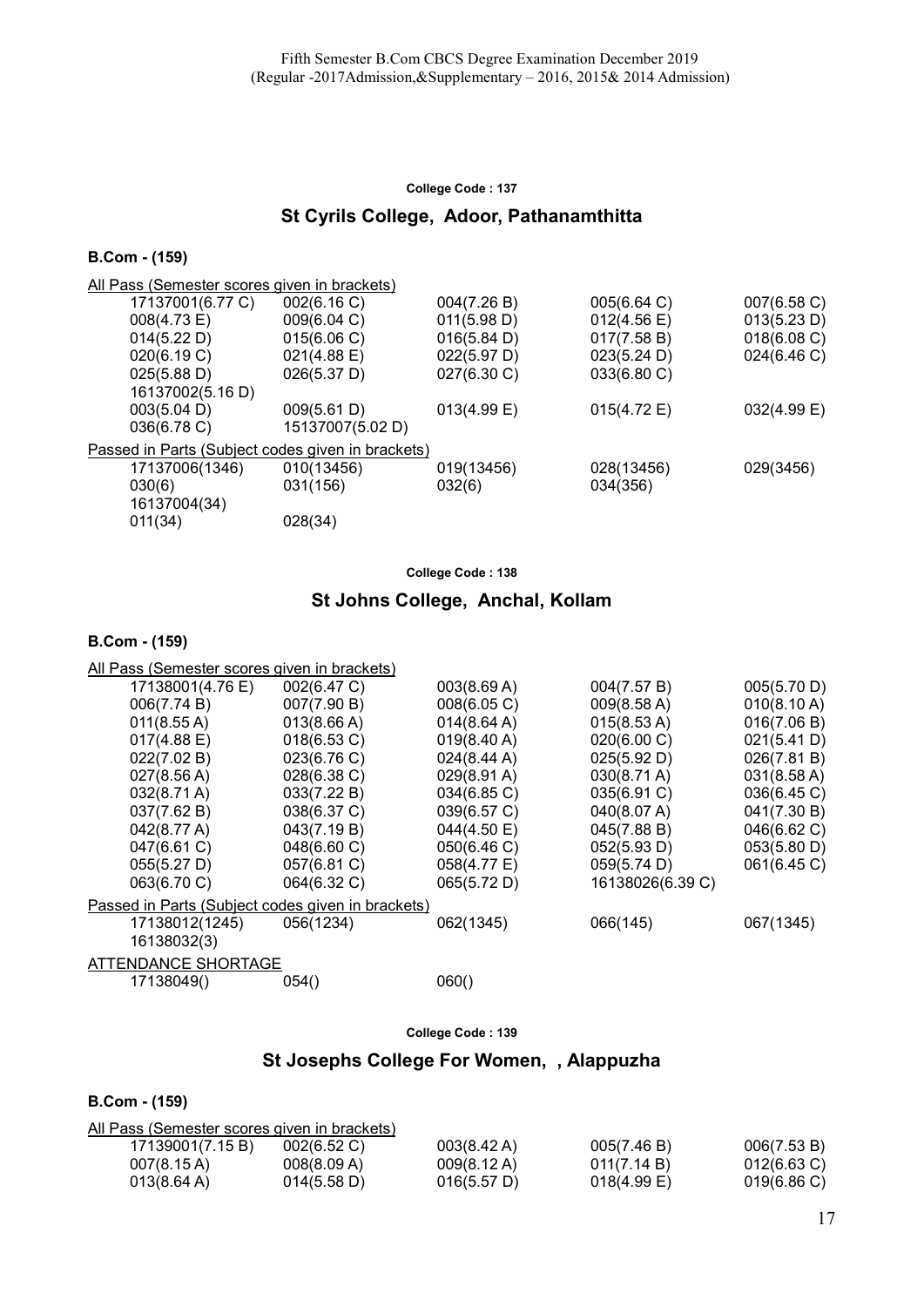College Code : 137

## St Cyrils College, Adoor, Pathanamthitta

### B.Com - (159)

All Pass (Semester scores given in brackets)

| | | | | |
|---|---|---|---|---|
| 17137001(6.77 C) | 002(6.16 C) | 004(7.26 B) | 005(6.64 C) | 007(6.58 C) |
| 008(4.73 E) | 009(6.04 C) | 011(5.98 D) | 012(4.56 E) | 013(5.23 D) |
| 014(5.22 D) | 015(6.06 C) | 016(5.84 D) | 017(7.58 B) | 018(6.08 C) |
| 020(6.19 C) | 021(4.88 E) | 022(5.97 D) | 023(5.24 D) | 024(6.46 C) |
| 025(5.88 D) | 026(5.37 D) | 027(6.30 C) | 033(6.80 C) | |
| 16137002(5.16 D) | | | | |
| 003(5.04 D) | 009(5.61 D) | 013(4.99 E) | 015(4.72 E) | 032(4.99 E) |
| 036(6.78 C) | 15137007(5.02 D) | | | |

Passed in Parts (Subject codes given in brackets)

| | | | | |
|---|---|---|---|---|
| 17137006(1346) | 010(13456) | 019(13456) | 028(13456) | 029(3456) |
| 030(6) | 031(156) | 032(6) | 034(356) | |
| 16137004(34) | | | | |
| 011(34) | 028(34) | | | |

College Code : 138

## St Johns College, Anchal, Kollam

### B.Com - (159)

All Pass (Semester scores given in brackets)

| | | | | |
|---|---|---|---|---|
| 17138001(4.76 E) | 002(6.47 C) | 003(8.69 A) | 004(7.57 B) | 005(5.70 D) |
| 006(7.74 B) | 007(7.90 B) | 008(6.05 C) | 009(8.58 A) | 010(8.10 A) |
| 011(8.55 A) | 013(8.66 A) | 014(8.64 A) | 015(8.53 A) | 016(7.06 B) |
| 017(4.88 E) | 018(6.53 C) | 019(8.40 A) | 020(6.00 C) | 021(5.41 D) |
| 022(7.02 B) | 023(6.76 C) | 024(8.44 A) | 025(5.92 D) | 026(7.81 B) |
| 027(8.56 A) | 028(6.38 C) | 029(8.91 A) | 030(8.71 A) | 031(8.58 A) |
| 032(8.71 A) | 033(7.22 B) | 034(6.85 C) | 035(6.91 C) | 036(6.45 C) |
| 037(7.62 B) | 038(6.37 C) | 039(6.57 C) | 040(8.07 A) | 041(7.30 B) |
| 042(8.77 A) | 043(7.19 B) | 044(4.50 E) | 045(7.88 B) | 046(6.62 C) |
| 047(6.61 C) | 048(6.60 C) | 050(6.46 C) | 052(5.93 D) | 053(5.80 D) |
| 055(5.27 D) | 057(6.81 C) | 058(4.77 E) | 059(5.74 D) | 061(6.45 C) |
| 063(6.70 C) | 064(6.32 C) | 065(5.72 D) | 16138026(6.39 C) | |

Passed in Parts (Subject codes given in brackets)

| | | | | |
|---|---|---|---|---|
| 17138012(1245) | 056(1234) | 062(1345) | 066(145) | 067(1345) |
| 16138032(3) | | | | |

ATTENDANCE SHORTAGE

| | | |
|---|---|---|
| 17138049() | 054() | 060() |

College Code : 139

## St Josephs College For Women, , Alappuzha

### B.Com - (159)

All Pass (Semester scores given in brackets)

| | | | | |
|---|---|---|---|---|
| 17139001(7.15 B) | 002(6.52 C) | 003(8.42 A) | 005(7.46 B) | 006(7.53 B) |
| 007(8.15 A) | 008(8.09 A) | 009(8.12 A) | 011(7.14 B) | 012(6.63 C) |
| 013(8.64 A) | 014(5.58 D) | 016(5.57 D) | 018(4.99 E) | 019(6.86 C) |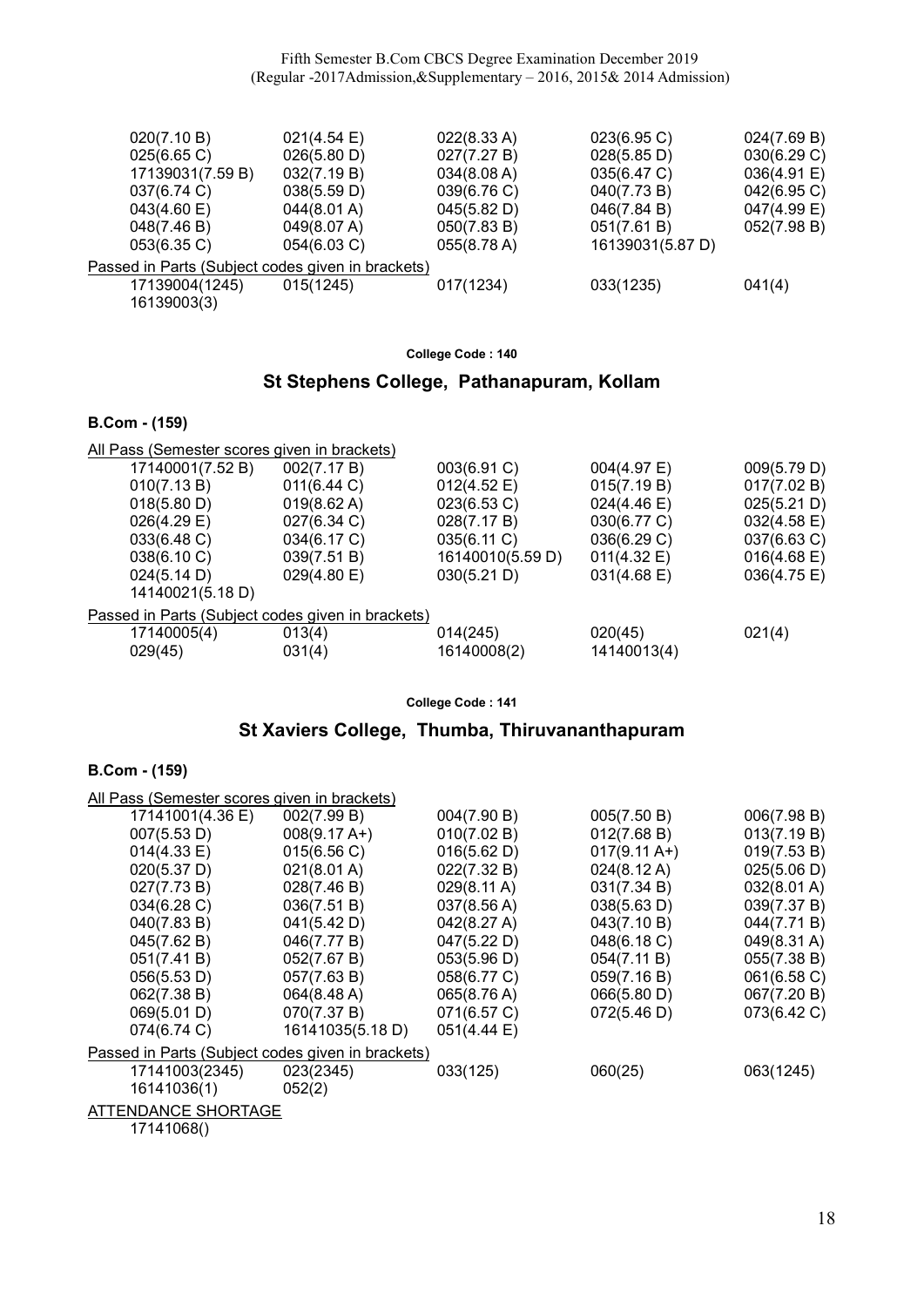| | | | | |
|---|---|---|---|---|
| 020(7.10 B) | 021(4.54 E) | 022(8.33 A) | 023(6.95 C) | 024(7.69 B) |
| 025(6.65 C) | 026(5.80 D) | 027(7.27 B) | 028(5.85 D) | 030(6.29 C) |
| 17139031(7.59 B) | 032(7.19 B) | 034(8.08 A) | 035(6.47 C) | 036(4.91 E) |
| 037(6.74 C) | 038(5.59 D) | 039(6.76 C) | 040(7.73 B) | 042(6.95 C) |
| 043(4.60 E) | 044(8.01 A) | 045(5.82 D) | 046(7.84 B) | 047(4.99 E) |
| 048(7.46 B) | 049(8.07 A) | 050(7.83 B) | 051(7.61 B) | 052(7.98 B) |
| 053(6.35 C) | 054(6.03 C) | 055(8.78 A) | 16139031(5.87 D) | |

Passed in Parts (Subject codes given in brackets)

| | | | | |
|---|---|---|---|---|
| 17139004(1245) | 015(1245) | 017(1234) | 033(1235) | 041(4) |
| 16139003(3) | | | | |

**College Code : 140**

## St Stephens College, Pathanapuram, Kollam

### B.Com - (159)

All Pass (Semester scores given in brackets)

| | | | | |
|---|---|---|---|---|
| 17140001(7.52 B) | 002(7.17 B) | 003(6.91 C) | 004(4.97 E) | 009(5.79 D) |
| 010(7.13 B) | 011(6.44 C) | 012(4.52 E) | 015(7.19 B) | 017(7.02 B) |
| 018(5.80 D) | 019(8.62 A) | 023(6.53 C) | 024(4.46 E) | 025(5.21 D) |
| 026(4.29 E) | 027(6.34 C) | 028(7.17 B) | 030(6.77 C) | 032(4.58 E) |
| 033(6.48 C) | 034(6.17 C) | 035(6.11 C) | 036(6.29 C) | 037(6.63 C) |
| 038(6.10 C) | 039(7.51 B) | 16140010(5.59 D) | 011(4.32 E) | 016(4.68 E) |
| 024(5.14 D) | 029(4.80 E) | 030(5.21 D) | 031(4.68 E) | 036(4.75 E) |
| 14140021(5.18 D) | | | | |

Passed in Parts (Subject codes given in brackets)

| | | | | |
|---|---|---|---|---|
| 17140005(4) | 013(4) | 014(245) | 020(45) | 021(4) |
| 029(45) | 031(4) | 16140008(2) | 14140013(4) | |

**College Code : 141**

## St Xaviers College, Thumba, Thiruvananthapuram

### B.Com - (159)

All Pass (Semester scores given in brackets)

| | | | | |
|---|---|---|---|---|
| 17141001(4.36 E) | 002(7.99 B) | 004(7.90 B) | 005(7.50 B) | 006(7.98 B) |
| 007(5.53 D) | 008(9.17 A+) | 010(7.02 B) | 012(7.68 B) | 013(7.19 B) |
| 014(4.33 E) | 015(6.56 C) | 016(5.62 D) | 017(9.11 A+) | 019(7.53 B) |
| 020(5.37 D) | 021(8.01 A) | 022(7.32 B) | 024(8.12 A) | 025(5.06 D) |
| 027(7.73 B) | 028(7.46 B) | 029(8.11 A) | 031(7.34 B) | 032(8.01 A) |
| 034(6.28 C) | 036(7.51 B) | 037(8.56 A) | 038(5.63 D) | 039(7.37 B) |
| 040(7.83 B) | 041(5.42 D) | 042(8.27 A) | 043(7.10 B) | 044(7.71 B) |
| 045(7.62 B) | 046(7.77 B) | 047(5.22 D) | 048(6.18 C) | 049(8.31 A) |
| 051(7.41 B) | 052(7.67 B) | 053(5.96 D) | 054(7.11 B) | 055(7.38 B) |
| 056(5.53 D) | 057(7.63 B) | 058(6.77 C) | 059(7.16 B) | 061(6.58 C) |
| 062(7.38 B) | 064(8.48 A) | 065(8.76 A) | 066(5.80 D) | 067(7.20 B) |
| 069(5.01 D) | 070(7.37 B) | 071(6.57 C) | 072(5.46 D) | 073(6.42 C) |
| 074(6.74 C) | 16141035(5.18 D) | 051(4.44 E) | | |

Passed in Parts (Subject codes given in brackets)

| | | | | |
|---|---|---|---|---|
| 17141003(2345) | 023(2345) | 033(125) | 060(25) | 063(1245) |
| 16141036(1) | 052(2) | | | |

ATTENDANCE SHORTAGE

17141068()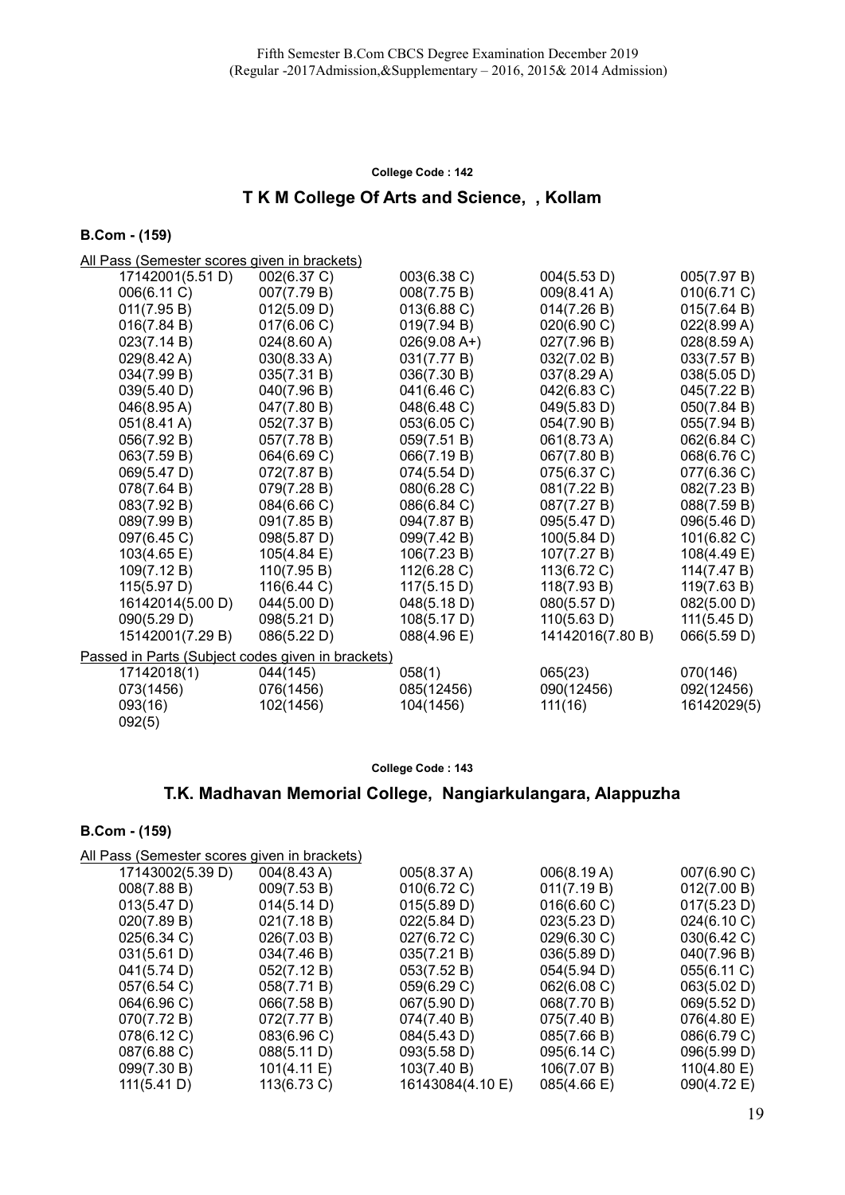Fifth Semester B.Com CBCS Degree Examination December 2019
(Regular -2017Admission,&Supplementary – 2016, 2015& 2014 Admission)

**College Code : 142**

## T K M College Of Arts and Science, , Kollam

**B.Com - (159)**

All Pass (Semester scores given in brackets)

| | | | | |
|---|---|---|---|---|
| 17142001(5.51 D) | 002(6.37 C) | 003(6.38 C) | 004(5.53 D) | 005(7.97 B) |
| 006(6.11 C) | 007(7.79 B) | 008(7.75 B) | 009(8.41 A) | 010(6.71 C) |
| 011(7.95 B) | 012(5.09 D) | 013(6.88 C) | 014(7.26 B) | 015(7.64 B) |
| 016(7.84 B) | 017(6.06 C) | 019(7.94 B) | 020(6.90 C) | 022(8.99 A) |
| 023(7.14 B) | 024(8.60 A) | 026(9.08 A+) | 027(7.96 B) | 028(8.59 A) |
| 029(8.42 A) | 030(8.33 A) | 031(7.77 B) | 032(7.02 B) | 033(7.57 B) |
| 034(7.99 B) | 035(7.31 B) | 036(7.30 B) | 037(8.29 A) | 038(5.05 D) |
| 039(5.40 D) | 040(7.96 B) | 041(6.46 C) | 042(6.83 C) | 045(7.22 B) |
| 046(8.95 A) | 047(7.80 B) | 048(6.48 C) | 049(5.83 D) | 050(7.84 B) |
| 051(8.41 A) | 052(7.37 B) | 053(6.05 C) | 054(7.90 B) | 055(7.94 B) |
| 056(7.92 B) | 057(7.78 B) | 059(7.51 B) | 061(8.73 A) | 062(6.84 C) |
| 063(7.59 B) | 064(6.69 C) | 066(7.19 B) | 067(7.80 B) | 068(6.76 C) |
| 069(5.47 D) | 072(7.87 B) | 074(5.54 D) | 075(6.37 C) | 077(6.36 C) |
| 078(7.64 B) | 079(7.28 B) | 080(6.28 C) | 081(7.22 B) | 082(7.23 B) |
| 083(7.92 B) | 084(6.66 C) | 086(6.84 C) | 087(7.27 B) | 088(7.59 B) |
| 089(7.99 B) | 091(7.85 B) | 094(7.87 B) | 095(5.47 D) | 096(5.46 D) |
| 097(6.45 C) | 098(5.87 D) | 099(7.42 B) | 100(5.84 D) | 101(6.82 C) |
| 103(4.65 E) | 105(4.84 E) | 106(7.23 B) | 107(7.27 B) | 108(4.49 E) |
| 109(7.12 B) | 110(7.95 B) | 112(6.28 C) | 113(6.72 C) | 114(7.47 B) |
| 115(5.97 D) | 116(6.44 C) | 117(5.15 D) | 118(7.93 B) | 119(7.63 B) |
| 16142014(5.00 D) | 044(5.00 D) | 048(5.18 D) | 080(5.57 D) | 082(5.00 D) |
| 090(5.29 D) | 098(5.21 D) | 108(5.17 D) | 110(5.63 D) | 111(5.45 D) |
| 15142001(7.29 B) | 086(5.22 D) | 088(4.96 E) | 14142016(7.80 B) | 066(5.59 D) |

Passed in Parts (Subject codes given in brackets)

| | | | | |
|---|---|---|---|---|
| 17142018(1) | 044(145) | 058(1) | 065(23) | 070(146) |
| 073(1456) | 076(1456) | 085(12456) | 090(12456) | 092(12456) |
| 093(16) | 102(1456) | 104(1456) | 111(16) | 16142029(5) |
| 092(5) | | | | |

**College Code : 143**

## T.K. Madhavan Memorial College, Nangiarkulangara, Alappuzha

**B.Com - (159)**

All Pass (Semester scores given in brackets)

| | | | | |
|---|---|---|---|---|
| 17143002(5.39 D) | 004(8.43 A) | 005(8.37 A) | 006(8.19 A) | 007(6.90 C) |
| 008(7.88 B) | 009(7.53 B) | 010(6.72 C) | 011(7.19 B) | 012(7.00 B) |
| 013(5.47 D) | 014(5.14 D) | 015(5.89 D) | 016(6.60 C) | 017(5.23 D) |
| 020(7.89 B) | 021(7.18 B) | 022(5.84 D) | 023(5.23 D) | 024(6.10 C) |
| 025(6.34 C) | 026(7.03 B) | 027(6.72 C) | 029(6.30 C) | 030(6.42 C) |
| 031(5.61 D) | 034(7.46 B) | 035(7.21 B) | 036(5.89 D) | 040(7.96 B) |
| 041(5.74 D) | 052(7.12 B) | 053(7.52 B) | 054(5.94 D) | 055(6.11 C) |
| 057(6.54 C) | 058(7.71 B) | 059(6.29 C) | 062(6.08 C) | 063(5.02 D) |
| 064(6.96 C) | 066(7.58 B) | 067(5.90 D) | 068(7.70 B) | 069(5.52 D) |
| 070(7.72 B) | 072(7.77 B) | 074(7.40 B) | 075(7.40 B) | 076(4.80 E) |
| 078(6.12 C) | 083(6.96 C) | 084(5.43 D) | 085(7.66 B) | 086(6.79 C) |
| 087(6.88 C) | 088(5.11 D) | 093(5.58 D) | 095(6.14 C) | 096(5.99 D) |
| 099(7.30 B) | 101(4.11 E) | 103(7.40 B) | 106(7.07 B) | 110(4.80 E) |
| 111(5.41 D) | 113(6.73 C) | 16143084(4.10 E) | 085(4.66 E) | 090(4.72 E) |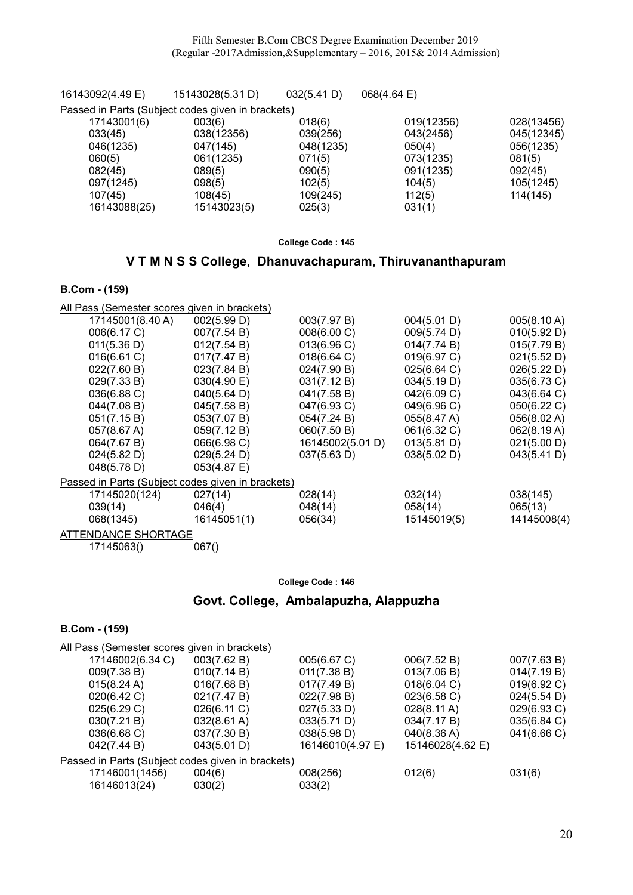| | | | | |
|---|---|---|---|---|
| 16143092(4.49 E) | 15143028(5.31 D) | 032(5.41 D) | 068(4.64 E) | |

Passed in Parts (Subject codes given in brackets)

| | | | | |
|---|---|---|---|---|
| 17143001(6) | 003(6) | 018(6) | 019(12356) | 028(13456) |
| 033(45) | 038(12356) | 039(256) | 043(2456) | 045(12345) |
| 046(1235) | 047(145) | 048(1235) | 050(4) | 056(1235) |
| 060(5) | 061(1235) | 071(5) | 073(1235) | 081(5) |
| 082(45) | 089(5) | 090(5) | 091(1235) | 092(45) |
| 097(1245) | 098(5) | 102(5) | 104(5) | 105(1245) |
| 107(45) | 108(45) | 109(245) | 112(5) | 114(145) |
| 16143088(25) | 15143023(5) | 025(3) | 031(1) | |

**College Code : 145**

## V T M N S S College, Dhanuvachapuram, Thiruvananthapuram

### B.Com - (159)

All Pass (Semester scores given in brackets)

| | | | | |
|---|---|---|---|---|
| 17145001(8.40 A) | 002(5.99 D) | 003(7.97 B) | 004(5.01 D) | 005(8.10 A) |
| 006(6.17 C) | 007(7.54 B) | 008(6.00 C) | 009(5.74 D) | 010(5.92 D) |
| 011(5.36 D) | 012(7.54 B) | 013(6.96 C) | 014(7.74 B) | 015(7.79 B) |
| 016(6.61 C) | 017(7.47 B) | 018(6.64 C) | 019(6.97 C) | 021(5.52 D) |
| 022(7.60 B) | 023(7.84 B) | 024(7.90 B) | 025(6.64 C) | 026(5.22 D) |
| 029(7.33 B) | 030(4.90 E) | 031(7.12 B) | 034(5.19 D) | 035(6.73 C) |
| 036(6.88 C) | 040(5.64 D) | 041(7.58 B) | 042(6.09 C) | 043(6.64 C) |
| 044(7.08 B) | 045(7.58 B) | 047(6.93 C) | 049(6.96 C) | 050(6.22 C) |
| 051(7.15 B) | 053(7.07 B) | 054(7.24 B) | 055(8.47 A) | 056(8.02 A) |
| 057(8.67 A) | 059(7.12 B) | 060(7.50 B) | 061(6.32 C) | 062(8.19 A) |
| 064(7.67 B) | 066(6.98 C) | 16145002(5.01 D) | 013(5.81 D) | 021(5.00 D) |
| 024(5.82 D) | 029(5.24 D) | 037(5.63 D) | 038(5.02 D) | 043(5.41 D) |
| 048(5.78 D) | 053(4.87 E) | | | |

Passed in Parts (Subject codes given in brackets)

| | | | | |
|---|---|---|---|---|
| 17145020(124) | 027(14) | 028(14) | 032(14) | 038(145) |
| 039(14) | 046(4) | 048(14) | 058(14) | 065(13) |
| 068(1345) | 16145051(1) | 056(34) | 15145019(5) | 14145008(4) |

ATTENDANCE SHORTAGE

| | |
|---|---|
| 17145063() | 067() |

**College Code : 146**

## Govt. College, Ambalapuzha, Alappuzha

### B.Com - (159)

All Pass (Semester scores given in brackets)

| | | | | |
|---|---|---|---|---|
| 17146002(6.34 C) | 003(7.62 B) | 005(6.67 C) | 006(7.52 B) | 007(7.63 B) |
| 009(7.38 B) | 010(7.14 B) | 011(7.38 B) | 013(7.06 B) | 014(7.19 B) |
| 015(8.24 A) | 016(7.68 B) | 017(7.49 B) | 018(6.04 C) | 019(6.92 C) |
| 020(6.42 C) | 021(7.47 B) | 022(7.98 B) | 023(6.58 C) | 024(5.54 D) |
| 025(6.29 C) | 026(6.11 C) | 027(5.33 D) | 028(8.11 A) | 029(6.93 C) |
| 030(7.21 B) | 032(8.61 A) | 033(5.71 D) | 034(7.17 B) | 035(6.84 C) |
| 036(6.68 C) | 037(7.30 B) | 038(5.98 D) | 040(8.36 A) | 041(6.66 C) |
| 042(7.44 B) | 043(5.01 D) | 16146010(4.97 E) | 15146028(4.62 E) | |

Passed in Parts (Subject codes given in brackets)

| | | | | |
|---|---|---|---|---|
| 17146001(1456) | 004(6) | 008(256) | 012(6) | 031(6) |
| 16146013(24) | 030(2) | 033(2) | | |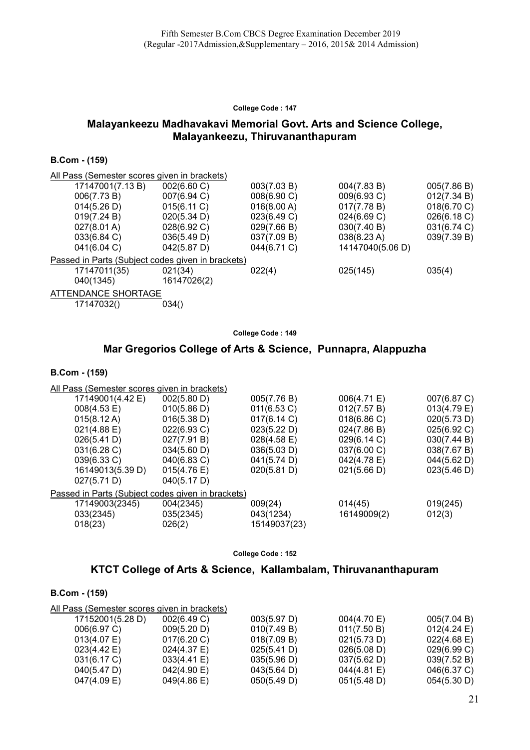Fifth Semester B.Com CBCS Degree Examination December 2019
(Regular -2017Admission,&Supplementary – 2016, 2015& 2014 Admission)

**College Code : 147**

## Malayankeezu Madhavakavi Memorial Govt. Arts and Science College, Malayankeezu, Thiruvananthapuram

### B.Com - (159)

All Pass (Semester scores given in brackets)

| | | | | |
|---|---|---|---|---|
| 17147001(7.13 B) | 002(6.60 C) | 003(7.03 B) | 004(7.83 B) | 005(7.86 B) |
| 006(7.73 B) | 007(6.94 C) | 008(6.90 C) | 009(6.93 C) | 012(7.34 B) |
| 014(5.26 D) | 015(6.11 C) | 016(8.00 A) | 017(7.78 B) | 018(6.70 C) |
| 019(7.24 B) | 020(5.34 D) | 023(6.49 C) | 024(6.69 C) | 026(6.18 C) |
| 027(8.01 A) | 028(6.92 C) | 029(7.66 B) | 030(7.40 B) | 031(6.74 C) |
| 033(6.84 C) | 036(5.49 D) | 037(7.09 B) | 038(8.23 A) | 039(7.39 B) |
| 041(6.04 C) | 042(5.87 D) | 044(6.71 C) | 14147040(5.06 D) | |

Passed in Parts (Subject codes given in brackets)

| | | | | |
|---|---|---|---|---|
| 17147011(35) | 021(34) | 022(4) | 025(145) | 035(4) |
| 040(1345) | 16147026(2) | | | |

ATTENDANCE SHORTAGE

| | |
|---|---|
| 17147032() | 034() |

**College Code : 149**

## Mar Gregorios College of Arts & Science, Punnapra, Alappuzha

### B.Com - (159)

All Pass (Semester scores given in brackets)

| | | | | |
|---|---|---|---|---|
| 17149001(4.42 E) | 002(5.80 D) | 005(7.76 B) | 006(4.71 E) | 007(6.87 C) |
| 008(4.53 E) | 010(5.86 D) | 011(6.53 C) | 012(7.57 B) | 013(4.79 E) |
| 015(8.12 A) | 016(5.38 D) | 017(6.14 C) | 018(6.86 C) | 020(5.73 D) |
| 021(4.88 E) | 022(6.93 C) | 023(5.22 D) | 024(7.86 B) | 025(6.92 C) |
| 026(5.41 D) | 027(7.91 B) | 028(4.58 E) | 029(6.14 C) | 030(7.44 B) |
| 031(6.28 C) | 034(5.60 D) | 036(5.03 D) | 037(6.00 C) | 038(7.67 B) |
| 039(6.33 C) | 040(6.83 C) | 041(5.74 D) | 042(4.78 E) | 044(5.62 D) |
| 16149013(5.39 D) | 015(4.76 E) | 020(5.81 D) | 021(5.66 D) | 023(5.46 D) |
| 027(5.71 D) | 040(5.17 D) | | | |

Passed in Parts (Subject codes given in brackets)

| | | | | |
|---|---|---|---|---|
| 17149003(2345) | 004(2345) | 009(24) | 014(45) | 019(245) |
| 033(2345) | 035(2345) | 043(1234) | 16149009(2) | 012(3) |
| 018(23) | 026(2) | 15149037(23) | | |

**College Code : 152**

## KTCT College of Arts & Science, Kallambalam, Thiruvananthapuram

### B.Com - (159)

All Pass (Semester scores given in brackets)

| | | | | |
|---|---|---|---|---|
| 17152001(5.28 D) | 002(6.49 C) | 003(5.97 D) | 004(4.70 E) | 005(7.04 B) |
| 006(6.97 C) | 009(5.20 D) | 010(7.49 B) | 011(7.50 B) | 012(4.24 E) |
| 013(4.07 E) | 017(6.20 C) | 018(7.09 B) | 021(5.73 D) | 022(4.68 E) |
| 023(4.42 E) | 024(4.37 E) | 025(5.41 D) | 026(5.08 D) | 029(6.99 C) |
| 031(6.17 C) | 033(4.41 E) | 035(5.96 D) | 037(5.62 D) | 039(7.52 B) |
| 040(5.47 D) | 042(4.90 E) | 043(5.64 D) | 044(4.81 E) | 046(6.37 C) |
| 047(4.09 E) | 049(4.86 E) | 050(5.49 D) | 051(5.48 D) | 054(5.30 D) |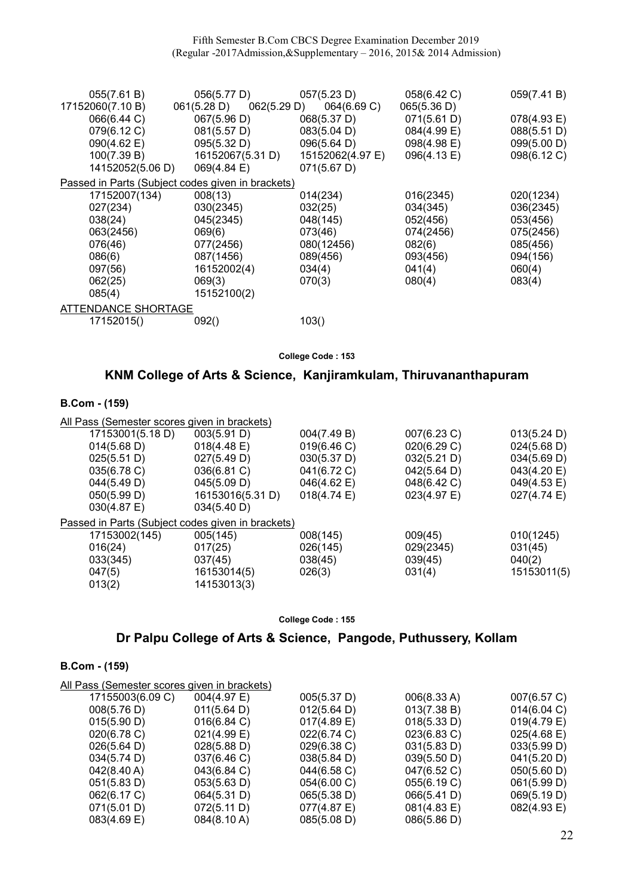| | | | | |
|---|---|---|---|---|
| 055(7.61 B) | 056(5.77 D) | 057(5.23 D) | 058(6.42 C) | 059(7.41 B) |
| 17152060(7.10 B) | 061(5.28 D) 062(5.29 D) | 064(6.69 C) | 065(5.36 D) | |
| 066(6.44 C) | 067(5.96 D) | 068(5.37 D) | 071(5.61 D) | 078(4.93 E) |
| 079(6.12 C) | 081(5.57 D) | 083(5.04 D) | 084(4.99 E) | 088(5.51 D) |
| 090(4.62 E) | 095(5.32 D) | 096(5.64 D) | 098(4.98 E) | 099(5.00 D) |
| 100(7.39 B) | 16152067(5.31 D) | 15152062(4.97 E) | 096(4.13 E) | 098(6.12 C) |
| 14152052(5.06 D) | 069(4.84 E) | 071(5.67 D) | | |

Passed in Parts (Subject codes given in brackets)

| | | | | |
|---|---|---|---|---|
| 17152007(134) | 008(13) | 014(234) | 016(2345) | 020(1234) |
| 027(234) | 030(2345) | 032(25) | 034(345) | 036(2345) |
| 038(24) | 045(2345) | 048(145) | 052(456) | 053(456) |
| 063(2456) | 069(6) | 073(46) | 074(2456) | 075(2456) |
| 076(46) | 077(2456) | 080(12456) | 082(6) | 085(456) |
| 086(6) | 087(1456) | 089(456) | 093(456) | 094(156) |
| 097(56) | 16152002(4) | 034(4) | 041(4) | 060(4) |
| 062(25) | 069(3) | 070(3) | 080(4) | 083(4) |
| 085(4) | 15152100(2) | | | |

ATTENDANCE SHORTAGE

| | | |
|---|---|---|
| 17152015() | 092() | 103() |

College Code : 153

## KNM College of Arts & Science, Kanjiramkulam, Thiruvananthapuram

### B.Com - (159)

All Pass (Semester scores given in brackets)

| | | | | |
|---|---|---|---|---|
| 17153001(5.18 D) | 003(5.91 D) | 004(7.49 B) | 007(6.23 C) | 013(5.24 D) |
| 014(5.68 D) | 018(4.48 E) | 019(6.46 C) | 020(6.29 C) | 024(5.68 D) |
| 025(5.51 D) | 027(5.49 D) | 030(5.37 D) | 032(5.21 D) | 034(5.69 D) |
| 035(6.78 C) | 036(6.81 C) | 041(6.72 C) | 042(5.64 D) | 043(4.20 E) |
| 044(5.49 D) | 045(5.09 D) | 046(4.62 E) | 048(6.42 C) | 049(4.53 E) |
| 050(5.99 D) | 16153016(5.31 D) | 018(4.74 E) | 023(4.97 E) | 027(4.74 E) |
| 030(4.87 E) | 034(5.40 D) | | | |

Passed in Parts (Subject codes given in brackets)

| | | | | |
|---|---|---|---|---|
| 17153002(145) | 005(145) | 008(145) | 009(45) | 010(1245) |
| 016(24) | 017(25) | 026(145) | 029(2345) | 031(45) |
| 033(345) | 037(45) | 038(45) | 039(45) | 040(2) |
| 047(5) | 16153014(5) | 026(3) | 031(4) | 15153011(5) |
| 013(2) | 14153013(3) | | | |

College Code : 155

## Dr Palpu College of Arts & Science, Pangode, Puthussery, Kollam

### B.Com - (159)

All Pass (Semester scores given in brackets)

| | | | | |
|---|---|---|---|---|
| 17155003(6.09 C) | 004(4.97 E) | 005(5.37 D) | 006(8.33 A) | 007(6.57 C) |
| 008(5.76 D) | 011(5.64 D) | 012(5.64 D) | 013(7.38 B) | 014(6.04 C) |
| 015(5.90 D) | 016(6.84 C) | 017(4.89 E) | 018(5.33 D) | 019(4.79 E) |
| 020(6.78 C) | 021(4.99 E) | 022(6.74 C) | 023(6.83 C) | 025(4.68 E) |
| 026(5.64 D) | 028(5.88 D) | 029(6.38 C) | 031(5.83 D) | 033(5.99 D) |
| 034(5.74 D) | 037(6.46 C) | 038(5.84 D) | 039(5.50 D) | 041(5.20 D) |
| 042(8.40 A) | 043(6.84 C) | 044(6.58 C) | 047(6.52 C) | 050(5.60 D) |
| 051(5.83 D) | 053(5.63 D) | 054(6.00 C) | 055(6.19 C) | 061(5.99 D) |
| 062(6.17 C) | 064(5.31 D) | 065(5.38 D) | 066(5.41 D) | 069(5.19 D) |
| 071(5.01 D) | 072(5.11 D) | 077(4.87 E) | 081(4.83 E) | 082(4.93 E) |
| 083(4.69 E) | 084(8.10 A) | 085(5.08 D) | 086(5.86 D) | |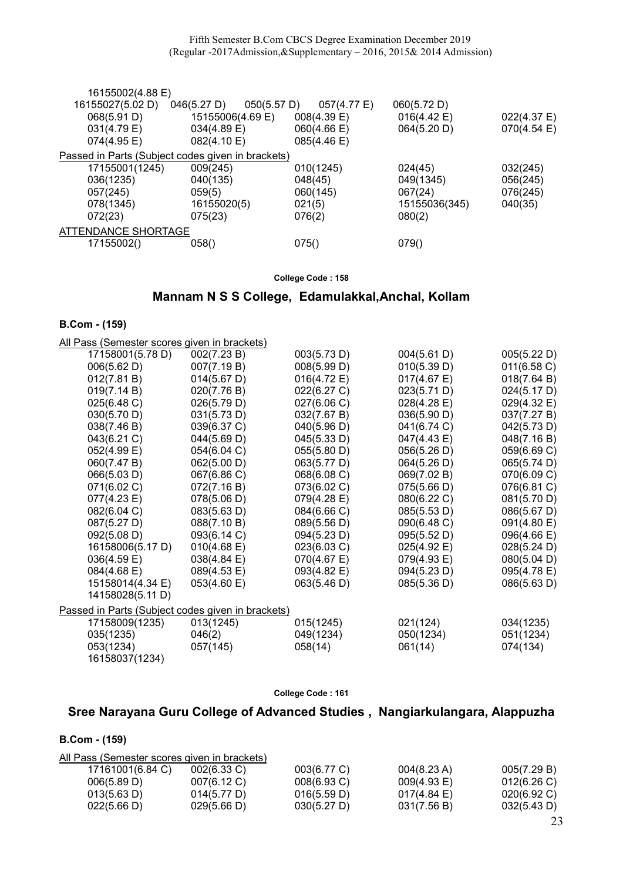| | | | | |
|---|---|---|---|---|
| 16155002(4.88 E) | | | | |
| 16155027(5.02 D) | 046(5.27 D) | 050(5.57 D) | 057(4.77 E) | 060(5.72 D) |
| 068(5.91 D) | 15155006(4.69 E) | 008(4.39 E) | 016(4.42 E) | 022(4.37 E) |
| 031(4.79 E) | 034(4.89 E) | 060(4.66 E) | 064(5.20 D) | 070(4.54 E) |
| 074(4.95 E) | 082(4.10 E) | 085(4.46 E) | | |

Passed in Parts (Subject codes given in brackets)

| | | | | |
|---|---|---|---|---|
| 17155001(1245) | 009(245) | 010(1245) | 024(45) | 032(245) |
| 036(1235) | 040(135) | 048(45) | 049(1345) | 056(245) |
| 057(245) | 059(5) | 060(145) | 067(24) | 076(245) |
| 078(1345) | 16155020(5) | 021(5) | 15155036(345) | 040(35) |
| 072(23) | 075(23) | 076(2) | 080(2) | |

ATTENDANCE SHORTAGE

| | | | |
|---|---|---|---|
| 17155002() | 058() | 075() | 079() |

College Code : 158

## Mannam N S S College, Edamulakkal,Anchal, Kollam

### B.Com - (159)

All Pass (Semester scores given in brackets)

| | | | | |
|---|---|---|---|---|
| 17158001(5.78 D) | 002(7.23 B) | 003(5.73 D) | 004(5.61 D) | 005(5.22 D) |
| 006(5.62 D) | 007(7.19 B) | 008(5.99 D) | 010(5.39 D) | 011(6.58 C) |
| 012(7.81 B) | 014(5.67 D) | 016(4.72 E) | 017(4.67 E) | 018(7.64 B) |
| 019(7.14 B) | 020(7.76 B) | 022(6.27 C) | 023(5.71 D) | 024(5.17 D) |
| 025(6.48 C) | 026(5.79 D) | 027(6.06 C) | 028(4.28 E) | 029(4.32 E) |
| 030(5.70 D) | 031(5.73 D) | 032(7.67 B) | 036(5.90 D) | 037(7.27 B) |
| 038(7.46 B) | 039(6.37 C) | 040(5.96 D) | 041(6.74 C) | 042(5.73 D) |
| 043(6.21 C) | 044(5.69 D) | 045(5.33 D) | 047(4.43 E) | 048(7.16 B) |
| 052(4.99 E) | 054(6.04 C) | 055(5.80 D) | 056(5.26 D) | 059(6.69 C) |
| 060(7.47 B) | 062(5.00 D) | 063(5.77 D) | 064(5.26 D) | 065(5.74 D) |
| 066(5.03 D) | 067(6.86 C) | 068(6.08 C) | 069(7.02 B) | 070(6.09 C) |
| 071(6.02 C) | 072(7.16 B) | 073(6.02 C) | 075(5.66 D) | 076(6.81 C) |
| 077(4.23 E) | 078(5.06 D) | 079(4.28 E) | 080(6.22 C) | 081(5.70 D) |
| 082(6.04 C) | 083(5.63 D) | 084(6.66 C) | 085(5.53 D) | 086(5.67 D) |
| 087(5.27 D) | 088(7.10 B) | 089(5.56 D) | 090(6.48 C) | 091(4.80 E) |
| 092(5.08 D) | 093(6.14 C) | 094(5.23 D) | 095(5.52 D) | 096(4.66 E) |
| 16158006(5.17 D) | 010(4.68 E) | 023(6.03 C) | 025(4.92 E) | 028(5.24 D) |
| 036(4.59 E) | 038(4.84 E) | 070(4.67 E) | 079(4.93 E) | 080(5.04 D) |
| 084(4.68 E) | 089(4.53 E) | 093(4.82 E) | 094(5.23 D) | 095(4.78 E) |
| 15158014(4.34 E) | 053(4.60 E) | 063(5.46 D) | 085(5.36 D) | 086(5.63 D) |
| 14158028(5.11 D) | | | | |

Passed in Parts (Subject codes given in brackets)

| | | | | |
|---|---|---|---|---|
| 17158009(1235) | 013(1245) | 015(1245) | 021(124) | 034(1235) |
| 035(1235) | 046(2) | 049(1234) | 050(1234) | 051(1234) |
| 053(1234) | 057(145) | 058(14) | 061(14) | 074(134) |
| 16158037(1234) | | | | |

College Code : 161

## Sree Narayana Guru College of Advanced Studies , Nangiarkulangara, Alappuzha

### B.Com - (159)

All Pass (Semester scores given in brackets)

| | | | | |
|---|---|---|---|---|
| 17161001(6.84 C) | 002(6.33 C) | 003(6.77 C) | 004(8.23 A) | 005(7.29 B) |
| 006(5.89 D) | 007(6.12 C) | 008(6.93 C) | 009(4.93 E) | 012(6.26 C) |
| 013(5.63 D) | 014(5.77 D) | 016(5.59 D) | 017(4.84 E) | 020(6.92 C) |
| 022(5.66 D) | 029(5.66 D) | 030(5.27 D) | 031(7.56 B) | 032(5.43 D) |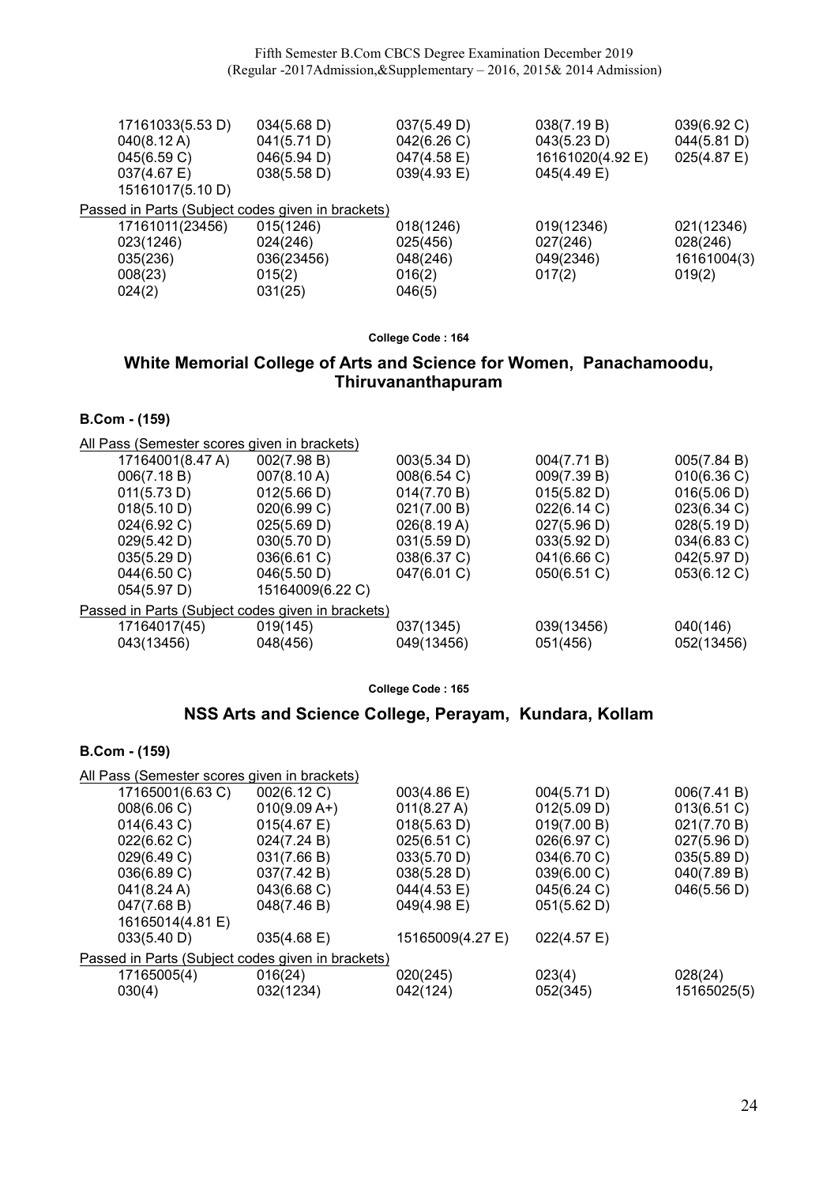| | | | | |
|---|---|---|---|---|
| 17161033(5.53 D) | 034(5.68 D) | 037(5.49 D) | 038(7.19 B) | 039(6.92 C) |
| 040(8.12 A) | 041(5.71 D) | 042(6.26 C) | 043(5.23 D) | 044(5.81 D) |
| 045(6.59 C) | 046(5.94 D) | 047(4.58 E) | 16161020(4.92 E) | 025(4.87 E) |
| 037(4.67 E) | 038(5.58 D) | 039(4.93 E) | 045(4.49 E) | |
| 15161017(5.10 D) | | | | |

Passed in Parts (Subject codes given in brackets)

| | | | | |
|---|---|---|---|---|
| 17161011(23456) | 015(1246) | 018(1246) | 019(12346) | 021(12346) |
| 023(1246) | 024(246) | 025(456) | 027(246) | 028(246) |
| 035(236) | 036(23456) | 048(246) | 049(2346) | 16161004(3) |
| 008(23) | 015(2) | 016(2) | 017(2) | 019(2) |
| 024(2) | 031(25) | 046(5) | | |

**College Code : 164**

## White Memorial College of Arts and Science for Women, Panachamoodu, Thiruvananthapuram

### B.Com - (159)

All Pass (Semester scores given in brackets)

| | | | | |
|---|---|---|---|---|
| 17164001(8.47 A) | 002(7.98 B) | 003(5.34 D) | 004(7.71 B) | 005(7.84 B) |
| 006(7.18 B) | 007(8.10 A) | 008(6.54 C) | 009(7.39 B) | 010(6.36 C) |
| 011(5.73 D) | 012(5.66 D) | 014(7.70 B) | 015(5.82 D) | 016(5.06 D) |
| 018(5.10 D) | 020(6.99 C) | 021(7.00 B) | 022(6.14 C) | 023(6.34 C) |
| 024(6.92 C) | 025(5.69 D) | 026(8.19 A) | 027(5.96 D) | 028(5.19 D) |
| 029(5.42 D) | 030(5.70 D) | 031(5.59 D) | 033(5.92 D) | 034(6.83 C) |
| 035(5.29 D) | 036(6.61 C) | 038(6.37 C) | 041(6.66 C) | 042(5.97 D) |
| 044(6.50 C) | 046(5.50 D) | 047(6.01 C) | 050(6.51 C) | 053(6.12 C) |
| 054(5.97 D) | 15164009(6.22 C) | | | |

Passed in Parts (Subject codes given in brackets)

| | | | | |
|---|---|---|---|---|
| 17164017(45) | 019(145) | 037(1345) | 039(13456) | 040(146) |
| 043(13456) | 048(456) | 049(13456) | 051(456) | 052(13456) |

**College Code : 165**

## NSS Arts and Science College, Perayam, Kundara, Kollam

### B.Com - (159)

All Pass (Semester scores given in brackets)

| | | | | |
|---|---|---|---|---|
| 17165001(6.63 C) | 002(6.12 C) | 003(4.86 E) | 004(5.71 D) | 006(7.41 B) |
| 008(6.06 C) | 010(9.09 A+) | 011(8.27 A) | 012(5.09 D) | 013(6.51 C) |
| 014(6.43 C) | 015(4.67 E) | 018(5.63 D) | 019(7.00 B) | 021(7.70 B) |
| 022(6.62 C) | 024(7.24 B) | 025(6.51 C) | 026(6.97 C) | 027(5.96 D) |
| 029(6.49 C) | 031(7.66 B) | 033(5.70 D) | 034(6.70 C) | 035(5.89 D) |
| 036(6.89 C) | 037(7.42 B) | 038(5.28 D) | 039(6.00 C) | 040(7.89 B) |
| 041(8.24 A) | 043(6.68 C) | 044(4.53 E) | 045(6.24 C) | 046(5.56 D) |
| 047(7.68 B) | 048(7.46 B) | 049(4.98 E) | 051(5.62 D) | |
| 16165014(4.81 E) | | | | |
| 033(5.40 D) | 035(4.68 E) | 15165009(4.27 E) | 022(4.57 E) | |

Passed in Parts (Subject codes given in brackets)

| | | | | |
|---|---|---|---|---|
| 17165005(4) | 016(24) | 020(245) | 023(4) | 028(24) |
| 030(4) | 032(1234) | 042(124) | 052(345) | 15165025(5) |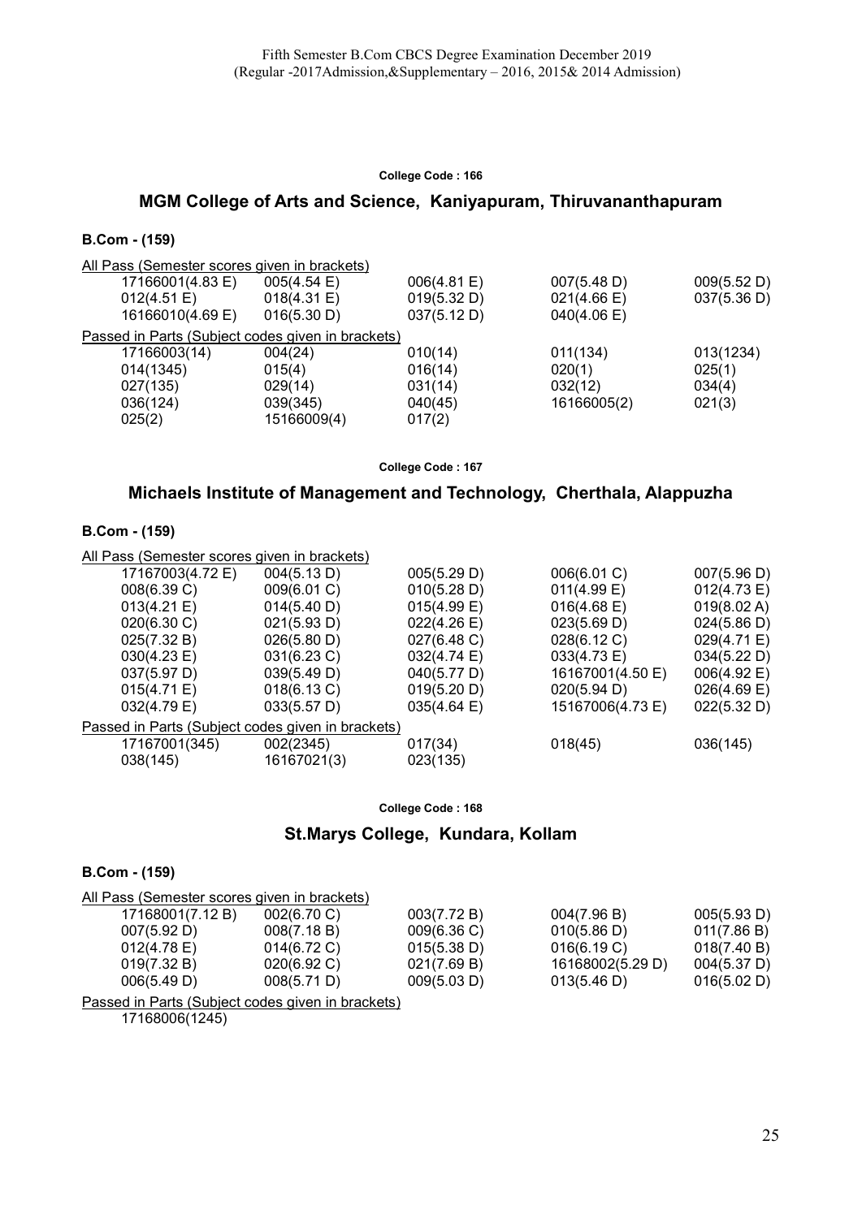**College Code : 166**

## MGM College of Arts and Science, Kaniyapuram, Thiruvananthapuram

### B.Com - (159)

All Pass (Semester scores given in brackets)

| | | | | |
|---|---|---|---|---|
| 17166001(4.83 E) | 005(4.54 E) | 006(4.81 E) | 007(5.48 D) | 009(5.52 D) |
| 012(4.51 E) | 018(4.31 E) | 019(5.32 D) | 021(4.66 E) | 037(5.36 D) |
| 16166010(4.69 E) | 016(5.30 D) | 037(5.12 D) | 040(4.06 E) | |

Passed in Parts (Subject codes given in brackets)

| | | | | |
|---|---|---|---|---|
| 17166003(14) | 004(24) | 010(14) | 011(134) | 013(1234) |
| 014(1345) | 015(4) | 016(14) | 020(1) | 025(1) |
| 027(135) | 029(14) | 031(14) | 032(12) | 034(4) |
| 036(124) | 039(345) | 040(45) | 16166005(2) | 021(3) |
| 025(2) | 15166009(4) | 017(2) | | |

**College Code : 167**

## Michaels Institute of Management and Technology, Cherthala, Alappuzha

### B.Com - (159)

All Pass (Semester scores given in brackets)

| | | | | |
|---|---|---|---|---|
| 17167003(4.72 E) | 004(5.13 D) | 005(5.29 D) | 006(6.01 C) | 007(5.96 D) |
| 008(6.39 C) | 009(6.01 C) | 010(5.28 D) | 011(4.99 E) | 012(4.73 E) |
| 013(4.21 E) | 014(5.40 D) | 015(4.99 E) | 016(4.68 E) | 019(8.02 A) |
| 020(6.30 C) | 021(5.93 D) | 022(4.26 E) | 023(5.69 D) | 024(5.86 D) |
| 025(7.32 B) | 026(5.80 D) | 027(6.48 C) | 028(6.12 C) | 029(4.71 E) |
| 030(4.23 E) | 031(6.23 C) | 032(4.74 E) | 033(4.73 E) | 034(5.22 D) |
| 037(5.97 D) | 039(5.49 D) | 040(5.77 D) | 16167001(4.50 E) | 006(4.92 E) |
| 015(4.71 E) | 018(6.13 C) | 019(5.20 D) | 020(5.94 D) | 026(4.69 E) |
| 032(4.79 E) | 033(5.57 D) | 035(4.64 E) | 15167006(4.73 E) | 022(5.32 D) |

Passed in Parts (Subject codes given in brackets)

| | | | | |
|---|---|---|---|---|
| 17167001(345) | 002(2345) | 017(34) | 018(45) | 036(145) |
| 038(145) | 16167021(3) | 023(135) | | |

**College Code : 168**

## St.Marys College, Kundara, Kollam

### B.Com - (159)

All Pass (Semester scores given in brackets)

| | | | | |
|---|---|---|---|---|
| 17168001(7.12 B) | 002(6.70 C) | 003(7.72 B) | 004(7.96 B) | 005(5.93 D) |
| 007(5.92 D) | 008(7.18 B) | 009(6.36 C) | 010(5.86 D) | 011(7.86 B) |
| 012(4.78 E) | 014(6.72 C) | 015(5.38 D) | 016(6.19 C) | 018(7.40 B) |
| 019(7.32 B) | 020(6.92 C) | 021(7.69 B) | 16168002(5.29 D) | 004(5.37 D) |
| 006(5.49 D) | 008(5.71 D) | 009(5.03 D) | 013(5.46 D) | 016(5.02 D) |

Passed in Parts (Subject codes given in brackets)

17168006(1245)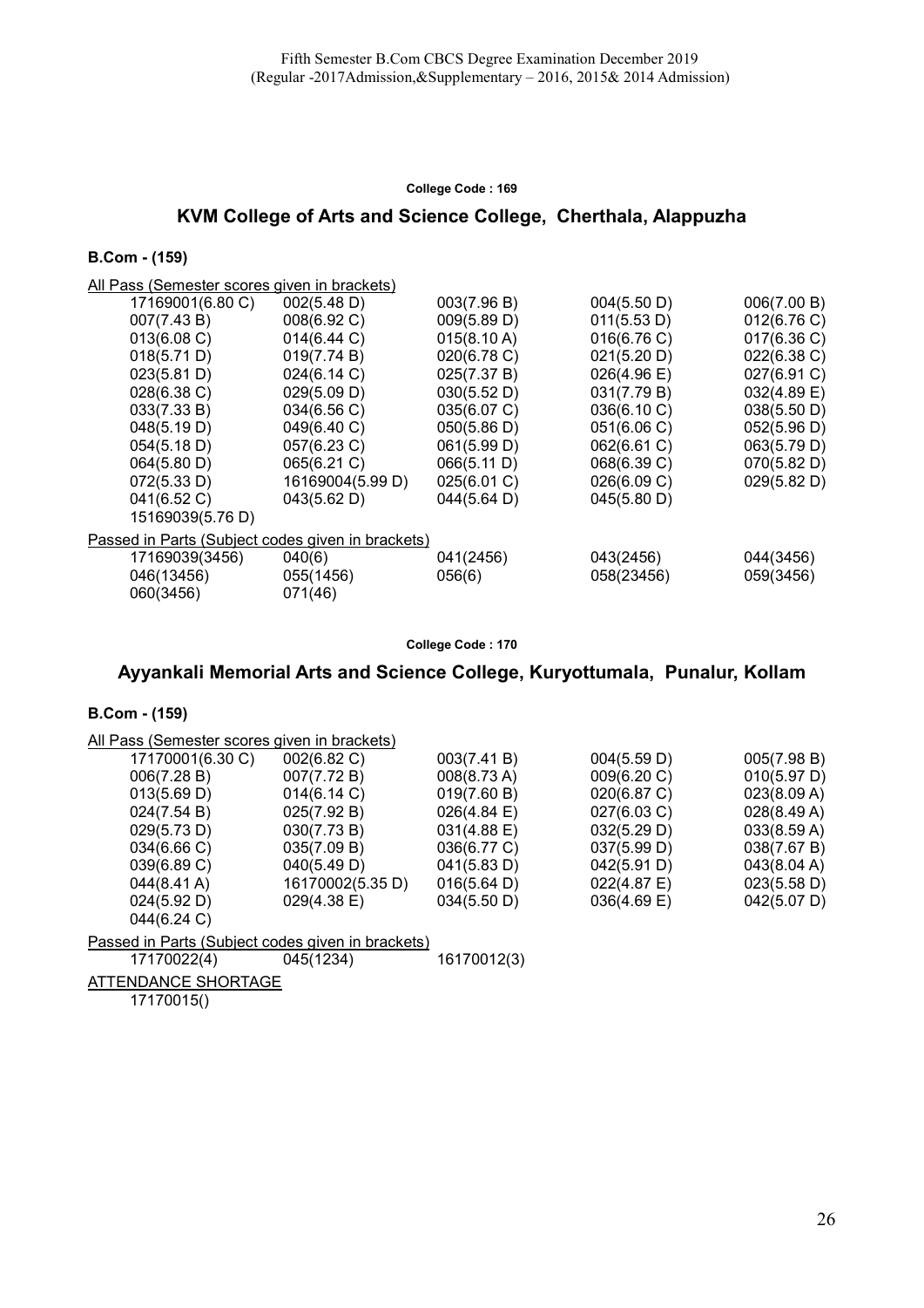Fifth Semester B.Com CBCS Degree Examination December 2019
(Regular -2017Admission,&Supplementary – 2016, 2015& 2014 Admission)

**College Code : 169**

## KVM College of Arts and Science College, Cherthala, Alappuzha

### B.Com - (159)

All Pass (Semester scores given in brackets)

| | | | | |
|---|---|---|---|---|
| 17169001(6.80 C) | 002(5.48 D) | 003(7.96 B) | 004(5.50 D) | 006(7.00 B) |
| 007(7.43 B) | 008(6.92 C) | 009(5.89 D) | 011(5.53 D) | 012(6.76 C) |
| 013(6.08 C) | 014(6.44 C) | 015(8.10 A) | 016(6.76 C) | 017(6.36 C) |
| 018(5.71 D) | 019(7.74 B) | 020(6.78 C) | 021(5.20 D) | 022(6.38 C) |
| 023(5.81 D) | 024(6.14 C) | 025(7.37 B) | 026(4.96 E) | 027(6.91 C) |
| 028(6.38 C) | 029(5.09 D) | 030(5.52 D) | 031(7.79 B) | 032(4.89 E) |
| 033(7.33 B) | 034(6.56 C) | 035(6.07 C) | 036(6.10 C) | 038(5.50 D) |
| 048(5.19 D) | 049(6.40 C) | 050(5.86 D) | 051(6.06 C) | 052(5.96 D) |
| 054(5.18 D) | 057(6.23 C) | 061(5.99 D) | 062(6.61 C) | 063(5.79 D) |
| 064(5.80 D) | 065(6.21 C) | 066(5.11 D) | 068(6.39 C) | 070(5.82 D) |
| 072(5.33 D) | 16169004(5.99 D) | 025(6.01 C) | 026(6.09 C) | 029(5.82 D) |
| 041(6.52 C) | 043(5.62 D) | 044(5.64 D) | 045(5.80 D) | |
| 15169039(5.76 D) | | | | |

Passed in Parts (Subject codes given in brackets)

| | | | | |
|---|---|---|---|---|
| 17169039(3456) | 040(6) | 041(2456) | 043(2456) | 044(3456) |
| 046(13456) | 055(1456) | 056(6) | 058(23456) | 059(3456) |
| 060(3456) | 071(46) | | | |

**College Code : 170**

## Ayyankali Memorial Arts and Science College, Kuryottumala, Punalur, Kollam

### B.Com - (159)

All Pass (Semester scores given in brackets)

| | | | | |
|---|---|---|---|---|
| 17170001(6.30 C) | 002(6.82 C) | 003(7.41 B) | 004(5.59 D) | 005(7.98 B) |
| 006(7.28 B) | 007(7.72 B) | 008(8.73 A) | 009(6.20 C) | 010(5.97 D) |
| 013(5.69 D) | 014(6.14 C) | 019(7.60 B) | 020(6.87 C) | 023(8.09 A) |
| 024(7.54 B) | 025(7.92 B) | 026(4.84 E) | 027(6.03 C) | 028(8.49 A) |
| 029(5.73 D) | 030(7.73 B) | 031(4.88 E) | 032(5.29 D) | 033(8.59 A) |
| 034(6.66 C) | 035(7.09 B) | 036(6.77 C) | 037(5.99 D) | 038(7.67 B) |
| 039(6.89 C) | 040(5.49 D) | 041(5.83 D) | 042(5.91 D) | 043(8.04 A) |
| 044(8.41 A) | 16170002(5.35 D) | 016(5.64 D) | 022(4.87 E) | 023(5.58 D) |
| 024(5.92 D) | 029(4.38 E) | 034(5.50 D) | 036(4.69 E) | 042(5.07 D) |
| 044(6.24 C) | | | | |

Passed in Parts (Subject codes given in brackets)

| | | |
|---|---|---|
| 17170022(4) | 045(1234) | 16170012(3) |

ATTENDANCE SHORTAGE

17170015()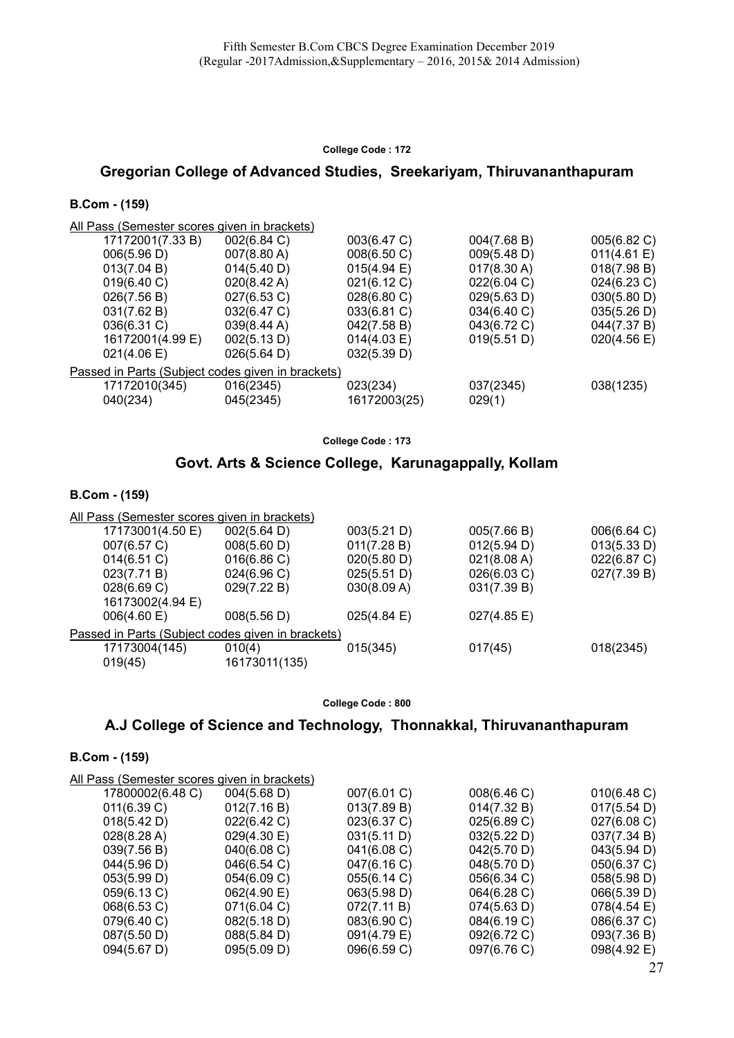Fifth Semester B.Com CBCS Degree Examination December 2019
(Regular -2017Admission,&Supplementary – 2016, 2015& 2014 Admission)

**College Code : 172**

## Gregorian College of Advanced Studies, Sreekariyam, Thiruvananthapuram

**B.Com - (159)**

All Pass (Semester scores given in brackets)

| | | | | |
|---|---|---|---|---|
| 17172001(7.33 B) | 002(6.84 C) | 003(6.47 C) | 004(7.68 B) | 005(6.82 C) |
| 006(5.96 D) | 007(8.80 A) | 008(6.50 C) | 009(5.48 D) | 011(4.61 E) |
| 013(7.04 B) | 014(5.40 D) | 015(4.94 E) | 017(8.30 A) | 018(7.98 B) |
| 019(6.40 C) | 020(8.42 A) | 021(6.12 C) | 022(6.04 C) | 024(6.23 C) |
| 026(7.56 B) | 027(6.53 C) | 028(6.80 C) | 029(5.63 D) | 030(5.80 D) |
| 031(7.62 B) | 032(6.47 C) | 033(6.81 C) | 034(6.40 C) | 035(5.26 D) |
| 036(6.31 C) | 039(8.44 A) | 042(7.58 B) | 043(6.72 C) | 044(7.37 B) |
| 16172001(4.99 E) | 002(5.13 D) | 014(4.03 E) | 019(5.51 D) | 020(4.56 E) |
| 021(4.06 E) | 026(5.64 D) | 032(5.39 D) | | |

Passed in Parts (Subject codes given in brackets)

| | | | | |
|---|---|---|---|---|
| 17172010(345) | 016(2345) | 023(234) | 037(2345) | 038(1235) |
| 040(234) | 045(2345) | 16172003(25) | 029(1) | |

**College Code : 173**

## Govt. Arts & Science College, Karunagappally, Kollam

**B.Com - (159)**

All Pass (Semester scores given in brackets)

| | | | | |
|---|---|---|---|---|
| 17173001(4.50 E) | 002(5.64 D) | 003(5.21 D) | 005(7.66 B) | 006(6.64 C) |
| 007(6.57 C) | 008(5.60 D) | 011(7.28 B) | 012(5.94 D) | 013(5.33 D) |
| 014(6.51 C) | 016(6.86 C) | 020(5.80 D) | 021(8.08 A) | 022(6.87 C) |
| 023(7.71 B) | 024(6.96 C) | 025(5.51 D) | 026(6.03 C) | 027(7.39 B) |
| 028(6.69 C) | 029(7.22 B) | 030(8.09 A) | 031(7.39 B) | |
| 16173002(4.94 E) | | | | |
| 006(4.60 E) | 008(5.56 D) | 025(4.84 E) | 027(4.85 E) | |

Passed in Parts (Subject codes given in brackets)

| | | | | |
|---|---|---|---|---|
| 17173004(145) | 010(4) | 015(345) | 017(45) | 018(2345) |
| 019(45) | 16173011(135) | | | |

**College Code : 800**

## A.J College of Science and Technology, Thonnakkal, Thiruvananthapuram

**B.Com - (159)**

All Pass (Semester scores given in brackets)

| | | | | |
|---|---|---|---|---|
| 17800002(6.48 C) | 004(5.68 D) | 007(6.01 C) | 008(6.46 C) | 010(6.48 C) |
| 011(6.39 C) | 012(7.16 B) | 013(7.89 B) | 014(7.32 B) | 017(5.54 D) |
| 018(5.42 D) | 022(6.42 C) | 023(6.37 C) | 025(6.89 C) | 027(6.08 C) |
| 028(8.28 A) | 029(4.30 E) | 031(5.11 D) | 032(5.22 D) | 037(7.34 B) |
| 039(7.56 B) | 040(6.08 C) | 041(6.08 C) | 042(5.70 D) | 043(5.94 D) |
| 044(5.96 D) | 046(6.54 C) | 047(6.16 C) | 048(5.70 D) | 050(6.37 C) |
| 053(5.99 D) | 054(6.09 C) | 055(6.14 C) | 056(6.34 C) | 058(5.98 D) |
| 059(6.13 C) | 062(4.90 E) | 063(5.98 D) | 064(6.28 C) | 066(5.39 D) |
| 068(6.53 C) | 071(6.04 C) | 072(7.11 B) | 074(5.63 D) | 078(4.54 E) |
| 079(6.40 C) | 082(5.18 D) | 083(6.90 C) | 084(6.19 C) | 086(6.37 C) |
| 087(5.50 D) | 088(5.84 D) | 091(4.79 E) | 092(6.72 C) | 093(7.36 B) |
| 094(5.67 D) | 095(5.09 D) | 096(6.59 C) | 097(6.76 C) | 098(4.92 E) |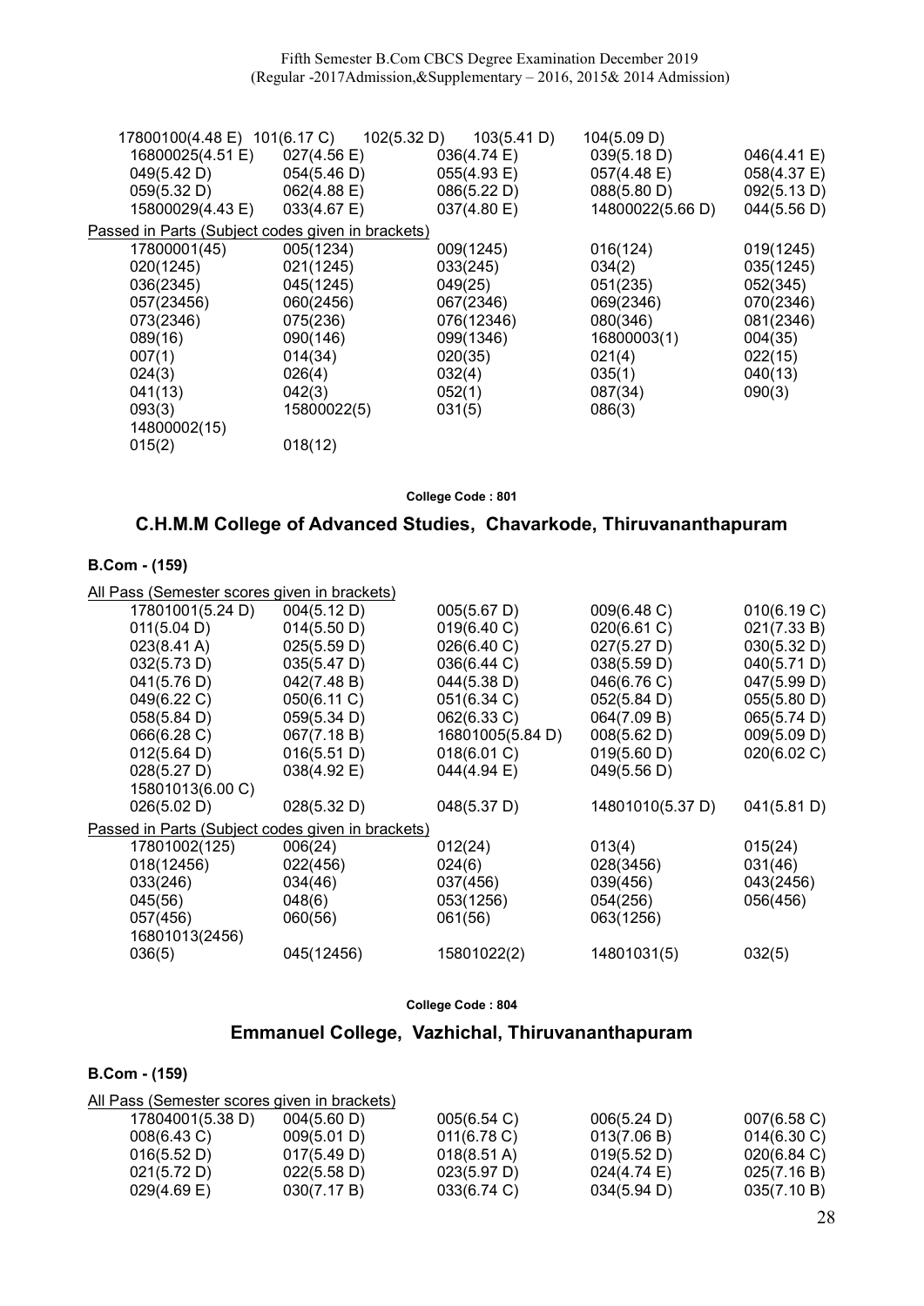| | | | | |
|---|---|---|---|---|
| 17800100(4.48 E) | 101(6.17 C) | 102(5.32 D) | 103(5.41 D) | 104(5.09 D) |
| 16800025(4.51 E) | 027(4.56 E) | 036(4.74 E) | 039(5.18 D) | 046(4.41 E) |
| 049(5.42 D) | 054(5.46 D) | 055(4.93 E) | 057(4.48 E) | 058(4.37 E) |
| 059(5.32 D) | 062(4.88 E) | 086(5.22 D) | 088(5.80 D) | 092(5.13 D) |
| 15800029(4.43 E) | 033(4.67 E) | 037(4.80 E) | 14800022(5.66 D) | 044(5.56 D) |

Passed in Parts (Subject codes given in brackets)

| | | | | |
|---|---|---|---|---|
| 17800001(45) | 005(1234) | 009(1245) | 016(124) | 019(1245) |
| 020(1245) | 021(1245) | 033(245) | 034(2) | 035(1245) |
| 036(2345) | 045(1245) | 049(25) | 051(235) | 052(345) |
| 057(23456) | 060(2456) | 067(2346) | 069(2346) | 070(2346) |
| 073(2346) | 075(236) | 076(12346) | 080(346) | 081(2346) |
| 089(16) | 090(146) | 099(1346) | 16800003(1) | 004(35) |
| 007(1) | 014(34) | 020(35) | 021(4) | 022(15) |
| 024(3) | 026(4) | 032(4) | 035(1) | 040(13) |
| 041(13) | 042(3) | 052(1) | 087(34) | 090(3) |
| 093(3) | 15800022(5) | 031(5) | 086(3) | |
| 14800002(15) | | | | |
| 015(2) | 018(12) | | | |

**College Code : 801**

## C.H.M.M College of Advanced Studies, Chavarkode, Thiruvananthapuram

### B.Com - (159)

All Pass (Semester scores given in brackets)

| | | | | |
|---|---|---|---|---|
| 17801001(5.24 D) | 004(5.12 D) | 005(5.67 D) | 009(6.48 C) | 010(6.19 C) |
| 011(5.04 D) | 014(5.50 D) | 019(6.40 C) | 020(6.61 C) | 021(7.33 B) |
| 023(8.41 A) | 025(5.59 D) | 026(6.40 C) | 027(5.27 D) | 030(5.32 D) |
| 032(5.73 D) | 035(5.47 D) | 036(6.44 C) | 038(5.59 D) | 040(5.71 D) |
| 041(5.76 D) | 042(7.48 B) | 044(5.38 D) | 046(6.76 C) | 047(5.99 D) |
| 049(6.22 C) | 050(6.11 C) | 051(6.34 C) | 052(5.84 D) | 055(5.80 D) |
| 058(5.84 D) | 059(5.34 D) | 062(6.33 C) | 064(7.09 B) | 065(5.74 D) |
| 066(6.28 C) | 067(7.18 B) | 16801005(5.84 D) | 008(5.62 D) | 009(5.09 D) |
| 012(5.64 D) | 016(5.51 D) | 018(6.01 C) | 019(5.60 D) | 020(6.02 C) |
| 028(5.27 D) | 038(4.92 E) | 044(4.94 E) | 049(5.56 D) | |
| 15801013(6.00 C) | | | | |
| 026(5.02 D) | 028(5.32 D) | 048(5.37 D) | 14801010(5.37 D) | 041(5.81 D) |

Passed in Parts (Subject codes given in brackets)

| | | | | |
|---|---|---|---|---|
| 17801002(125) | 006(24) | 012(24) | 013(4) | 015(24) |
| 018(12456) | 022(456) | 024(6) | 028(3456) | 031(46) |
| 033(246) | 034(46) | 037(456) | 039(456) | 043(2456) |
| 045(56) | 048(6) | 053(1256) | 054(256) | 056(456) |
| 057(456) | 060(56) | 061(56) | 063(1256) | |
| 16801013(2456) | | | | |
| 036(5) | 045(12456) | 15801022(2) | 14801031(5) | 032(5) |

**College Code : 804**

## Emmanuel College, Vazhichal, Thiruvananthapuram

### B.Com - (159)

All Pass (Semester scores given in brackets)

| | | | | |
|---|---|---|---|---|
| 17804001(5.38 D) | 004(5.60 D) | 005(6.54 C) | 006(5.24 D) | 007(6.58 C) |
| 008(6.43 C) | 009(5.01 D) | 011(6.78 C) | 013(7.06 B) | 014(6.30 C) |
| 016(5.52 D) | 017(5.49 D) | 018(8.51 A) | 019(5.52 D) | 020(6.84 C) |
| 021(5.72 D) | 022(5.58 D) | 023(5.97 D) | 024(4.74 E) | 025(7.16 B) |
| 029(4.69 E) | 030(7.17 B) | 033(6.74 C) | 034(5.94 D) | 035(7.10 B) |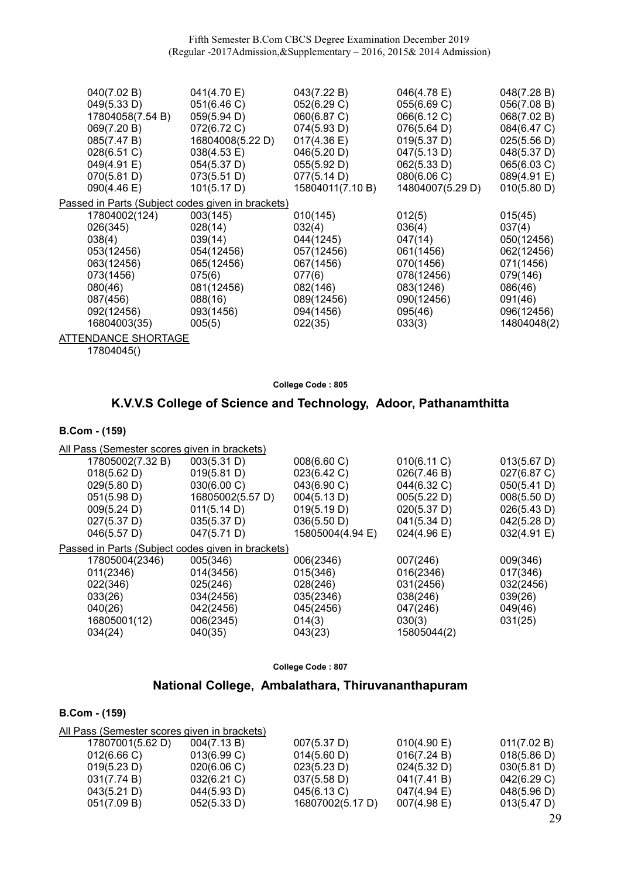| | | | | |
|---|---|---|---|---|
| 040(7.02 B) | 041(4.70 E) | 043(7.22 B) | 046(4.78 E) | 048(7.28 B) |
| 049(5.33 D) | 051(6.46 C) | 052(6.29 C) | 055(6.69 C) | 056(7.08 B) |
| 17804058(7.54 B) | 059(5.94 D) | 060(6.87 C) | 066(6.12 C) | 068(7.02 B) |
| 069(7.20 B) | 072(6.72 C) | 074(5.93 D) | 076(5.64 D) | 084(6.47 C) |
| 085(7.47 B) | 16804008(5.22 D) | 017(4.36 E) | 019(5.37 D) | 025(5.56 D) |
| 028(6.51 C) | 038(4.53 E) | 046(5.20 D) | 047(5.13 D) | 048(5.37 D) |
| 049(4.91 E) | 054(5.37 D) | 055(5.92 D) | 062(5.33 D) | 065(6.03 C) |
| 070(5.81 D) | 073(5.51 D) | 077(5.14 D) | 080(6.06 C) | 089(4.91 E) |
| 090(4.46 E) | 101(5.17 D) | 15804011(7.10 B) | 14804007(5.29 D) | 010(5.80 D) |

Passed in Parts (Subject codes given in brackets)

| | | | | |
|---|---|---|---|---|
| 17804002(124) | 003(145) | 010(145) | 012(5) | 015(45) |
| 026(345) | 028(14) | 032(4) | 036(4) | 037(4) |
| 038(4) | 039(14) | 044(1245) | 047(14) | 050(12456) |
| 053(12456) | 054(12456) | 057(12456) | 061(1456) | 062(12456) |
| 063(12456) | 065(12456) | 067(1456) | 070(1456) | 071(1456) |
| 073(1456) | 075(6) | 077(6) | 078(12456) | 079(146) |
| 080(46) | 081(12456) | 082(146) | 083(1246) | 086(46) |
| 087(456) | 088(16) | 089(12456) | 090(12456) | 091(46) |
| 092(12456) | 093(1456) | 094(1456) | 095(46) | 096(12456) |
| 16804003(35) | 005(5) | 022(35) | 033(3) | 14804048(2) |

ATTENDANCE SHORTAGE

17804045()

College Code : 805

## K.V.V.S College of Science and Technology, Adoor, Pathanamthitta

### B.Com - (159)

All Pass (Semester scores given in brackets)

| | | | | |
|---|---|---|---|---|
| 17805002(7.32 B) | 003(5.31 D) | 008(6.60 C) | 010(6.11 C) | 013(5.67 D) |
| 018(5.62 D) | 019(5.81 D) | 023(6.42 C) | 026(7.46 B) | 027(6.87 C) |
| 029(5.80 D) | 030(6.00 C) | 043(6.90 C) | 044(6.32 C) | 050(5.41 D) |
| 051(5.98 D) | 16805002(5.57 D) | 004(5.13 D) | 005(5.22 D) | 008(5.50 D) |
| 009(5.24 D) | 011(5.14 D) | 019(5.19 D) | 020(5.37 D) | 026(5.43 D) |
| 027(5.37 D) | 035(5.37 D) | 036(5.50 D) | 041(5.34 D) | 042(5.28 D) |
| 046(5.57 D) | 047(5.71 D) | 15805004(4.94 E) | 024(4.96 E) | 032(4.91 E) |

Passed in Parts (Subject codes given in brackets)

| | | | | |
|---|---|---|---|---|
| 17805004(2346) | 005(346) | 006(2346) | 007(246) | 009(346) |
| 011(2346) | 014(3456) | 015(346) | 016(2346) | 017(346) |
| 022(346) | 025(246) | 028(246) | 031(2456) | 032(2456) |
| 033(26) | 034(2456) | 035(2346) | 038(246) | 039(26) |
| 040(26) | 042(2456) | 045(2456) | 047(246) | 049(46) |
| 16805001(12) | 006(2345) | 014(3) | 030(3) | 031(25) |
| 034(24) | 040(35) | 043(23) | 15805044(2) | |

College Code : 807

## National College, Ambalathara, Thiruvananthapuram

### B.Com - (159)

All Pass (Semester scores given in brackets)

| | | | | |
|---|---|---|---|---|
| 17807001(5.62 D) | 004(7.13 B) | 007(5.37 D) | 010(4.90 E) | 011(7.02 B) |
| 012(6.66 C) | 013(6.99 C) | 014(5.60 D) | 016(7.24 B) | 018(5.86 D) |
| 019(5.23 D) | 020(6.06 C) | 023(5.23 D) | 024(5.32 D) | 030(5.81 D) |
| 031(7.74 B) | 032(6.21 C) | 037(5.58 D) | 041(7.41 B) | 042(6.29 C) |
| 043(5.21 D) | 044(5.93 D) | 045(6.13 C) | 047(4.94 E) | 048(5.96 D) |
| 051(7.09 B) | 052(5.33 D) | 16807002(5.17 D) | 007(4.98 E) | 013(5.47 D) |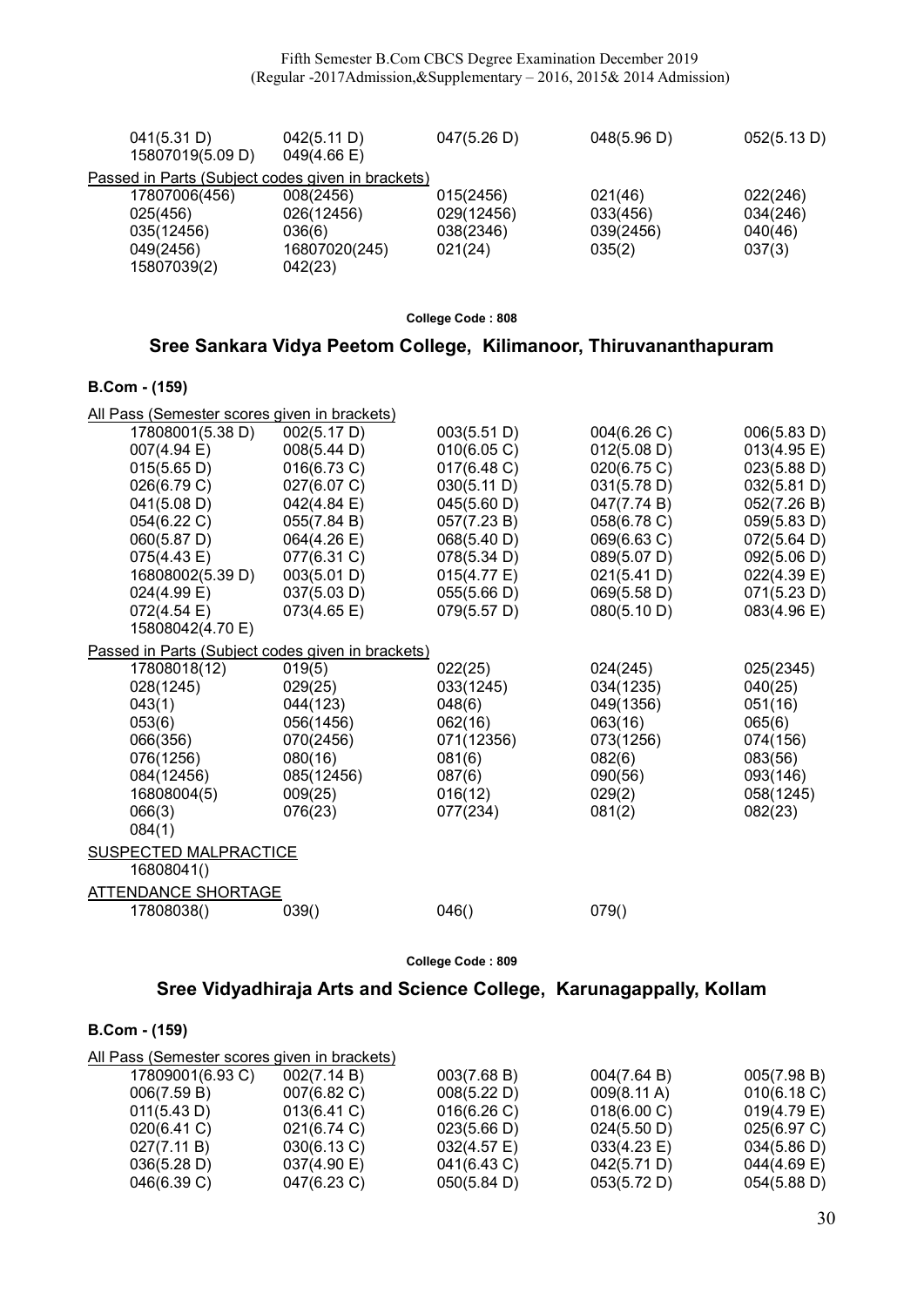| | | | | |
|---|---|---|---|---|
| 041(5.31 D) | 042(5.11 D) | 047(5.26 D) | 048(5.96 D) | 052(5.13 D) |
| 15807019(5.09 D) | 049(4.66 E) | | | |

Passed in Parts (Subject codes given in brackets)

| | | | | |
|---|---|---|---|---|
| 17807006(456) | 008(2456) | 015(2456) | 021(46) | 022(246) |
| 025(456) | 026(12456) | 029(12456) | 033(456) | 034(246) |
| 035(12456) | 036(6) | 038(2346) | 039(2456) | 040(46) |
| 049(2456) | 16807020(245) | 021(24) | 035(2) | 037(3) |
| 15807039(2) | 042(23) | | | |

College Code : 808

## Sree Sankara Vidya Peetom College, Kilimanoor, Thiruvananthapuram

### B.Com - (159)

All Pass (Semester scores given in brackets)

| | | | | |
|---|---|---|---|---|
| 17808001(5.38 D) | 002(5.17 D) | 003(5.51 D) | 004(6.26 C) | 006(5.83 D) |
| 007(4.94 E) | 008(5.44 D) | 010(6.05 C) | 012(5.08 D) | 013(4.95 E) |
| 015(5.65 D) | 016(6.73 C) | 017(6.48 C) | 020(6.75 C) | 023(5.88 D) |
| 026(6.79 C) | 027(6.07 C) | 030(5.11 D) | 031(5.78 D) | 032(5.81 D) |
| 041(5.08 D) | 042(4.84 E) | 045(5.60 D) | 047(7.74 B) | 052(7.26 B) |
| 054(6.22 C) | 055(7.84 B) | 057(7.23 B) | 058(6.78 C) | 059(5.83 D) |
| 060(5.87 D) | 064(4.26 E) | 068(5.40 D) | 069(6.63 C) | 072(5.64 D) |
| 075(4.43 E) | 077(6.31 C) | 078(5.34 D) | 089(5.07 D) | 092(5.06 D) |
| 16808002(5.39 D) | 003(5.01 D) | 015(4.77 E) | 021(5.41 D) | 022(4.39 E) |
| 024(4.99 E) | 037(5.03 D) | 055(5.66 D) | 069(5.58 D) | 071(5.23 D) |
| 072(4.54 E) | 073(4.65 E) | 079(5.57 D) | 080(5.10 D) | 083(4.96 E) |
| 15808042(4.70 E) | | | | |

Passed in Parts (Subject codes given in brackets)

| | | | | |
|---|---|---|---|---|
| 17808018(12) | 019(5) | 022(25) | 024(245) | 025(2345) |
| 028(1245) | 029(25) | 033(1245) | 034(1235) | 040(25) |
| 043(1) | 044(123) | 048(6) | 049(1356) | 051(16) |
| 053(6) | 056(1456) | 062(16) | 063(16) | 065(6) |
| 066(356) | 070(2456) | 071(12356) | 073(1256) | 074(156) |
| 076(1256) | 080(16) | 081(6) | 082(6) | 083(56) |
| 084(12456) | 085(12456) | 087(6) | 090(56) | 093(146) |
| 16808004(5) | 009(25) | 016(12) | 029(2) | 058(1245) |
| 066(3) | 076(23) | 077(234) | 081(2) | 082(23) |
| 084(1) | | | | |

SUSPECTED MALPRACTICE

16808041()

ATTENDANCE SHORTAGE

| | | | |
|---|---|---|---|
| 17808038() | 039() | 046() | 079() |

College Code : 809

## Sree Vidyadhiraja Arts and Science College, Karunagappally, Kollam

### B.Com - (159)

All Pass (Semester scores given in brackets)

| | | | | |
|---|---|---|---|---|
| 17809001(6.93 C) | 002(7.14 B) | 003(7.68 B) | 004(7.64 B) | 005(7.98 B) |
| 006(7.59 B) | 007(6.82 C) | 008(5.22 D) | 009(8.11 A) | 010(6.18 C) |
| 011(5.43 D) | 013(6.41 C) | 016(6.26 C) | 018(6.00 C) | 019(4.79 E) |
| 020(6.41 C) | 021(6.74 C) | 023(5.66 D) | 024(5.50 D) | 025(6.97 C) |
| 027(7.11 B) | 030(6.13 C) | 032(4.57 E) | 033(4.23 E) | 034(5.86 D) |
| 036(5.28 D) | 037(4.90 E) | 041(6.43 C) | 042(5.71 D) | 044(4.69 E) |
| 046(6.39 C) | 047(6.23 C) | 050(5.84 D) | 053(5.72 D) | 054(5.88 D) |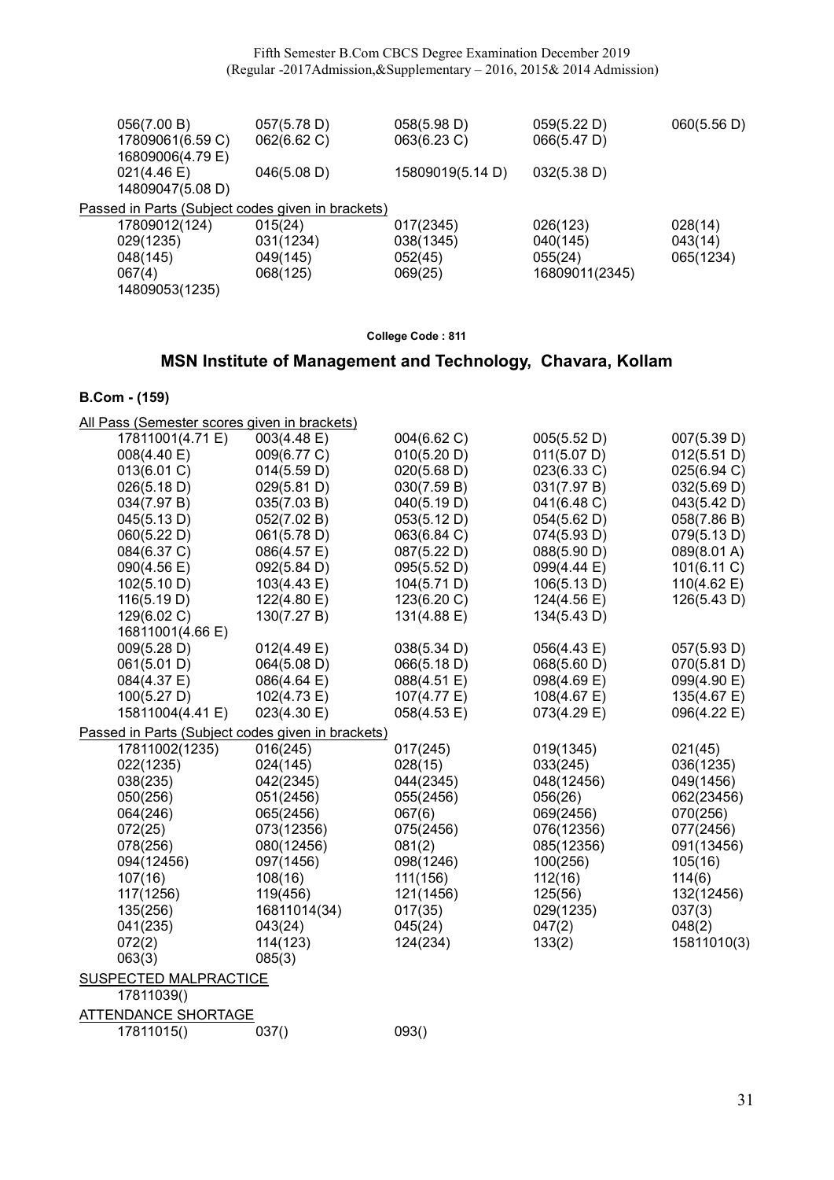| | | | | |
|---|---|---|---|---|
| 056(7.00 B) | 057(5.78 D) | 058(5.98 D) | 059(5.22 D) | 060(5.56 D) |
| 17809061(6.59 C) | 062(6.62 C) | 063(6.23 C) | 066(5.47 D) | |
| 16809006(4.79 E) | | | | |
| 021(4.46 E) | 046(5.08 D) | 15809019(5.14 D) | 032(5.38 D) | |
| 14809047(5.08 D) | | | | |

Passed in Parts (Subject codes given in brackets)

| | | | | |
|---|---|---|---|---|
| 17809012(124) | 015(24) | 017(2345) | 026(123) | 028(14) |
| 029(1235) | 031(1234) | 038(1345) | 040(145) | 043(14) |
| 048(145) | 049(145) | 052(45) | 055(24) | 065(1234) |
| 067(4) | 068(125) | 069(25) | 16809011(2345) | |
| 14809053(1235) | | | | |

**College Code : 811**

## MSN Institute of Management and Technology, Chavara, Kollam

**B.Com - (159)**

All Pass (Semester scores given in brackets)

| | | | | |
|---|---|---|---|---|
| 17811001(4.71 E) | 003(4.48 E) | 004(6.62 C) | 005(5.52 D) | 007(5.39 D) |
| 008(4.40 E) | 009(6.77 C) | 010(5.20 D) | 011(5.07 D) | 012(5.51 D) |
| 013(6.01 C) | 014(5.59 D) | 020(5.68 D) | 023(6.33 C) | 025(6.94 C) |
| 026(5.18 D) | 029(5.81 D) | 030(7.59 B) | 031(7.97 B) | 032(5.69 D) |
| 034(7.97 B) | 035(7.03 B) | 040(5.19 D) | 041(6.48 C) | 043(5.42 D) |
| 045(5.13 D) | 052(7.02 B) | 053(5.12 D) | 054(5.62 D) | 058(7.86 B) |
| 060(5.22 D) | 061(5.78 D) | 063(6.84 C) | 074(5.93 D) | 079(5.13 D) |
| 084(6.37 C) | 086(4.57 E) | 087(5.22 D) | 088(5.90 D) | 089(8.01 A) |
| 090(4.56 E) | 092(5.84 D) | 095(5.52 D) | 099(4.44 E) | 101(6.11 C) |
| 102(5.10 D) | 103(4.43 E) | 104(5.71 D) | 106(5.13 D) | 110(4.62 E) |
| 116(5.19 D) | 122(4.80 E) | 123(6.20 C) | 124(4.56 E) | 126(5.43 D) |
| 129(6.02 C) | 130(7.27 B) | 131(4.88 E) | 134(5.43 D) | |
| 16811001(4.66 E) | | | | |
| 009(5.28 D) | 012(4.49 E) | 038(5.34 D) | 056(4.43 E) | 057(5.93 D) |
| 061(5.01 D) | 064(5.08 D) | 066(5.18 D) | 068(5.60 D) | 070(5.81 D) |
| 084(4.37 E) | 086(4.64 E) | 088(4.51 E) | 098(4.69 E) | 099(4.90 E) |
| 100(5.27 D) | 102(4.73 E) | 107(4.77 E) | 108(4.67 E) | 135(4.67 E) |
| 15811004(4.41 E) | 023(4.30 E) | 058(4.53 E) | 073(4.29 E) | 096(4.22 E) |

Passed in Parts (Subject codes given in brackets)

| | | | | |
|---|---|---|---|---|
| 17811002(1235) | 016(245) | 017(245) | 019(1345) | 021(45) |
| 022(1235) | 024(145) | 028(15) | 033(245) | 036(1235) |
| 038(235) | 042(2345) | 044(2345) | 048(12456) | 049(1456) |
| 050(256) | 051(2456) | 055(2456) | 056(26) | 062(23456) |
| 064(246) | 065(2456) | 067(6) | 069(2456) | 070(256) |
| 072(25) | 073(12356) | 075(2456) | 076(12356) | 077(2456) |
| 078(256) | 080(12456) | 081(2) | 085(12356) | 091(13456) |
| 094(12456) | 097(1456) | 098(1246) | 100(256) | 105(16) |
| 107(16) | 108(16) | 111(156) | 112(16) | 114(6) |
| 117(1256) | 119(456) | 121(1456) | 125(56) | 132(12456) |
| 135(256) | 16811014(34) | 017(35) | 029(1235) | 037(3) |
| 041(235) | 043(24) | 045(24) | 047(2) | 048(2) |
| 072(2) | 114(123) | 124(234) | 133(2) | 15811010(3) |
| 063(3) | 085(3) | | | |

SUSPECTED MALPRACTICE

17811039()

ATTENDANCE SHORTAGE

| | | |
|---|---|---|
| 17811015() | 037() | 093() |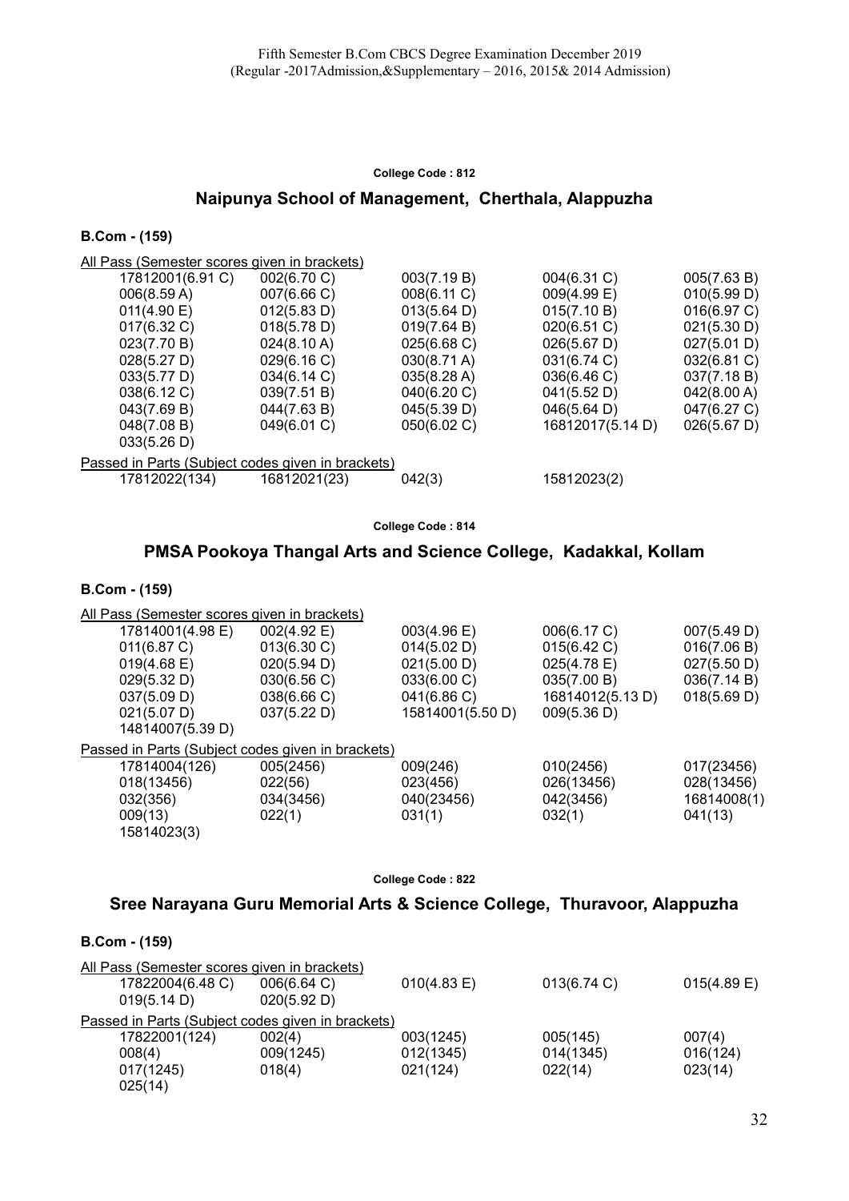Fifth Semester B.Com CBCS Degree Examination December 2019
(Regular -2017Admission,&Supplementary – 2016, 2015& 2014 Admission)

**College Code : 812**

## Naipunya School of Management, Cherthala, Alappuzha

### B.Com - (159)

All Pass (Semester scores given in brackets)

| | | | | |
|---|---|---|---|---|
| 17812001(6.91 C) | 002(6.70 C) | 003(7.19 B) | 004(6.31 C) | 005(7.63 B) |
| 006(8.59 A) | 007(6.66 C) | 008(6.11 C) | 009(4.99 E) | 010(5.99 D) |
| 011(4.90 E) | 012(5.83 D) | 013(5.64 D) | 015(7.10 B) | 016(6.97 C) |
| 017(6.32 C) | 018(5.78 D) | 019(7.64 B) | 020(6.51 C) | 021(5.30 D) |
| 023(7.70 B) | 024(8.10 A) | 025(6.68 C) | 026(5.67 D) | 027(5.01 D) |
| 028(5.27 D) | 029(6.16 C) | 030(8.71 A) | 031(6.74 C) | 032(6.81 C) |
| 033(5.77 D) | 034(6.14 C) | 035(8.28 A) | 036(6.46 C) | 037(7.18 B) |
| 038(6.12 C) | 039(7.51 B) | 040(6.20 C) | 041(5.52 D) | 042(8.00 A) |
| 043(7.69 B) | 044(7.63 B) | 045(5.39 D) | 046(5.64 D) | 047(6.27 C) |
| 048(7.08 B) | 049(6.01 C) | 050(6.02 C) | 16812017(5.14 D) | 026(5.67 D) |
| 033(5.26 D) | | | | |

Passed in Parts (Subject codes given in brackets)

| | | | |
|---|---|---|---|
| 17812022(134) | 16812021(23) | 042(3) | 15812023(2) |

**College Code : 814**

## PMSA Pookoya Thangal Arts and Science College, Kadakkal, Kollam

### B.Com - (159)

All Pass (Semester scores given in brackets)

| | | | | |
|---|---|---|---|---|
| 17814001(4.98 E) | 002(4.92 E) | 003(4.96 E) | 006(6.17 C) | 007(5.49 D) |
| 011(6.87 C) | 013(6.30 C) | 014(5.02 D) | 015(6.42 C) | 016(7.06 B) |
| 019(4.68 E) | 020(5.94 D) | 021(5.00 D) | 025(4.78 E) | 027(5.50 D) |
| 029(5.32 D) | 030(6.56 C) | 033(6.00 C) | 035(7.00 B) | 036(7.14 B) |
| 037(5.09 D) | 038(6.66 C) | 041(6.86 C) | 16814012(5.13 D) | 018(5.69 D) |
| 021(5.07 D) | 037(5.22 D) | 15814001(5.50 D) | 009(5.36 D) | |
| 14814007(5.39 D) | | | | |

Passed in Parts (Subject codes given in brackets)

| | | | | |
|---|---|---|---|---|
| 17814004(126) | 005(2456) | 009(246) | 010(2456) | 017(23456) |
| 018(13456) | 022(56) | 023(456) | 026(13456) | 028(13456) |
| 032(356) | 034(3456) | 040(23456) | 042(3456) | 16814008(1) |
| 009(13) | 022(1) | 031(1) | 032(1) | 041(13) |
| 15814023(3) | | | | |

**College Code : 822**

## Sree Narayana Guru Memorial Arts & Science College, Thuravoor, Alappuzha

### B.Com - (159)

All Pass (Semester scores given in brackets)

| | | | | |
|---|---|---|---|---|
| 17822004(6.48 C) | 006(6.64 C) | 010(4.83 E) | 013(6.74 C) | 015(4.89 E) |
| 019(5.14 D) | 020(5.92 D) | | | |

Passed in Parts (Subject codes given in brackets)

| | | | | |
|---|---|---|---|---|
| 17822001(124) | 002(4) | 003(1245) | 005(145) | 007(4) |
| 008(4) | 009(1245) | 012(1345) | 014(1345) | 016(124) |
| 017(1245) | 018(4) | 021(124) | 022(14) | 023(14) |
| 025(14) | | | | |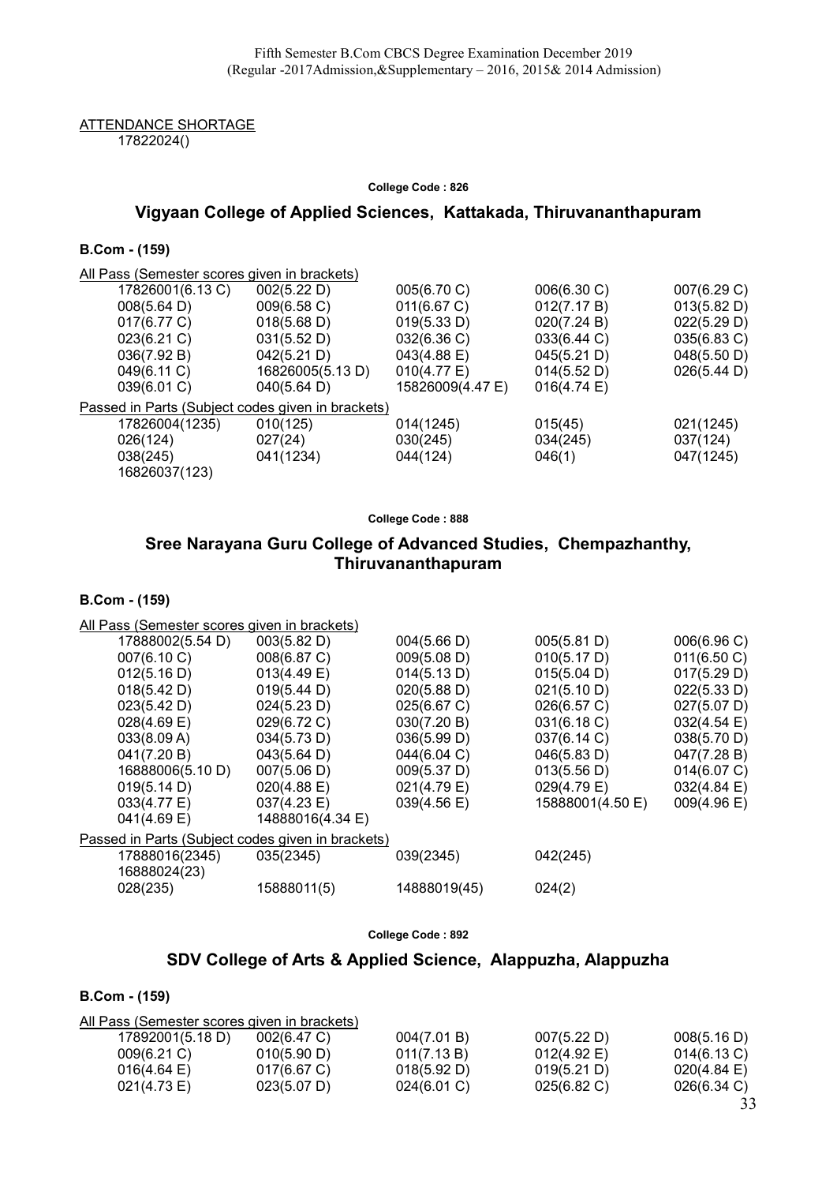ATTENDANCE SHORTAGE

17822024()

**College Code : 826**

## Vigyaan College of Applied Sciences, Kattakada, Thiruvananthapuram

### B.Com - (159)

All Pass (Semester scores given in brackets)

| | | | | |
|---|---|---|---|---|
| 17826001(6.13 C) | 002(5.22 D) | 005(6.70 C) | 006(6.30 C) | 007(6.29 C) |
| 008(5.64 D) | 009(6.58 C) | 011(6.67 C) | 012(7.17 B) | 013(5.82 D) |
| 017(6.77 C) | 018(5.68 D) | 019(5.33 D) | 020(7.24 B) | 022(5.29 D) |
| 023(6.21 C) | 031(5.52 D) | 032(6.36 C) | 033(6.44 C) | 035(6.83 C) |
| 036(7.92 B) | 042(5.21 D) | 043(4.88 E) | 045(5.21 D) | 048(5.50 D) |
| 049(6.11 C) | 16826005(5.13 D) | 010(4.77 E) | 014(5.52 D) | 026(5.44 D) |
| 039(6.01 C) | 040(5.64 D) | 15826009(4.47 E) | 016(4.74 E) | |

Passed in Parts (Subject codes given in brackets)

| | | | | |
|---|---|---|---|---|
| 17826004(1235) | 010(125) | 014(1245) | 015(45) | 021(1245) |
| 026(124) | 027(24) | 030(245) | 034(245) | 037(124) |
| 038(245) | 041(1234) | 044(124) | 046(1) | 047(1245) |
| 16826037(123) | | | | |

**College Code : 888**

## Sree Narayana Guru College of Advanced Studies, Chempazhanthy, Thiruvananthapuram

### B.Com - (159)

All Pass (Semester scores given in brackets)

| | | | | |
|---|---|---|---|---|
| 17888002(5.54 D) | 003(5.82 D) | 004(5.66 D) | 005(5.81 D) | 006(6.96 C) |
| 007(6.10 C) | 008(6.87 C) | 009(5.08 D) | 010(5.17 D) | 011(6.50 C) |
| 012(5.16 D) | 013(4.49 E) | 014(5.13 D) | 015(5.04 D) | 017(5.29 D) |
| 018(5.42 D) | 019(5.44 D) | 020(5.88 D) | 021(5.10 D) | 022(5.33 D) |
| 023(5.42 D) | 024(5.23 D) | 025(6.67 C) | 026(6.57 C) | 027(5.07 D) |
| 028(4.69 E) | 029(6.72 C) | 030(7.20 B) | 031(6.18 C) | 032(4.54 E) |
| 033(8.09 A) | 034(5.73 D) | 036(5.99 D) | 037(6.14 C) | 038(5.70 D) |
| 041(7.20 B) | 043(5.64 D) | 044(6.04 C) | 046(5.83 D) | 047(7.28 B) |
| 16888006(5.10 D) | 007(5.06 D) | 009(5.37 D) | 013(5.56 D) | 014(6.07 C) |
| 019(5.14 D) | 020(4.88 E) | 021(4.79 E) | 029(4.79 E) | 032(4.84 E) |
| 033(4.77 E) | 037(4.23 E) | 039(4.56 E) | 15888001(4.50 E) | 009(4.96 E) |
| 041(4.69 E) | 14888016(4.34 E) | | | |

Passed in Parts (Subject codes given in brackets)

| | | | |
|---|---|---|---|
| 17888016(2345) | 035(2345) | 039(2345) | 042(245) |
| 16888024(23) | | | |
| 028(235) | 15888011(5) | 14888019(45) | 024(2) |

**College Code : 892**

## SDV College of Arts & Applied Science, Alappuzha, Alappuzha

### B.Com - (159)

All Pass (Semester scores given in brackets)

| | | | | |
|---|---|---|---|---|
| 17892001(5.18 D) | 002(6.47 C) | 004(7.01 B) | 007(5.22 D) | 008(5.16 D) |
| 009(6.21 C) | 010(5.90 D) | 011(7.13 B) | 012(4.92 E) | 014(6.13 C) |
| 016(4.64 E) | 017(6.67 C) | 018(5.92 D) | 019(5.21 D) | 020(4.84 E) |
| 021(4.73 E) | 023(5.07 D) | 024(6.01 C) | 025(6.82 C) | 026(6.34 C) |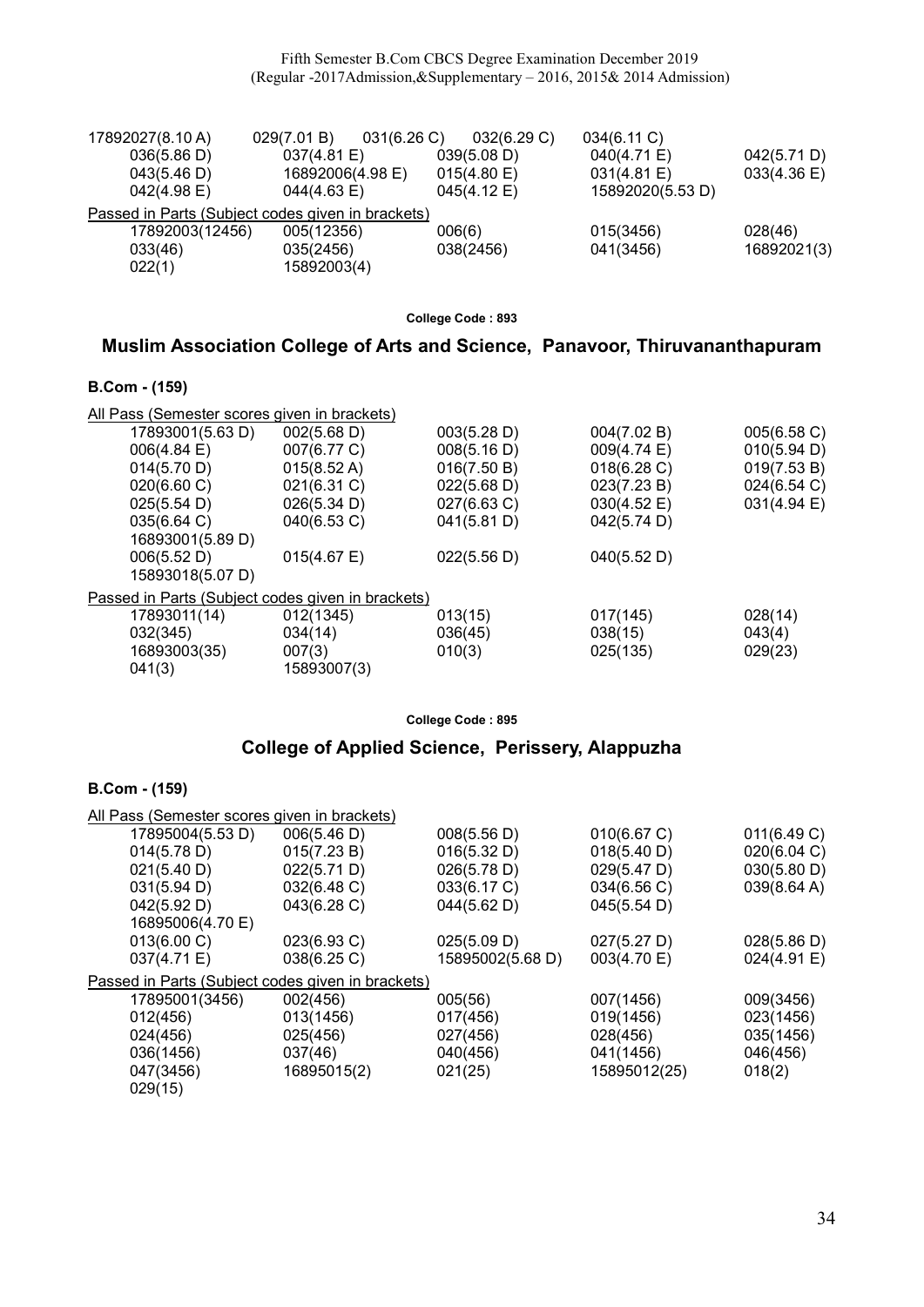| | | | | |
|---|---|---|---|---|
| 17892027(8.10 A) | 029(7.01 B) | 031(6.26 C) | 032(6.29 C) | 034(6.11 C) |
| 036(5.86 D) | 037(4.81 E) | 039(5.08 D) | 040(4.71 E) | 042(5.71 D) |
| 043(5.46 D) | 16892006(4.98 E) | 015(4.80 E) | 031(4.81 E) | 033(4.36 E) |
| 042(4.98 E) | 044(4.63 E) | 045(4.12 E) | 15892020(5.53 D) | |

Passed in Parts (Subject codes given in brackets)

| | | | | |
|---|---|---|---|---|
| 17892003(12456) | 005(12356) | 006(6) | 015(3456) | 028(46) |
| 033(46) | 035(2456) | 038(2456) | 041(3456) | 16892021(3) |
| 022(1) | 15892003(4) | | | |

**College Code : 893**

## Muslim Association College of Arts and Science, Panavoor, Thiruvananthapuram

### B.Com - (159)

All Pass (Semester scores given in brackets)

| | | | | |
|---|---|---|---|---|
| 17893001(5.63 D) | 002(5.68 D) | 003(5.28 D) | 004(7.02 B) | 005(6.58 C) |
| 006(4.84 E) | 007(6.77 C) | 008(5.16 D) | 009(4.74 E) | 010(5.94 D) |
| 014(5.70 D) | 015(8.52 A) | 016(7.50 B) | 018(6.28 C) | 019(7.53 B) |
| 020(6.60 C) | 021(6.31 C) | 022(5.68 D) | 023(7.23 B) | 024(6.54 C) |
| 025(5.54 D) | 026(5.34 D) | 027(6.63 C) | 030(4.52 E) | 031(4.94 E) |
| 035(6.64 C) | 040(6.53 C) | 041(5.81 D) | 042(5.74 D) | |
| 16893001(5.89 D) | | | | |
| 006(5.52 D) | 015(4.67 E) | 022(5.56 D) | 040(5.52 D) | |
| 15893018(5.07 D) | | | | |

Passed in Parts (Subject codes given in brackets)

| | | | | |
|---|---|---|---|---|
| 17893011(14) | 012(1345) | 013(15) | 017(145) | 028(14) |
| 032(345) | 034(14) | 036(45) | 038(15) | 043(4) |
| 16893003(35) | 007(3) | 010(3) | 025(135) | 029(23) |
| 041(3) | 15893007(3) | | | |

**College Code : 895**

## College of Applied Science, Perissery, Alappuzha

### B.Com - (159)

All Pass (Semester scores given in brackets)

| | | | | |
|---|---|---|---|---|
| 17895004(5.53 D) | 006(5.46 D) | 008(5.56 D) | 010(6.67 C) | 011(6.49 C) |
| 014(5.78 D) | 015(7.23 B) | 016(5.32 D) | 018(5.40 D) | 020(6.04 C) |
| 021(5.40 D) | 022(5.71 D) | 026(5.78 D) | 029(5.47 D) | 030(5.80 D) |
| 031(5.94 D) | 032(6.48 C) | 033(6.17 C) | 034(6.56 C) | 039(8.64 A) |
| 042(5.92 D) | 043(6.28 C) | 044(5.62 D) | 045(5.54 D) | |
| 16895006(4.70 E) | | | | |
| 013(6.00 C) | 023(6.93 C) | 025(5.09 D) | 027(5.27 D) | 028(5.86 D) |
| 037(4.71 E) | 038(6.25 C) | 15895002(5.68 D) | 003(4.70 E) | 024(4.91 E) |

Passed in Parts (Subject codes given in brackets)

| | | | | |
|---|---|---|---|---|
| 17895001(3456) | 002(456) | 005(56) | 007(1456) | 009(3456) |
| 012(456) | 013(1456) | 017(456) | 019(1456) | 023(1456) |
| 024(456) | 025(456) | 027(456) | 028(456) | 035(1456) |
| 036(1456) | 037(46) | 040(456) | 041(1456) | 046(456) |
| 047(3456) | 16895015(2) | 021(25) | 15895012(25) | 018(2) |
| 029(15) | | | | |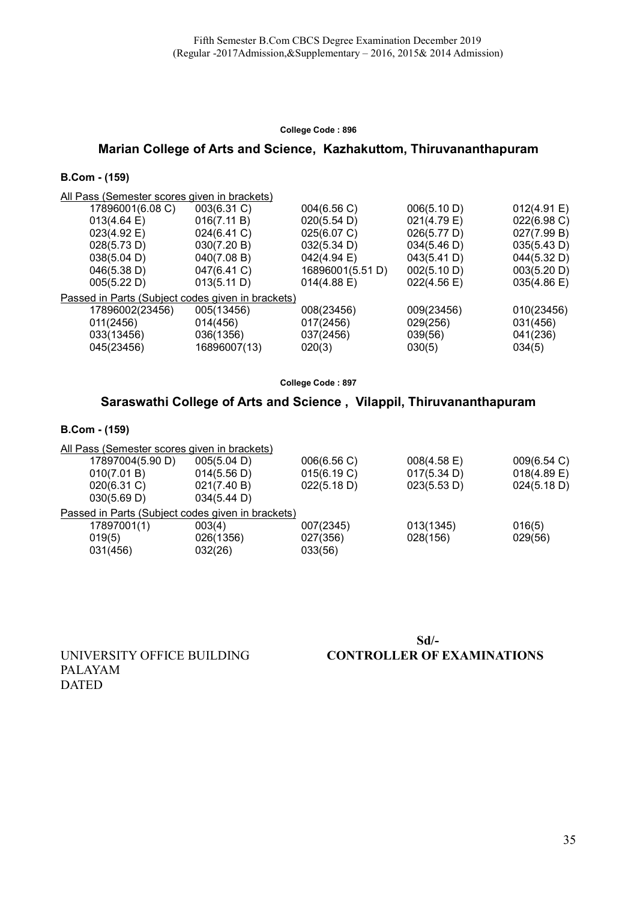Fifth Semester B.Com CBCS Degree Examination December 2019
(Regular -2017Admission,&Supplementary – 2016, 2015& 2014 Admission)

**College Code : 896**

## Marian College of Arts and Science, Kazhakuttom, Thiruvananthapuram

**B.Com - (159)**

All Pass (Semester scores given in brackets)

| | | | | |
|---|---|---|---|---|
| 17896001(6.08 C) | 003(6.31 C) | 004(6.56 C) | 006(5.10 D) | 012(4.91 E) |
| 013(4.64 E) | 016(7.11 B) | 020(5.54 D) | 021(4.79 E) | 022(6.98 C) |
| 023(4.92 E) | 024(6.41 C) | 025(6.07 C) | 026(5.77 D) | 027(7.99 B) |
| 028(5.73 D) | 030(7.20 B) | 032(5.34 D) | 034(5.46 D) | 035(5.43 D) |
| 038(5.04 D) | 040(7.08 B) | 042(4.94 E) | 043(5.41 D) | 044(5.32 D) |
| 046(5.38 D) | 047(6.41 C) | 16896001(5.51 D) | 002(5.10 D) | 003(5.20 D) |
| 005(5.22 D) | 013(5.11 D) | 014(4.88 E) | 022(4.56 E) | 035(4.86 E) |

Passed in Parts (Subject codes given in brackets)

| | | | | |
|---|---|---|---|---|
| 17896002(23456) | 005(13456) | 008(23456) | 009(23456) | 010(23456) |
| 011(2456) | 014(456) | 017(2456) | 029(256) | 031(456) |
| 033(13456) | 036(1356) | 037(2456) | 039(56) | 041(236) |
| 045(23456) | 16896007(13) | 020(3) | 030(5) | 034(5) |

**College Code : 897**

## Saraswathi College of Arts and Science , Vilappil, Thiruvananthapuram

**B.Com - (159)**

All Pass (Semester scores given in brackets)

| | | | | |
|---|---|---|---|---|
| 17897004(5.90 D) | 005(5.04 D) | 006(6.56 C) | 008(4.58 E) | 009(6.54 C) |
| 010(7.01 B) | 014(5.56 D) | 015(6.19 C) | 017(5.34 D) | 018(4.89 E) |
| 020(6.31 C) | 021(7.40 B) | 022(5.18 D) | 023(5.53 D) | 024(5.18 D) |
| 030(5.69 D) | 034(5.44 D) | | | |

Passed in Parts (Subject codes given in brackets)

| | | | | |
|---|---|---|---|---|
| 17897001(1) | 003(4) | 007(2345) | 013(1345) | 016(5) |
| 019(5) | 026(1356) | 027(356) | 028(156) | 029(56) |
| 031(456) | 032(26) | 033(56) | | |

**Sd/-**
**CONTROLLER OF EXAMINATIONS**

UNIVERSITY OFFICE BUILDING
PALAYAM
DATED